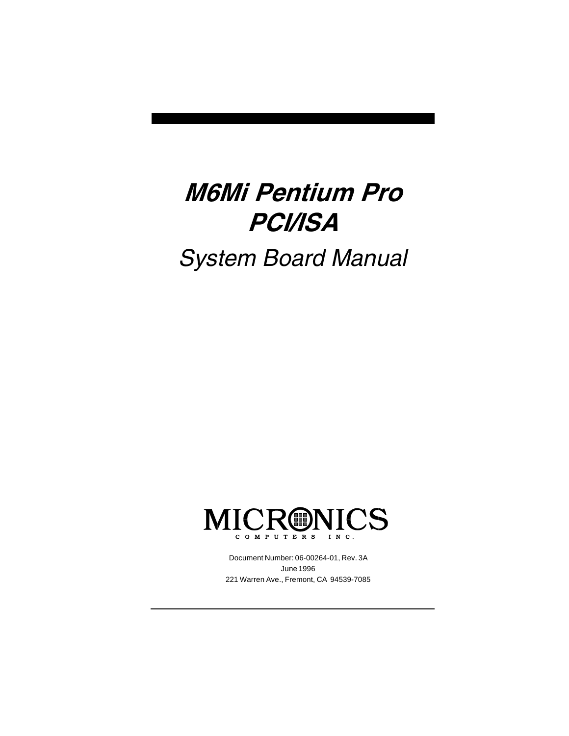# *M6Mi Pentium Pro PCI/ISA*

## *System Board Manual*

MICRONICS
COMPUTERS INC.

Document Number: 06-00264-01, Rev. 3A
June 1996
221 Warren Ave., Fremont, CA 94539-7085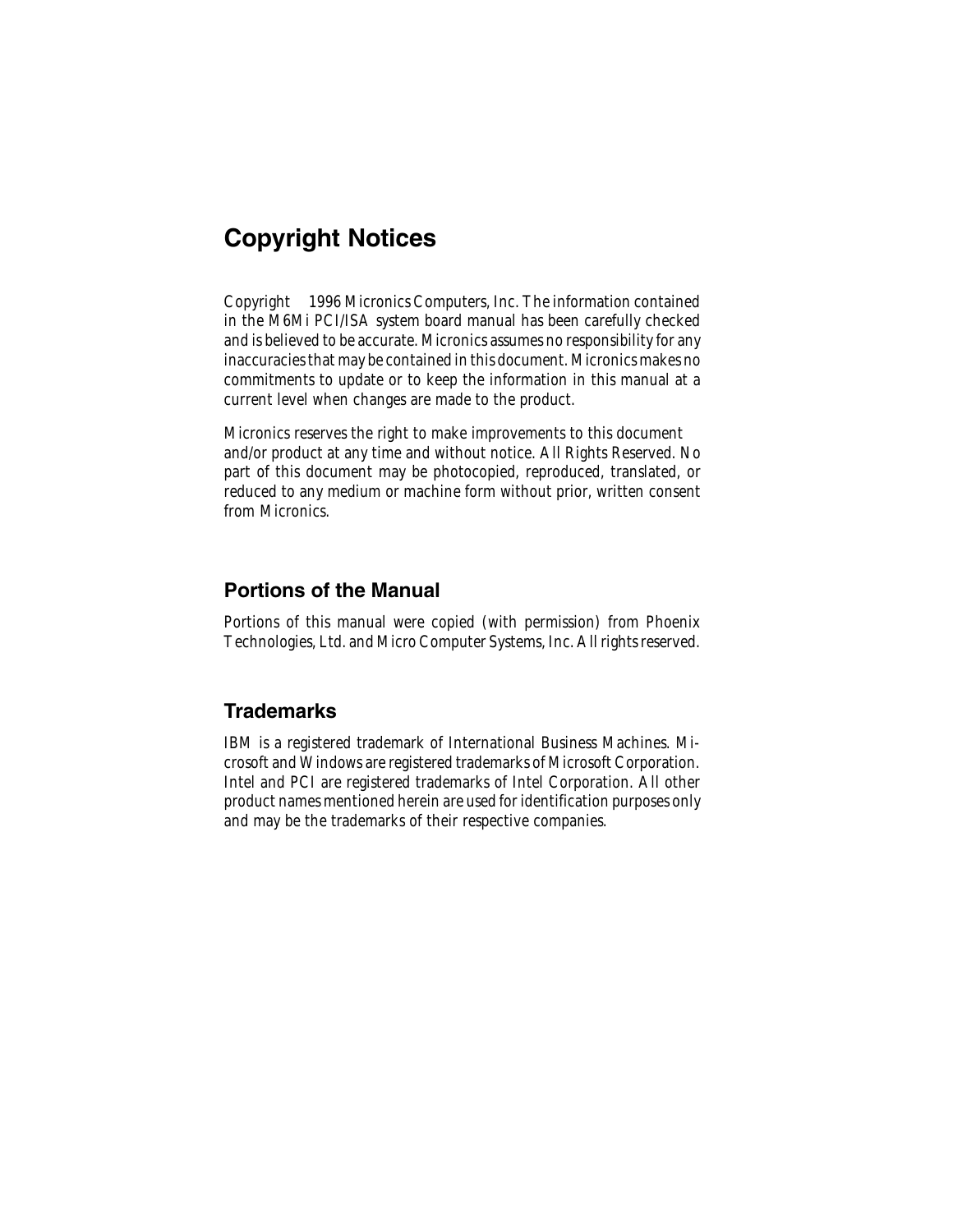# Copyright Notices

Copyright 1996 Micronics Computers, Inc. The information contained in the M6Mi PCI/ISA system board manual has been carefully checked and is believed to be accurate. Micronics assumes no responsibility for any inaccuracies that may be contained in this document. Micronics makes no commitments to update or to keep the information in this manual at a current level when changes are made to the product.

Micronics reserves the right to make improvements to this document and/or product at any time and without notice. All Rights Reserved. No part of this document may be photocopied, reproduced, translated, or reduced to any medium or machine form without prior, written consent from Micronics.

## Portions of the Manual

Portions of this manual were copied (with permission) from Phoenix Technologies, Ltd. and Micro Computer Systems, Inc. All rights reserved.

## Trademarks

IBM is a registered trademark of International Business Machines. Microsoft and Windows are registered trademarks of Microsoft Corporation. Intel and PCI are registered trademarks of Intel Corporation. All other product names mentioned herein are used for identification purposes only and may be the trademarks of their respective companies.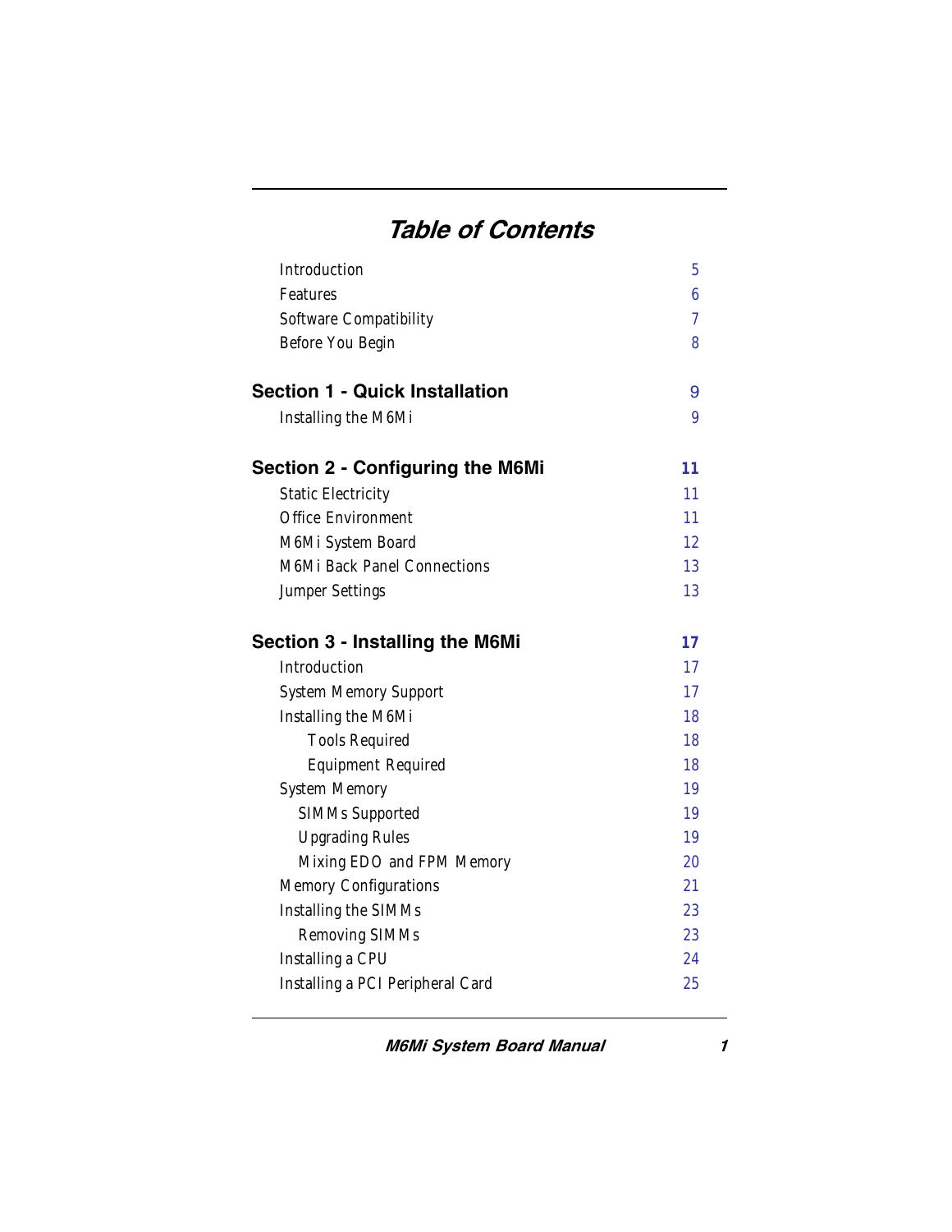# Table of Contents

| | |
|---|---|
| Introduction | 5 |
| Features | 6 |
| Software Compatibility | 7 |
| Before You Begin | 8 |
| **Section 1 - Quick Installation** | **9** |
| Installing the M6Mi | 9 |
| **Section 2 - Configuring the M6Mi** | **11** |
| Static Electricity | 11 |
| Office Environment | 11 |
| M6Mi System Board | 12 |
| M6Mi Back Panel Connections | 13 |
| Jumper Settings | 13 |
| **Section 3 - Installing the M6Mi** | **17** |
| Introduction | 17 |
| System Memory Support | 17 |
| Installing the M6Mi | 18 |
| Tools Required | 18 |
| Equipment Required | 18 |
| System Memory | 19 |
| SIMMs Supported | 19 |
| Upgrading Rules | 19 |
| Mixing EDO and FPM Memory | 20 |
| Memory Configurations | 21 |
| Installing the SIMMs | 23 |
| Removing SIMMs | 23 |
| Installing a CPU | 24 |
| Installing a PCI Peripheral Card | 25 |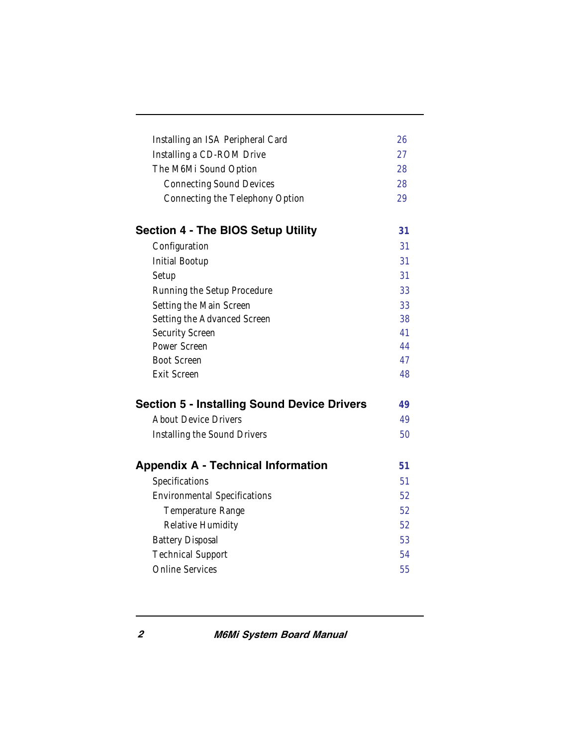| | |
|---|---|
| Installing an ISA Peripheral Card | 26 |
| Installing a CD-ROM Drive | 27 |
| The M6Mi Sound Option | 28 |
| Connecting Sound Devices | 28 |
| Connecting the Telephony Option | 29 |
| **Section 4 - The BIOS Setup Utility** | **31** |
| Configuration | 31 |
| Initial Bootup | 31 |
| Setup | 31 |
| Running the Setup Procedure | 33 |
| Setting the Main Screen | 33 |
| Setting the Advanced Screen | 38 |
| Security Screen | 41 |
| Power Screen | 44 |
| Boot Screen | 47 |
| Exit Screen | 48 |
| **Section 5 - Installing Sound Device Drivers** | **49** |
| About Device Drivers | 49 |
| Installing the Sound Drivers | 50 |
| **Appendix A - Technical Information** | **51** |
| Specifications | 51 |
| Environmental Specifications | 52 |
| Temperature Range | 52 |
| Relative Humidity | 52 |
| Battery Disposal | 53 |
| Technical Support | 54 |
| Online Services | 55 |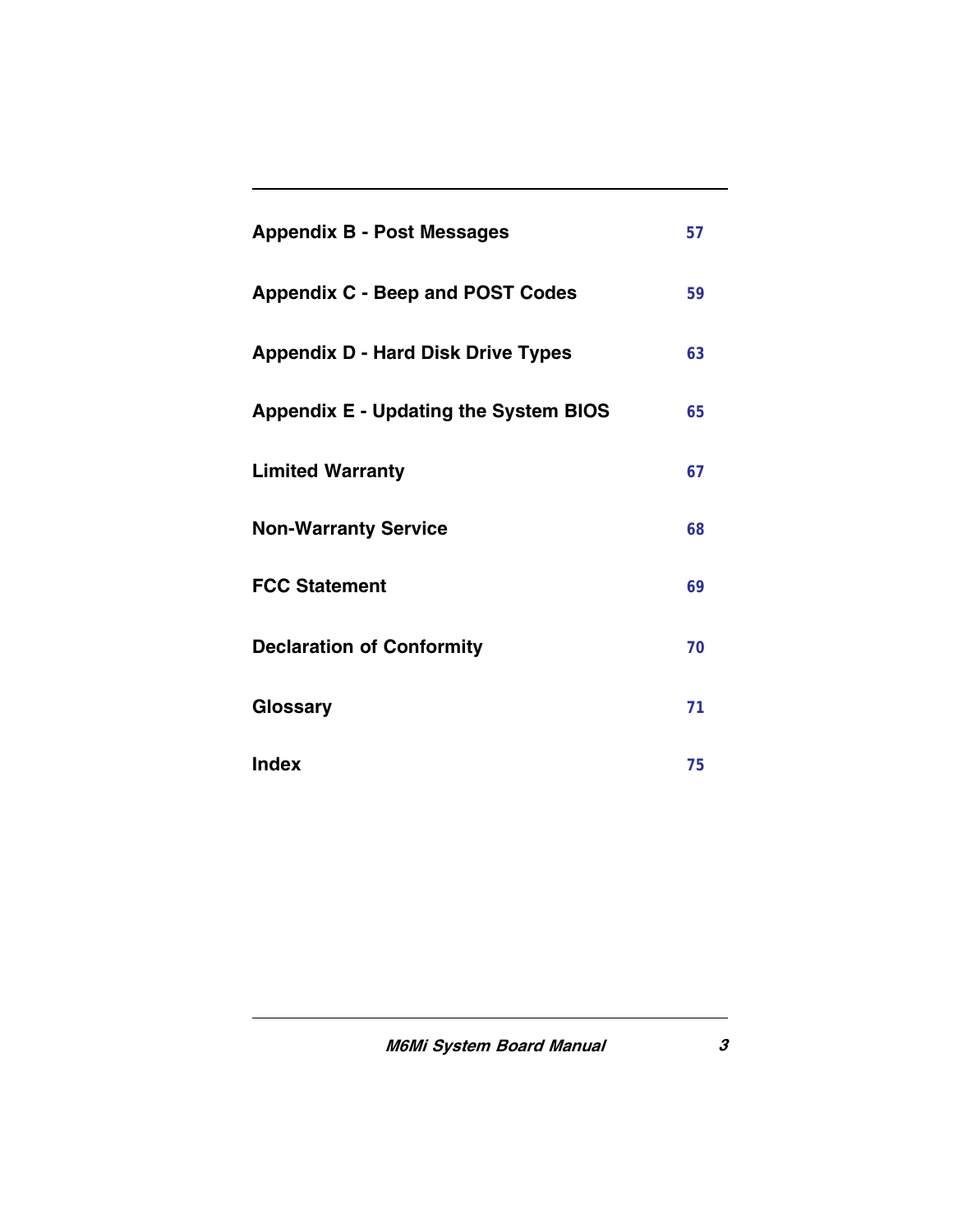| | |
|---|---|
| **Appendix B - Post Messages** | 57 |
| **Appendix C - Beep and POST Codes** | 59 |
| **Appendix D - Hard Disk Drive Types** | 63 |
| **Appendix E - Updating the System BIOS** | 65 |
| **Limited Warranty** | 67 |
| **Non-Warranty Service** | 68 |
| **FCC Statement** | 69 |
| **Declaration of Conformity** | 70 |
| **Glossary** | 71 |
| **Index** | 75 |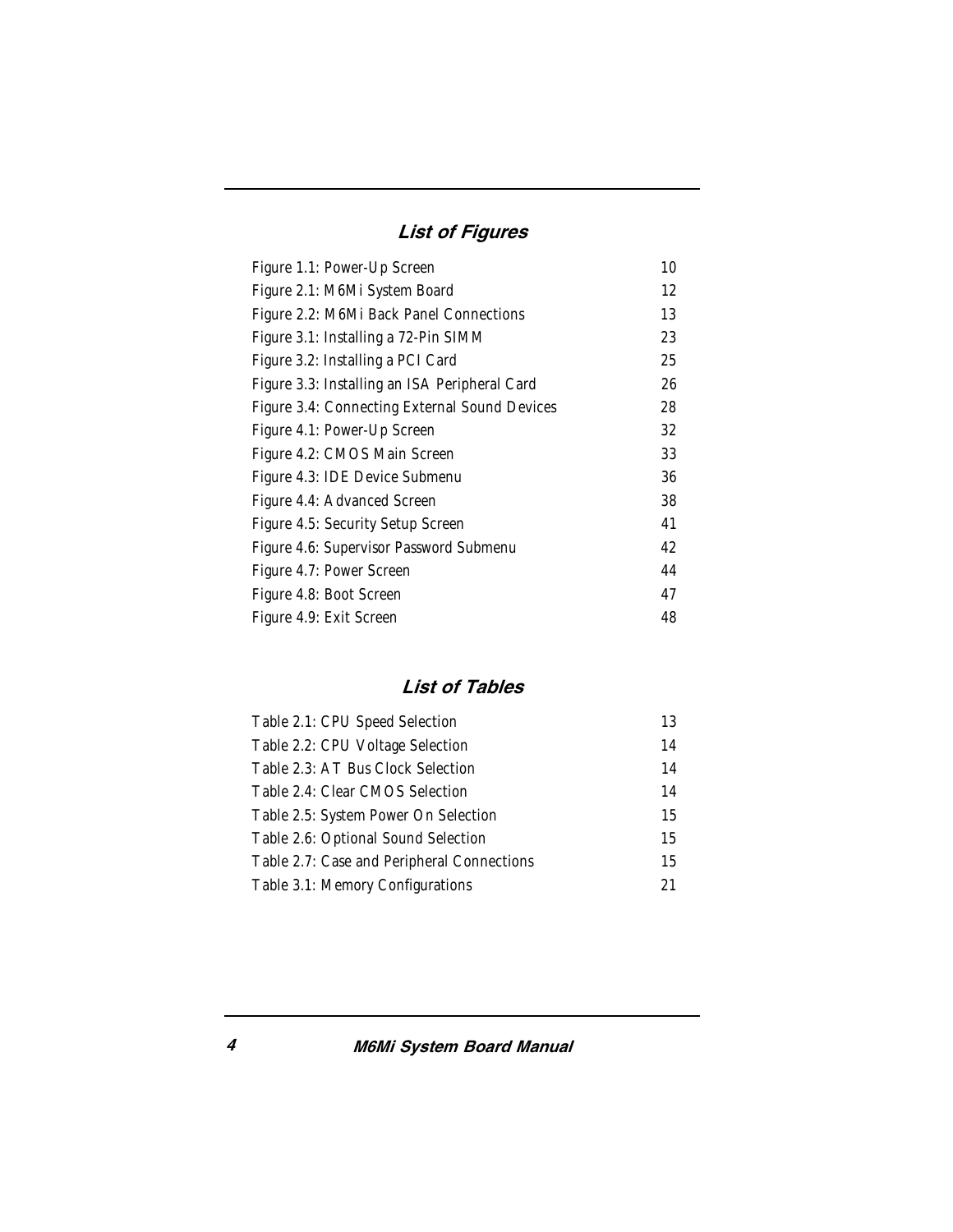## List of Figures

| | |
|---|---|
| Figure 1.1: Power-Up Screen | 10 |
| Figure 2.1: M6Mi System Board | 12 |
| Figure 2.2: M6Mi Back Panel Connections | 13 |
| Figure 3.1: Installing a 72-Pin SIMM | 23 |
| Figure 3.2: Installing a PCI Card | 25 |
| Figure 3.3: Installing an ISA Peripheral Card | 26 |
| Figure 3.4: Connecting External Sound Devices | 28 |
| Figure 4.1: Power-Up Screen | 32 |
| Figure 4.2: CMOS Main Screen | 33 |
| Figure 4.3: IDE Device Submenu | 36 |
| Figure 4.4: Advanced Screen | 38 |
| Figure 4.5: Security Setup Screen | 41 |
| Figure 4.6: Supervisor Password Submenu | 42 |
| Figure 4.7: Power Screen | 44 |
| Figure 4.8: Boot Screen | 47 |
| Figure 4.9: Exit Screen | 48 |

## List of Tables

| | |
|---|---|
| Table 2.1: CPU Speed Selection | 13 |
| Table 2.2: CPU Voltage Selection | 14 |
| Table 2.3: AT Bus Clock Selection | 14 |
| Table 2.4: Clear CMOS Selection | 14 |
| Table 2.5: System Power On Selection | 15 |
| Table 2.6: Optional Sound Selection | 15 |
| Table 2.7: Case and Peripheral Connections | 15 |
| Table 3.1: Memory Configurations | 21 |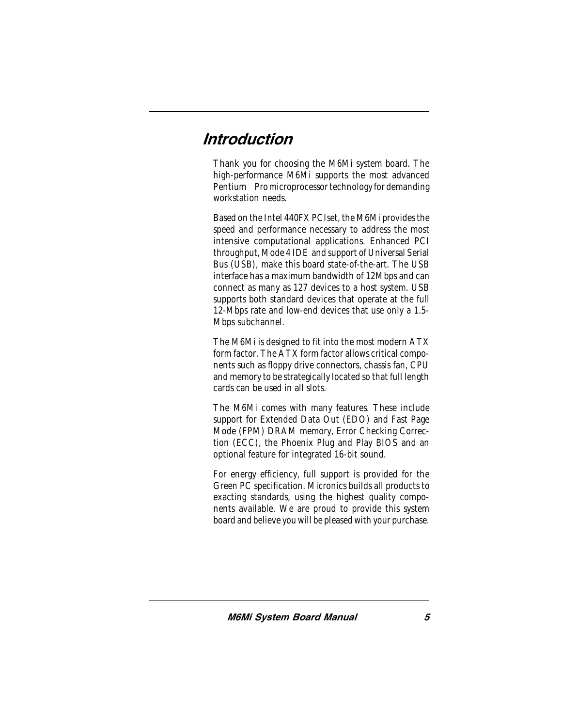# Introduction

Thank you for choosing the M6Mi system board. The high-performance M6Mi supports the most advanced Pentium Pro microprocessor technology for demanding workstation needs.

Based on the Intel 440FX PCIset, the M6Mi provides the speed and performance necessary to address the most intensive computational applications. Enhanced PCI throughput, Mode 4 IDE and support of Universal Serial Bus (USB), make this board state-of-the-art. The USB interface has a maximum bandwidth of 12Mbps and can connect as many as 127 devices to a host system. USB supports both standard devices that operate at the full 12-Mbps rate and low-end devices that use only a 1.5-Mbps subchannel.

The M6Mi is designed to fit into the most modern ATX form factor. The ATX form factor allows critical components such as floppy drive connectors, chassis fan, CPU and memory to be strategically located so that full length cards can be used in all slots.

The M6Mi comes with many features. These include support for Extended Data Out (EDO) and Fast Page Mode (FPM) DRAM memory, Error Checking Correction (ECC), the Phoenix Plug and Play BIOS and an optional feature for integrated 16-bit sound.

For energy efficiency, full support is provided for the Green PC specification. Micronics builds all products to exacting standards, using the highest quality components available. We are proud to provide this system board and believe you will be pleased with your purchase.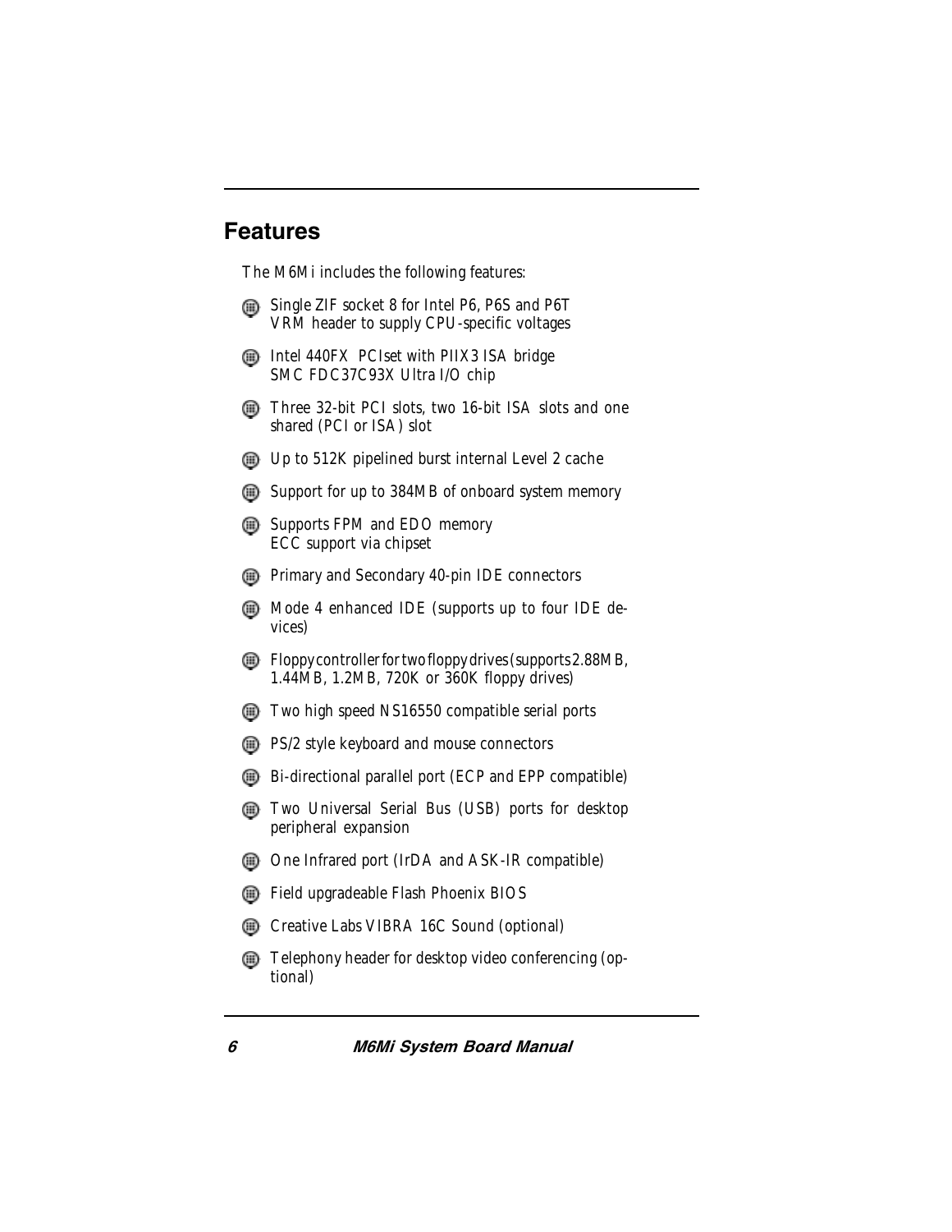## Features

The M6Mi includes the following features:

- Single ZIF socket 8 for Intel P6, P6S and P6T
  VRM header to supply CPU-specific voltages
- Intel 440FX PCIset with PIIX3 ISA bridge
  SMC FDC37C93X Ultra I/O chip
- Three 32-bit PCI slots, two 16-bit ISA slots and one shared (PCI or ISA) slot
- Up to 512K pipelined burst internal Level 2 cache
- Support for up to 384MB of onboard system memory
- Supports FPM and EDO memory
  ECC support via chipset
- Primary and Secondary 40-pin IDE connectors
- Mode 4 enhanced IDE (supports up to four IDE devices)
- Floppy controller for two floppy drives (supports 2.88MB, 1.44MB, 1.2MB, 720K or 360K floppy drives)
- Two high speed NS16550 compatible serial ports
- PS/2 style keyboard and mouse connectors
- Bi-directional parallel port (ECP and EPP compatible)
- Two Universal Serial Bus (USB) ports for desktop peripheral expansion
- One Infrared port (IrDA and ASK-IR compatible)
- Field upgradeable Flash Phoenix BIOS
- Creative Labs VIBRA 16C Sound (optional)
- Telephony header for desktop video conferencing (optional)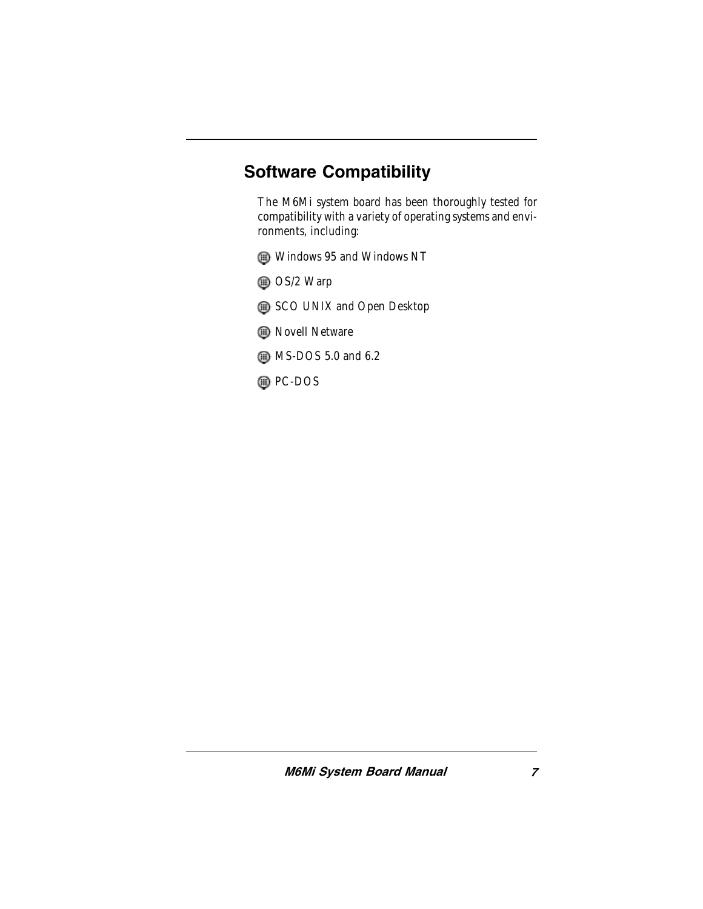## Software Compatibility

The M6Mi system board has been thoroughly tested for compatibility with a variety of operating systems and environments, including:

- Windows 95 and Windows NT
- OS/2 Warp
- SCO UNIX and Open Desktop
- Novell Netware
- MS-DOS 5.0 and 6.2
- PC-DOS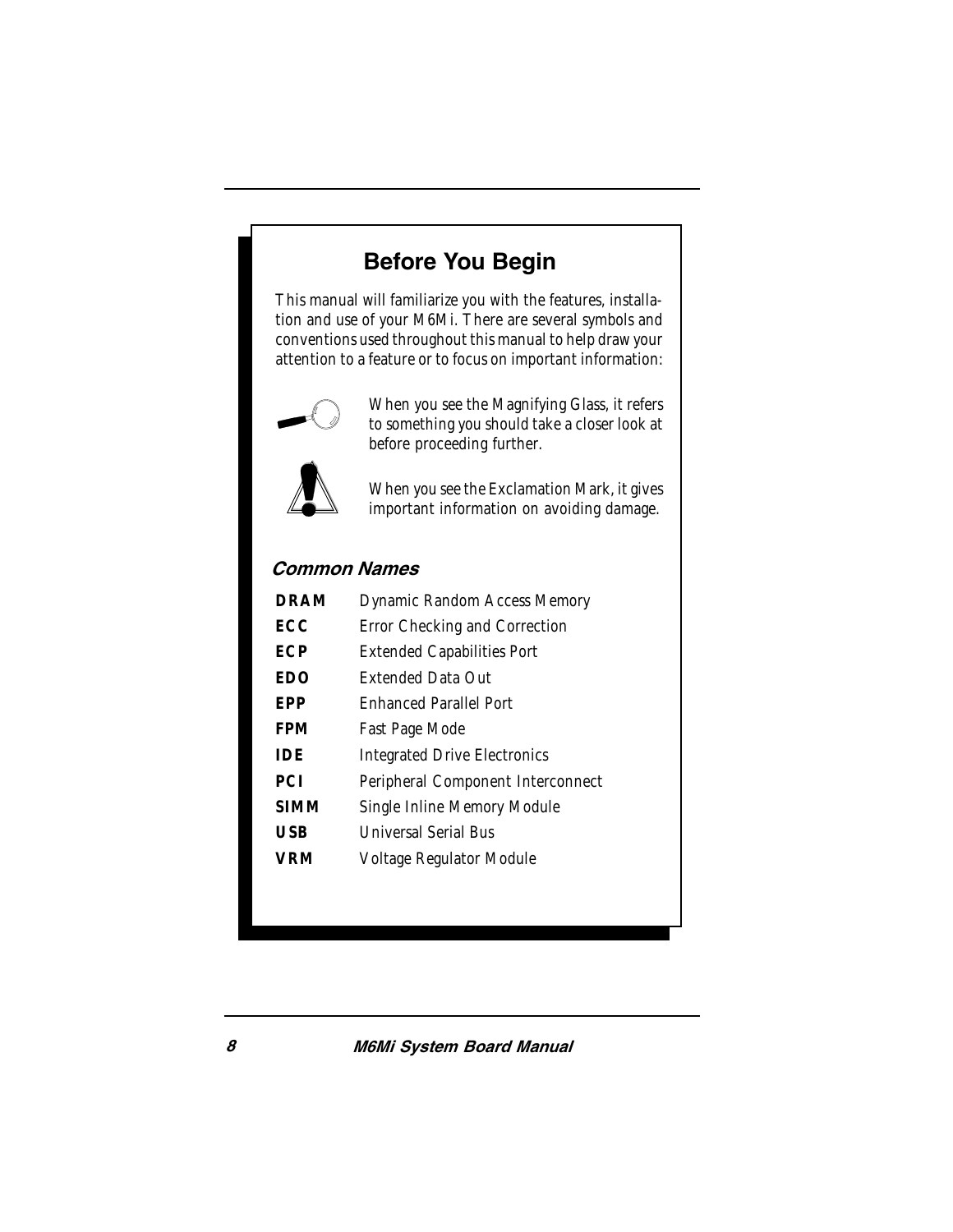# Before You Begin

This manual will familiarize you with the features, installation and use of your M6Mi. There are several symbols and conventions used throughout this manual to help draw your attention to a feature or to focus on important information:

When you see the Magnifying Glass, it refers to something you should take a closer look at before proceeding further.

When you see the Exclamation Mark, it gives important information on avoiding damage.

### *Common Names*

| | |
|---|---|
| **DRAM** | Dynamic Random Access Memory |
| **ECC** | Error Checking and Correction |
| **ECP** | Extended Capabilities Port |
| **EDO** | Extended Data Out |
| **EPP** | Enhanced Parallel Port |
| **FPM** | Fast Page Mode |
| **IDE** | Integrated Drive Electronics |
| **PCI** | Peripheral Component Interconnect |
| **SIMM** | Single Inline Memory Module |
| **USB** | Universal Serial Bus |
| **VRM** | Voltage Regulator Module |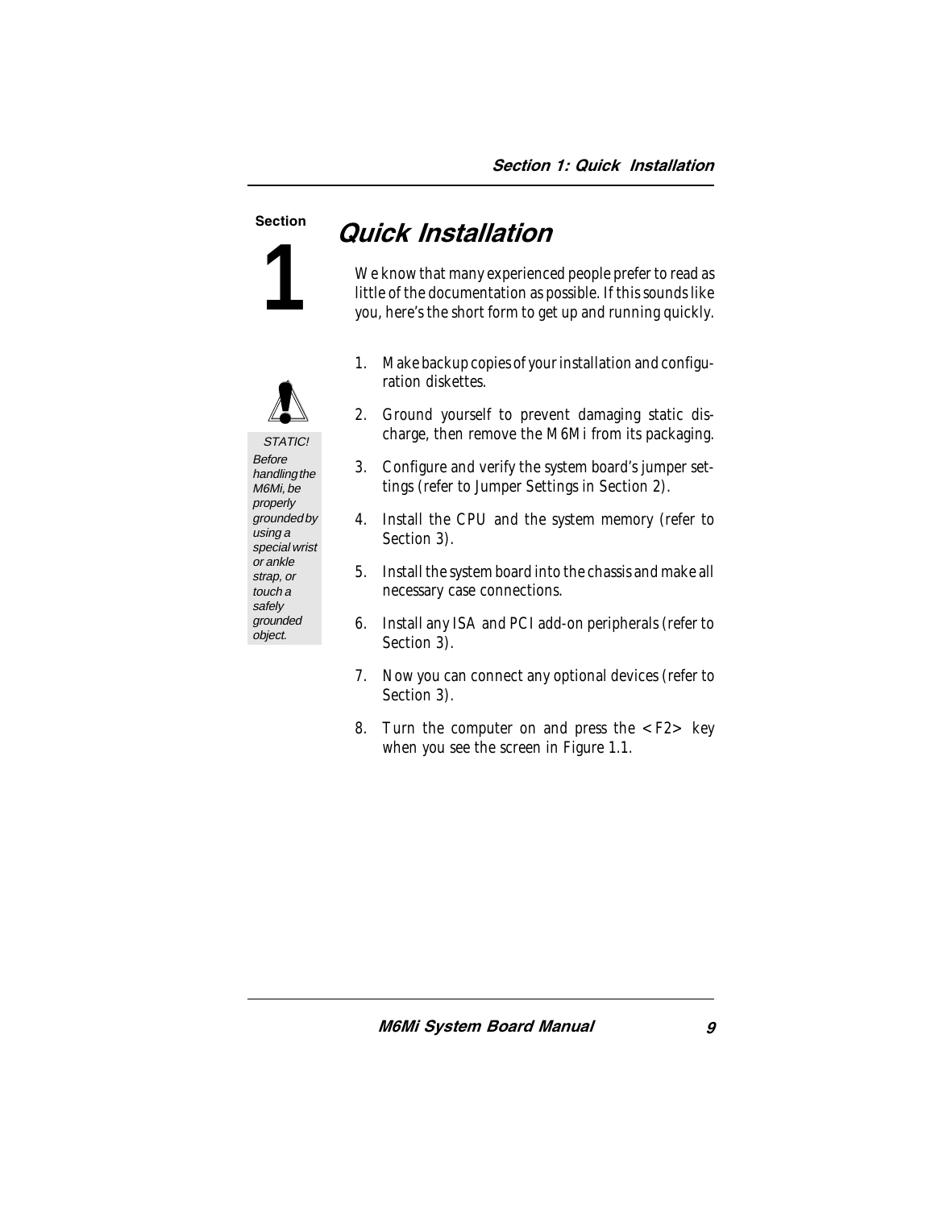Section 1

# Quick Installation

We know that many experienced people prefer to read as little of the documentation as possible. If this sounds like you, here's the short form to get up and running quickly.

> STATIC!
> *Before handling the M6Mi, be properly grounded by using a special wrist or ankle strap, or touch a safely grounded object.*

1. Make backup copies of your installation and configuration diskettes.
2. Ground yourself to prevent damaging static discharge, then remove the M6Mi from its packaging.
3. Configure and verify the system board's jumper settings (refer to Jumper Settings in Section 2).
4. Install the CPU and the system memory (refer to Section 3).
5. Install the system board into the chassis and make all necessary case connections.
6. Install any ISA and PCI add-on peripherals (refer to Section 3).
7. Now you can connect any optional devices (refer to Section 3).
8. Turn the computer on and press the <F2> key when you see the screen in Figure 1.1.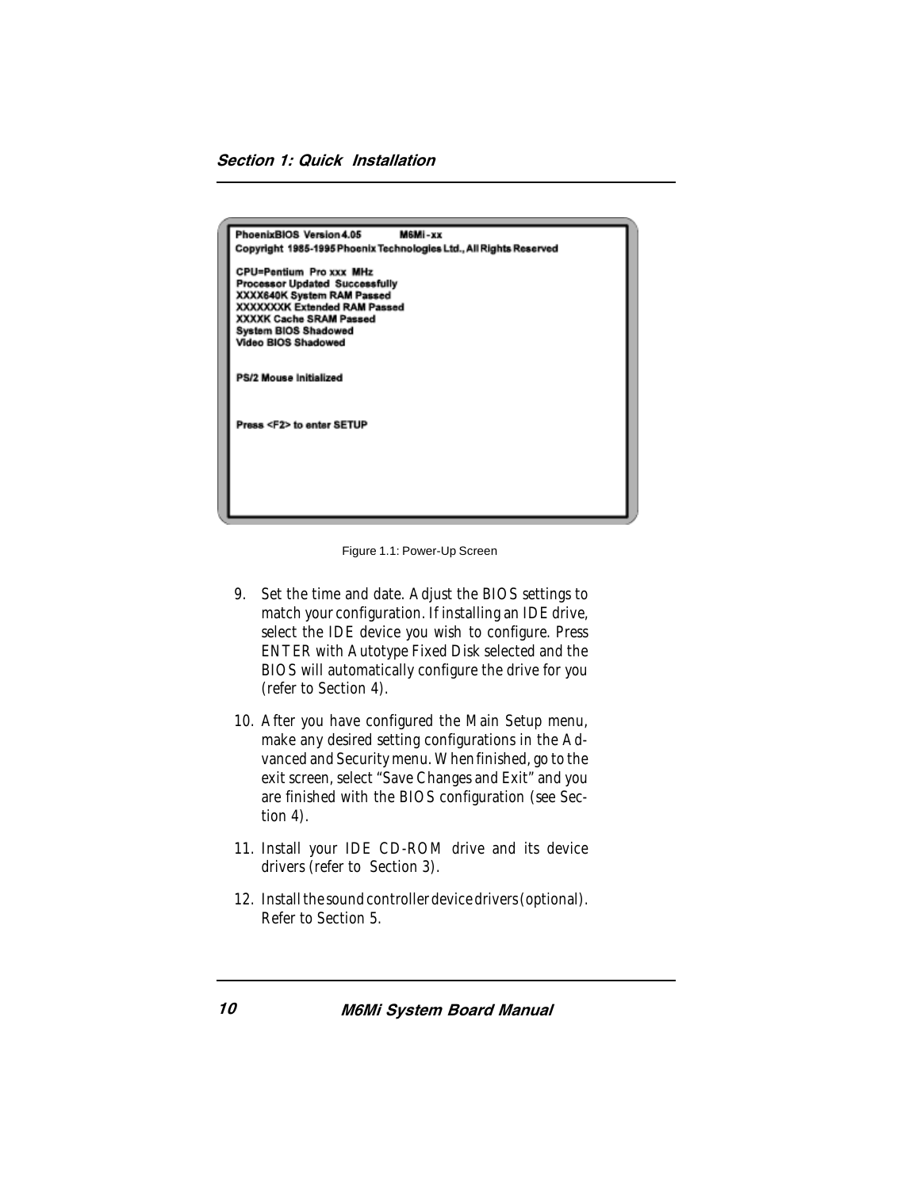```
PhoenixBIOS Version 4.05          M6MI-xx
Copyright 1985-1995 Phoenix Technologies Ltd., All Rights Reserved

CPU=Pentium Pro xxx MHz
Processor Updated Successfully
XXXX640K System RAM Passed
XXXXXXXK Extended RAM Passed
XXXXK Cache SRAM Passed
System BIOS Shadowed
Video BIOS Shadowed


PS/2 Mouse Initialized



Press <F2> to enter SETUP
```

Figure 1.1: Power-Up Screen

9. Set the time and date. Adjust the BIOS settings to match your configuration. If installing an IDE drive, select the IDE device you wish to configure. Press ENTER with Autotype Fixed Disk selected and the BIOS will automatically configure the drive for you (refer to Section 4).

10. After you have configured the Main Setup menu, make any desired setting configurations in the Advanced and Security menu. When finished, go to the exit screen, select "Save Changes and Exit" and you are finished with the BIOS configuration (see Section 4).

11. Install your IDE CD-ROM drive and its device drivers (refer to Section 3).

12. Install the sound controller device drivers (optional). Refer to Section 5.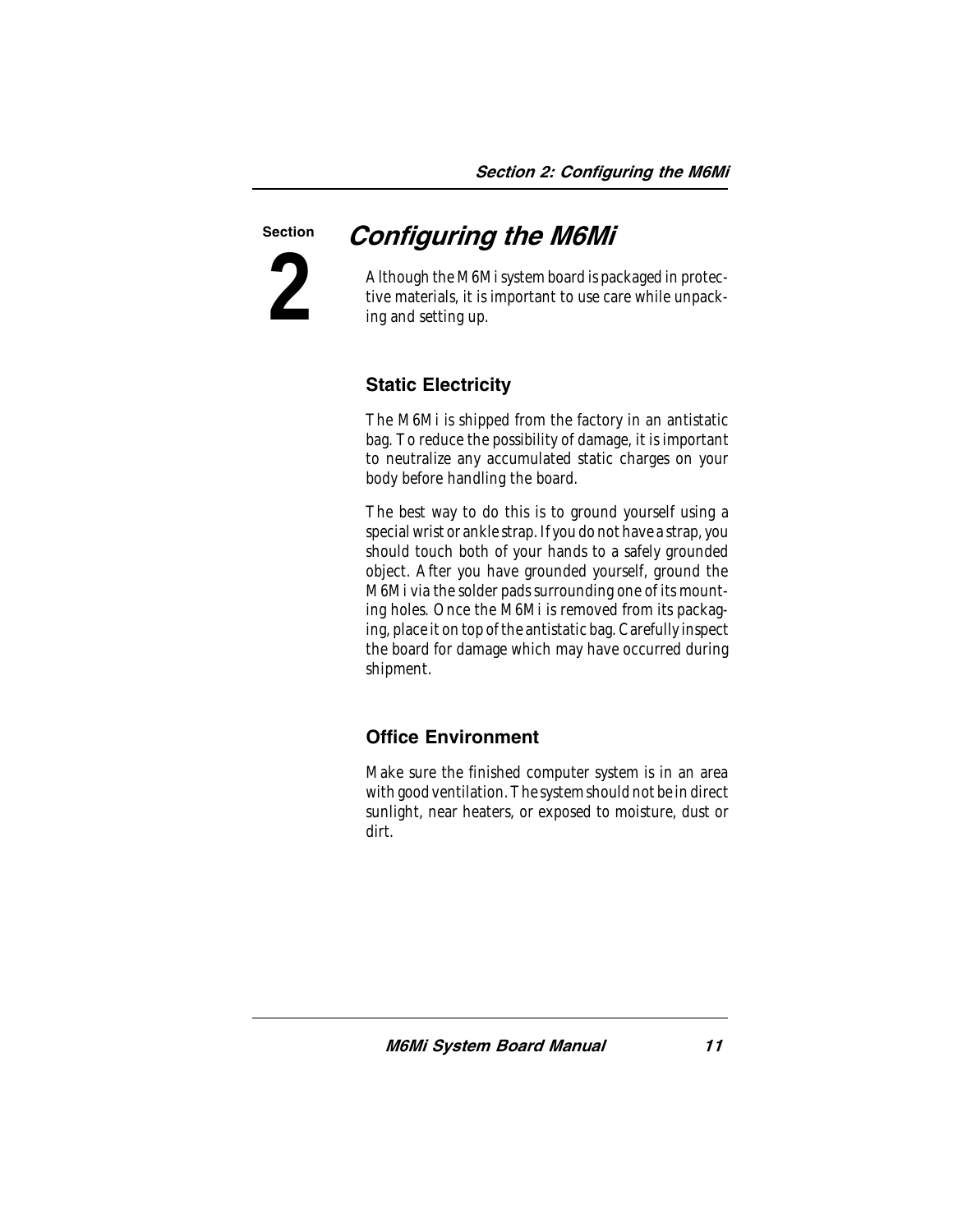# Section 2: Configuring the M6Mi

Although the M6Mi system board is packaged in protective materials, it is important to use care while unpacking and setting up.

## Static Electricity

The M6Mi is shipped from the factory in an antistatic bag. To reduce the possibility of damage, it is important to neutralize any accumulated static charges on your body before handling the board.

The best way to do this is to ground yourself using a special wrist or ankle strap. If you do not have a strap, you should touch both of your hands to a safely grounded object. After you have grounded yourself, ground the M6Mi via the solder pads surrounding one of its mounting holes. Once the M6Mi is removed from its packaging, place it on top of the antistatic bag. Carefully inspect the board for damage which may have occurred during shipment.

## Office Environment

Make sure the finished computer system is in an area with good ventilation. The system should not be in direct sunlight, near heaters, or exposed to moisture, dust or dirt.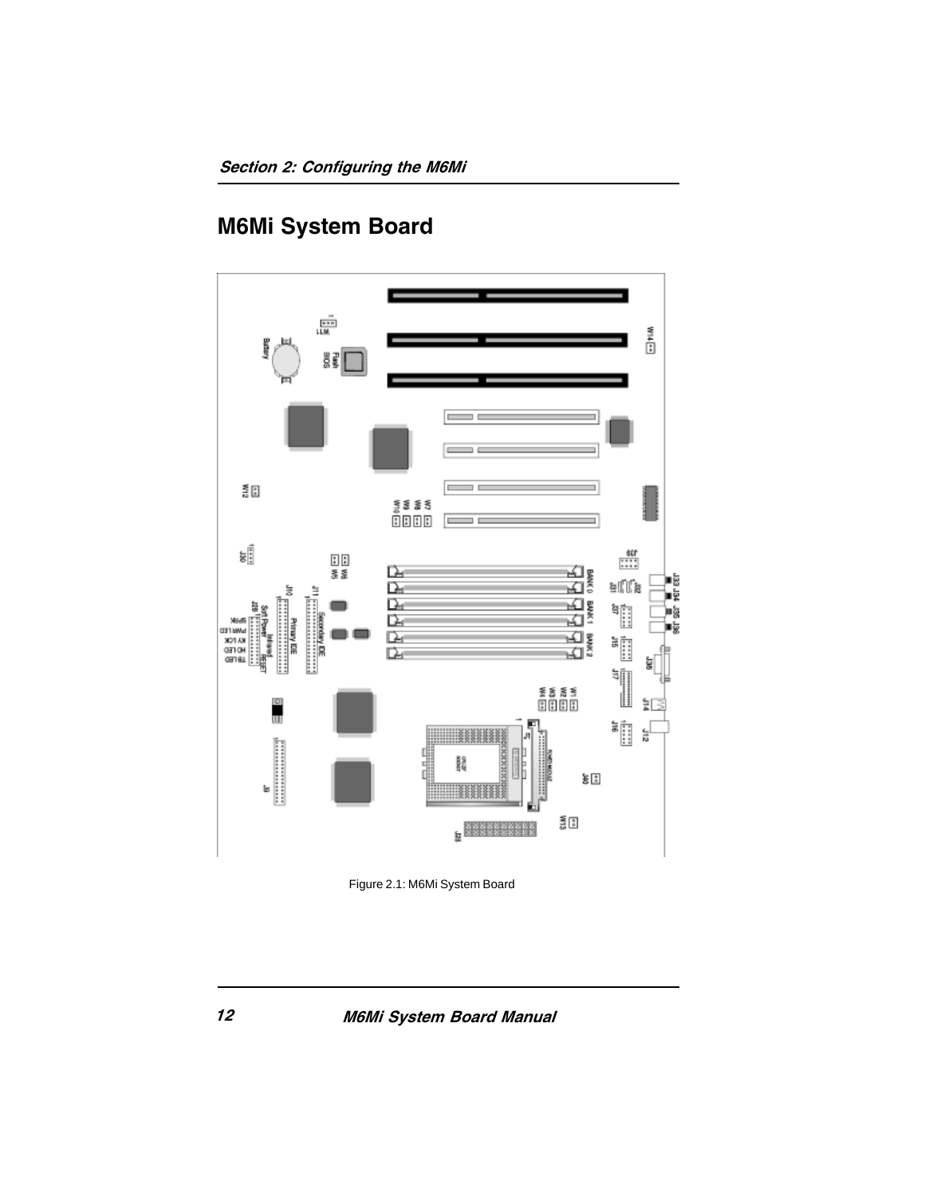# M6Mi System Board

Figure 2.1: M6Mi System Board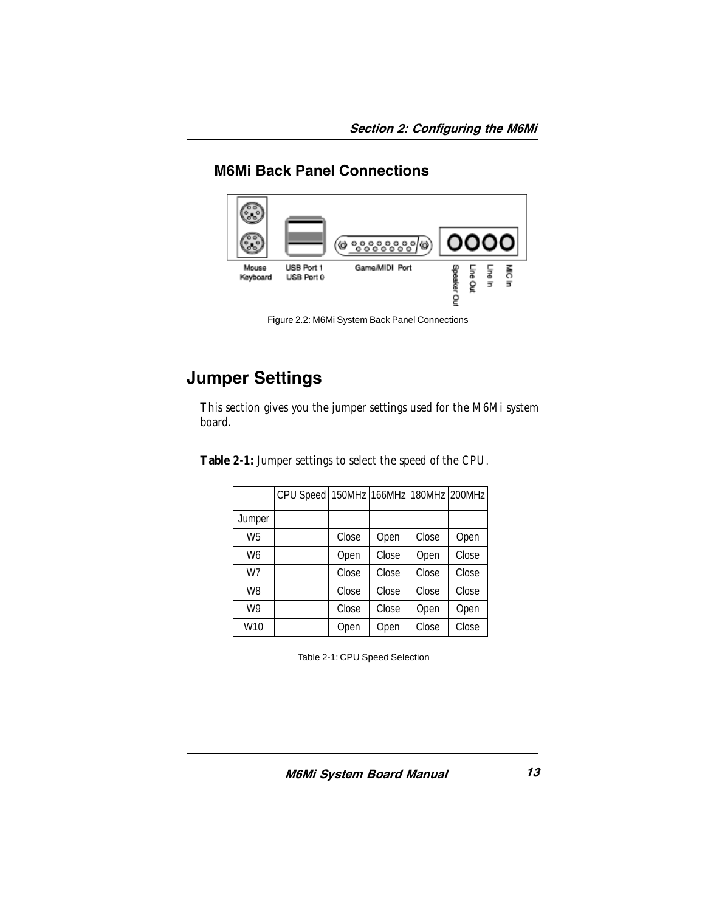## M6Mi Back Panel Connections

Mouse
Keyboard
USB Port 1
USB Port 0
Game/MIDI Port
Speaker Out
Line Out
Line In
MIC In

Figure 2.2: M6Mi System Back Panel Connections

# Jumper Settings

This section gives you the jumper settings used for the M6Mi system board.

**Table 2-1:** Jumper settings to select the speed of the CPU.

| | CPU Speed | 150MHz | 166MHz | 180MHz | 200MHz |
|---|---|---|---|---|---|
| Jumper | | | | | |
| W5 | | Close | Open | Close | Open |
| W6 | | Open | Close | Open | Close |
| W7 | | Close | Close | Close | Close |
| W8 | | Close | Close | Close | Close |
| W9 | | Close | Close | Open | Open |
| W10 | | Open | Open | Close | Close |

Table 2-1: CPU Speed Selection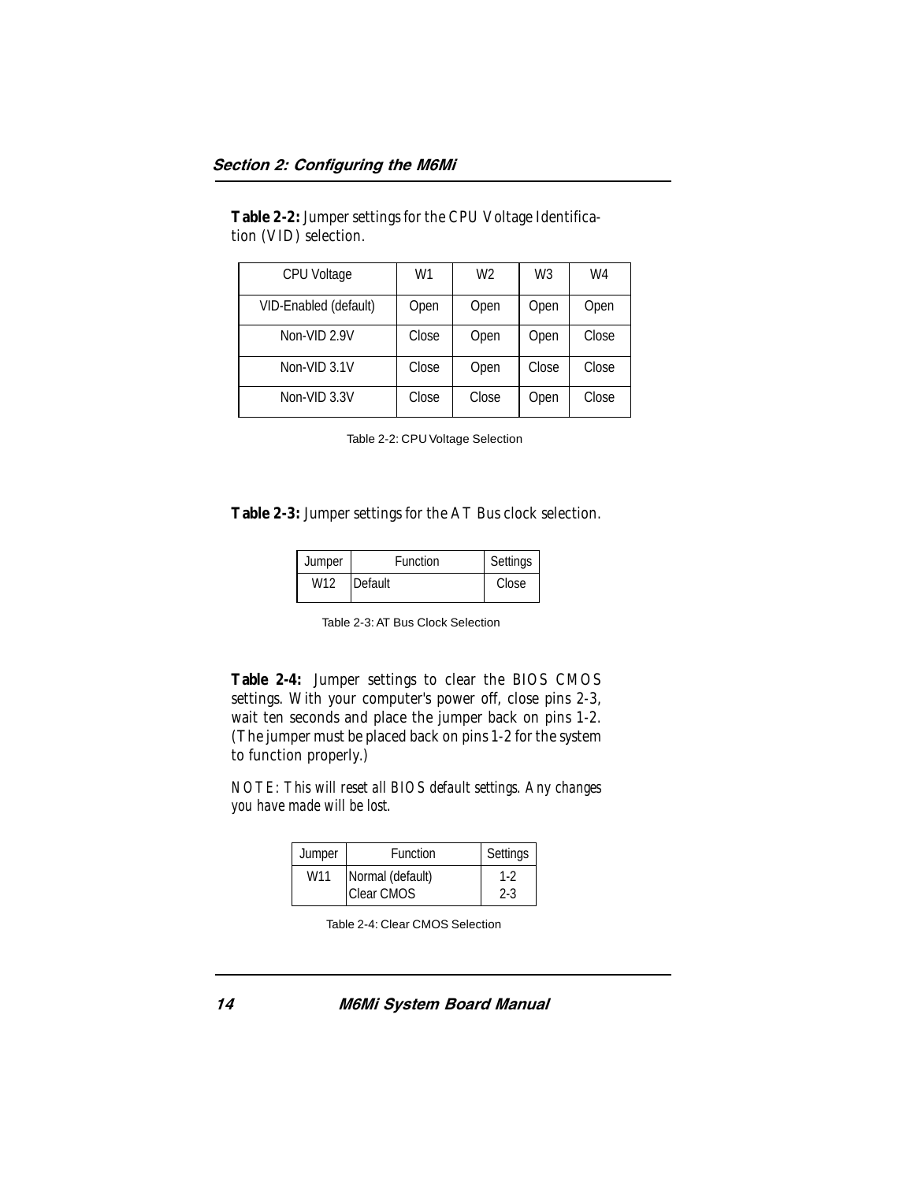**Table 2-2:** Jumper settings for the CPU Voltage Identification (VID) selection.

| CPU Voltage | W1 | W2 | W3 | W4 |
|---|---|---|---|---|
| VID-Enabled (default) | Open | Open | Open | Open |
| Non-VID 2.9V | Close | Open | Open | Close |
| Non-VID 3.1V | Close | Open | Close | Close |
| Non-VID 3.3V | Close | Close | Open | Close |

Table 2-2: CPU Voltage Selection

**Table 2-3:** Jumper settings for the AT Bus clock selection.

| Jumper | Function | Settings |
|---|---|---|
| W12 | Default | Close |

Table 2-3: AT Bus Clock Selection

**Table 2-4:** Jumper settings to clear the BIOS CMOS settings. With your computer's power off, close pins 2-3, wait ten seconds and place the jumper back on pins 1-2. (The jumper must be placed back on pins 1-2 for the system to function properly.)

*NOTE: This will reset all BIOS default settings. Any changes you have made will be lost.*

| Jumper | Function | Settings |
|---|---|---|
| W11 | Normal (default)<br>Clear CMOS | 1-2<br>2-3 |

Table 2-4: Clear CMOS Selection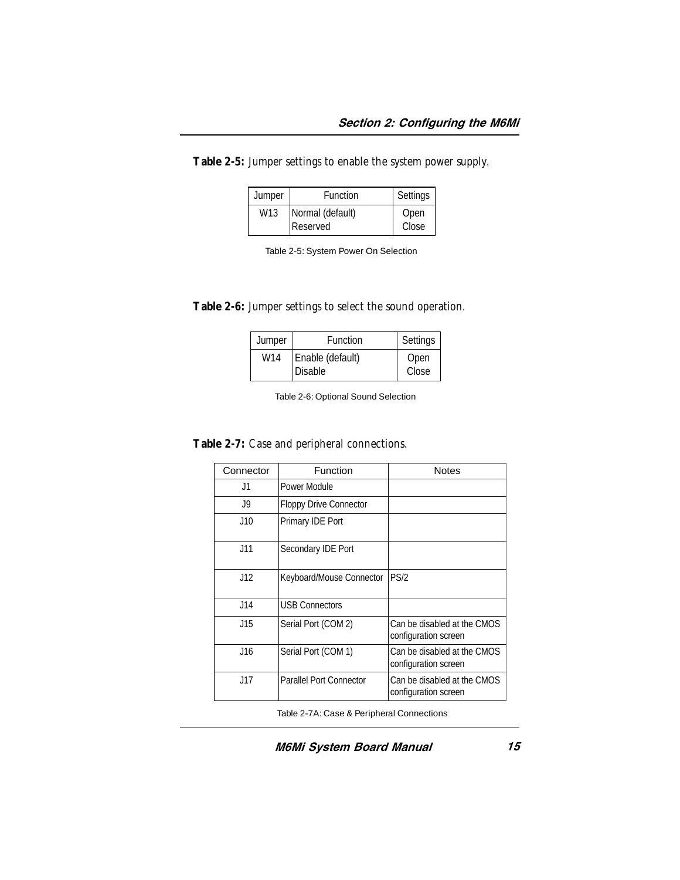**Table 2-5:** Jumper settings to enable the system power supply.

| Jumper | Function | Settings |
|---|---|---|
| W13 | Normal (default)<br>Reserved | Open<br>Close |

Table 2-5: System Power On Selection

**Table 2-6:** Jumper settings to select the sound operation.

| Jumper | Function | Settings |
|---|---|---|
| W14 | Enable (default)<br>Disable | Open<br>Close |

Table 2-6: Optional Sound Selection

**Table 2-7:** Case and peripheral connections.

| Connector | Function | Notes |
|---|---|---|
| J1 | Power Module | |
| J9 | Floppy Drive Connector | |
| J10 | Primary IDE Port | |
| J11 | Secondary IDE Port | |
| J12 | Keyboard/Mouse Connector | PS/2 |
| J14 | USB Connectors | |
| J15 | Serial Port (COM 2) | Can be disabled at the CMOS configuration screen |
| J16 | Serial Port (COM 1) | Can be disabled at the CMOS configuration screen |
| J17 | Parallel Port Connector | Can be disabled at the CMOS configuration screen |

Table 2-7A: Case & Peripheral Connections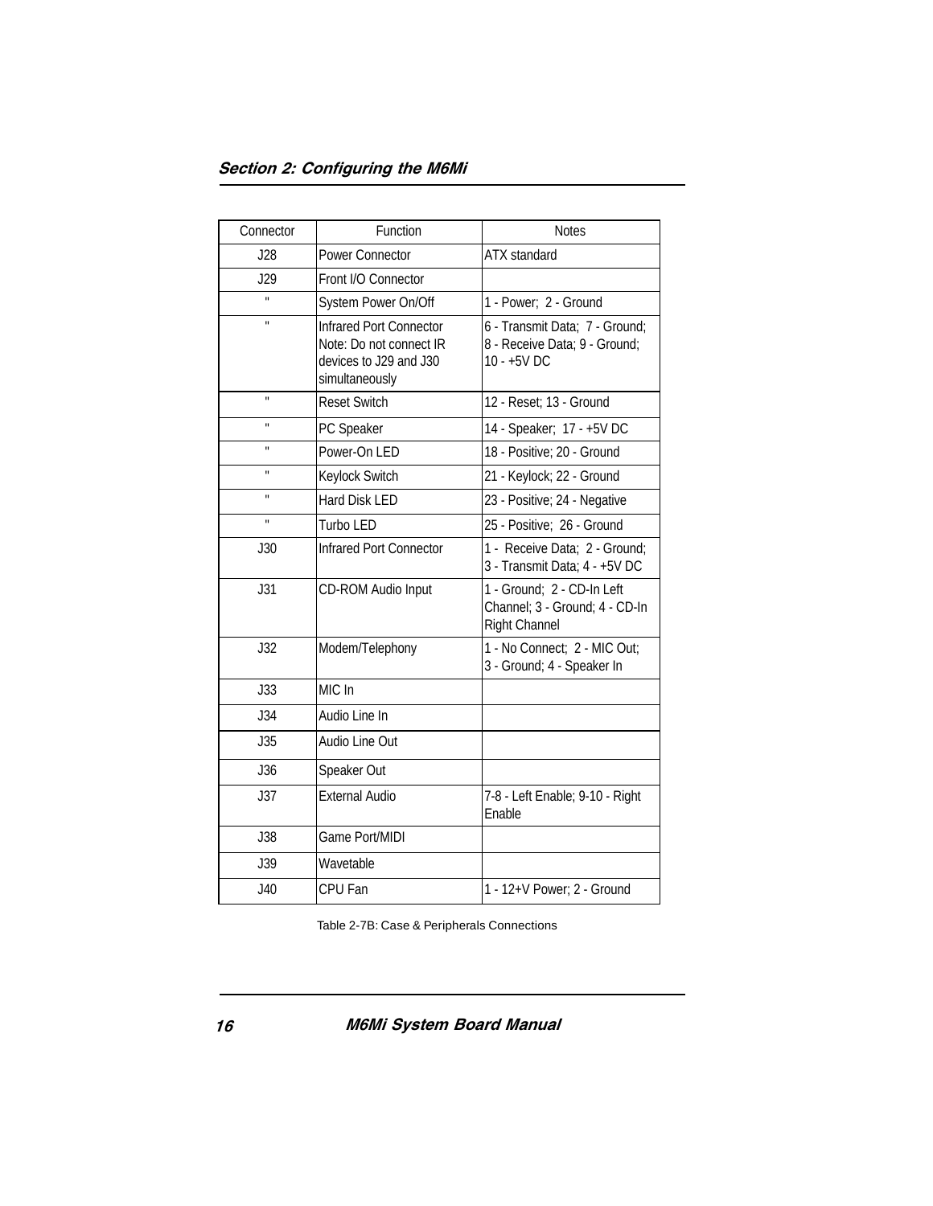| Connector | Function | Notes |
| --- | --- | --- |
| J28 | Power Connector | ATX standard |
| J29 | Front I/O Connector | |
| " | System Power On/Off | 1 - Power; 2 - Ground |
| " | Infrared Port Connector Note: Do not connect IR devices to J29 and J30 simultaneously | 6 - Transmit Data; 7 - Ground; 8 - Receive Data; 9 - Ground; 10 - +5V DC |
| " | Reset Switch | 12 - Reset; 13 - Ground |
| " | PC Speaker | 14 - Speaker; 17 - +5V DC |
| " | Power-On LED | 18 - Positive; 20 - Ground |
| " | Keylock Switch | 21 - Keylock; 22 - Ground |
| " | Hard Disk LED | 23 - Positive; 24 - Negative |
| " | Turbo LED | 25 - Positive; 26 - Ground |
| J30 | Infrared Port Connector | 1 - Receive Data; 2 - Ground; 3 - Transmit Data; 4 - +5V DC |
| J31 | CD-ROM Audio Input | 1 - Ground; 2 - CD-In Left Channel; 3 - Ground; 4 - CD-In Right Channel |
| J32 | Modem/Telephony | 1 - No Connect; 2 - MIC Out; 3 - Ground; 4 - Speaker In |
| J33 | MIC In | |
| J34 | Audio Line In | |
| J35 | Audio Line Out | |
| J36 | Speaker Out | |
| J37 | External Audio | 7-8 - Left Enable; 9-10 - Right Enable |
| J38 | Game Port/MIDI | |
| J39 | Wavetable | |
| J40 | CPU Fan | 1 - 12+V Power; 2 - Ground |

Table 2-7B: Case & Peripherals Connections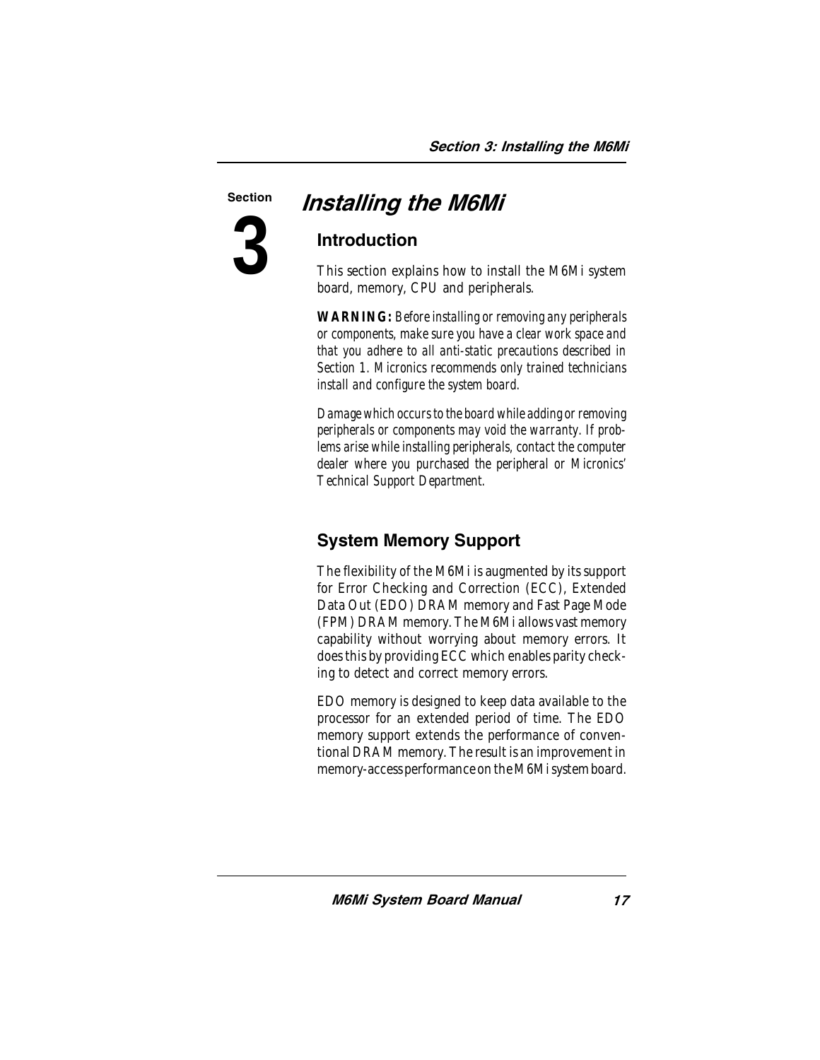# Section 3 Installing the M6Mi

## Introduction

This section explains how to install the M6Mi system board, memory, CPU and peripherals.

***WARNING:*** *Before installing or removing any peripherals or components, make sure you have a clear work space and that you adhere to all anti-static precautions described in Section 1. Micronics recommends only trained technicians install and configure the system board.*

*Damage which occurs to the board while adding or removing peripherals or components may void the warranty. If problems arise while installing peripherals, contact the computer dealer where you purchased the peripheral or Micronics' Technical Support Department.*

## System Memory Support

The flexibility of the M6Mi is augmented by its support for Error Checking and Correction (ECC), Extended Data Out (EDO) DRAM memory and Fast Page Mode (FPM) DRAM memory. The M6Mi allows vast memory capability without worrying about memory errors. It does this by providing ECC which enables parity checking to detect and correct memory errors.

EDO memory is designed to keep data available to the processor for an extended period of time. The EDO memory support extends the performance of conventional DRAM memory. The result is an improvement in memory-access performance on the M6Mi system board.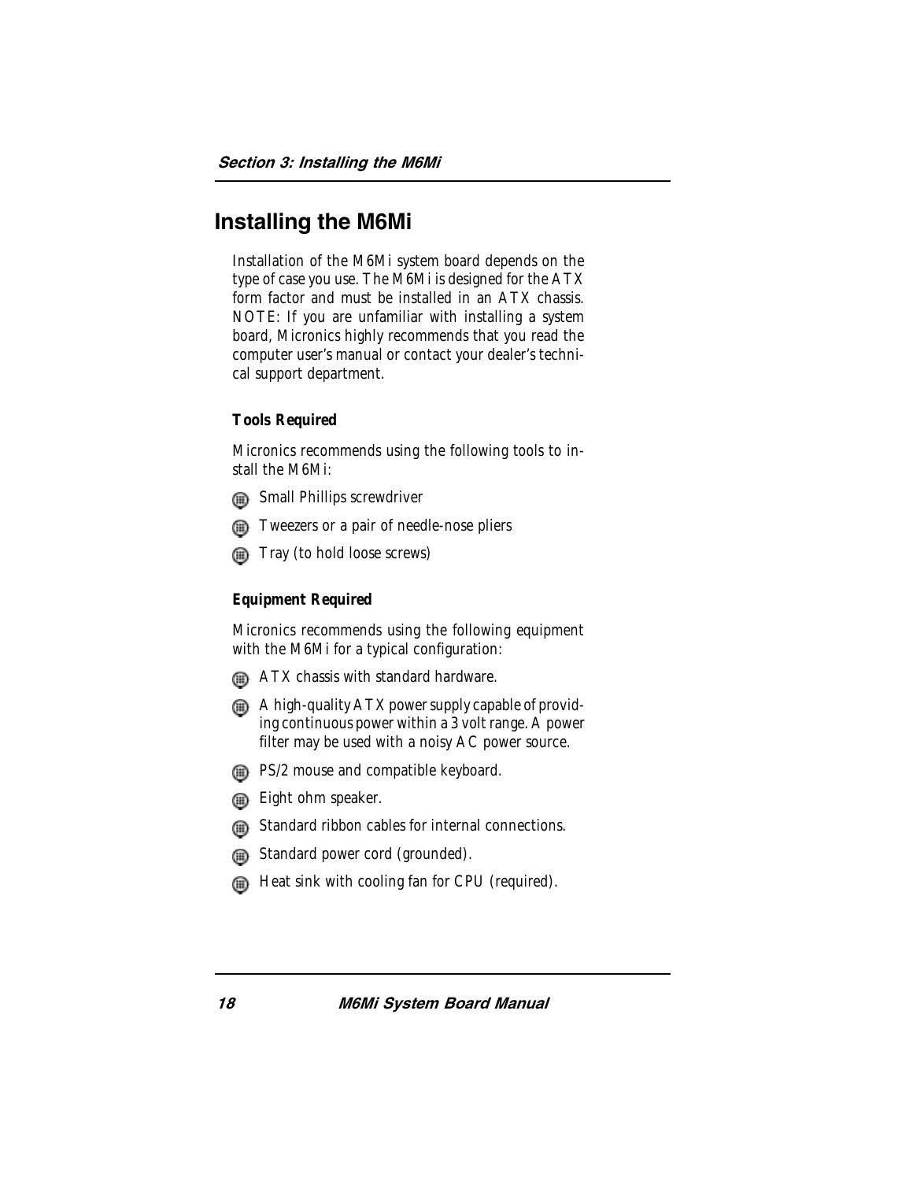# Installing the M6Mi

Installation of the M6Mi system board depends on the type of case you use. The M6Mi is designed for the ATX form factor and must be installed in an ATX chassis. NOTE: If you are unfamiliar with installing a system board, Micronics highly recommends that you read the computer user's manual or contact your dealer's technical support department.

### Tools Required

Micronics recommends using the following tools to install the M6Mi:

- Small Phillips screwdriver
- Tweezers or a pair of needle-nose pliers
- Tray (to hold loose screws)

### Equipment Required

Micronics recommends using the following equipment with the M6Mi for a typical configuration:

- ATX chassis with standard hardware.
- A high-quality ATX power supply capable of providing continuous power within a 3 volt range. A power filter may be used with a noisy AC power source.
- PS/2 mouse and compatible keyboard.
- Eight ohm speaker.
- Standard ribbon cables for internal connections.
- Standard power cord (grounded).
- Heat sink with cooling fan for CPU (required).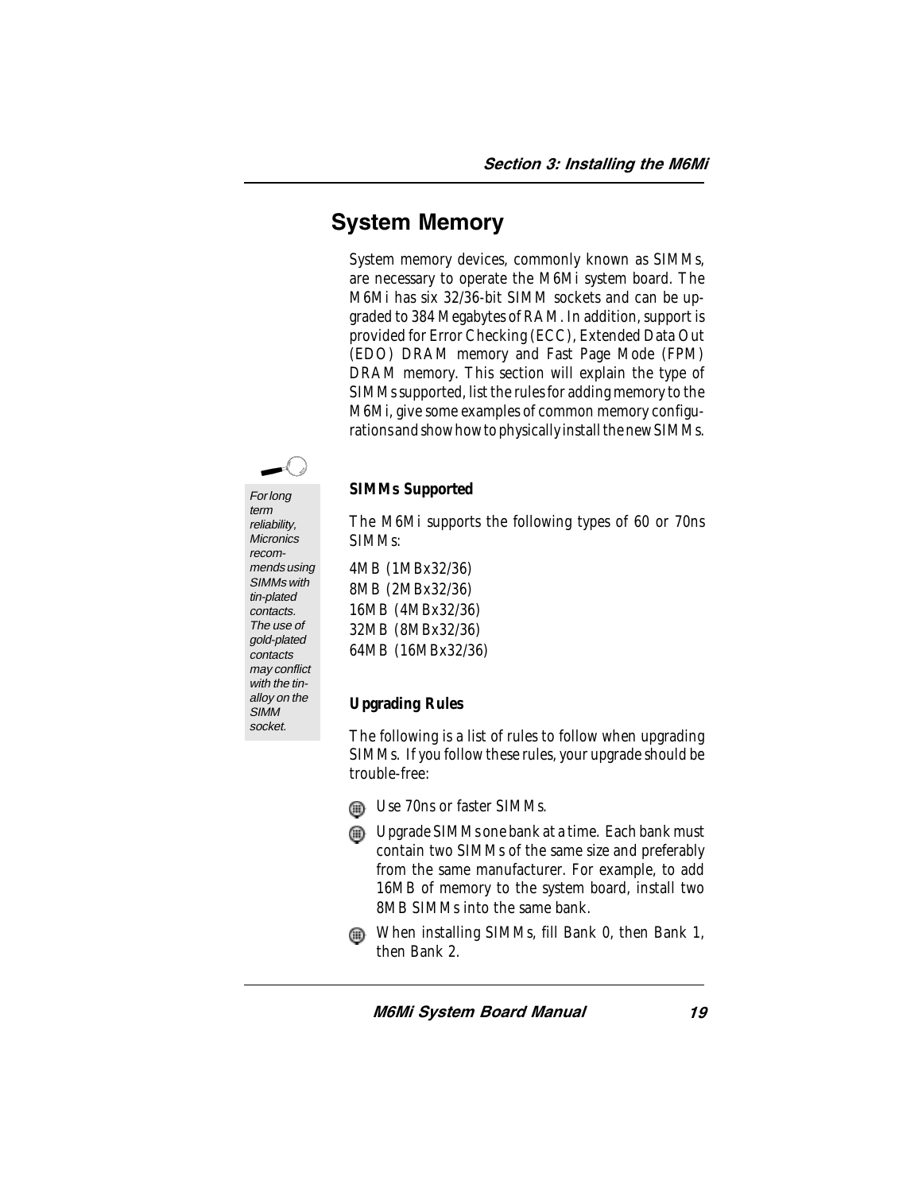## System Memory

System memory devices, commonly known as SIMMs, are necessary to operate the M6Mi system board. The M6Mi has six 32/36-bit SIMM sockets and can be upgraded to 384 Megabytes of RAM. In addition, support is provided for Error Checking (ECC), Extended Data Out (EDO) DRAM memory and Fast Page Mode (FPM) DRAM memory. This section will explain the type of SIMMs supported, list the rules for adding memory to the M6Mi, give some examples of common memory configurations and show how to physically install the new SIMMs.

*For long term reliability, Micronics recommends using SIMMs with tin-plated contacts. The use of gold-plated contacts may conflict with the tin-alloy on the SIMM socket.*

**SIMMs Supported**

The M6Mi supports the following types of 60 or 70ns SIMMs:

4MB (1MBx32/36)
8MB (2MBx32/36)
16MB (4MBx32/36)
32MB (8MBx32/36)
64MB (16MBx32/36)

**Upgrading Rules**

The following is a list of rules to follow when upgrading SIMMs. If you follow these rules, your upgrade should be trouble-free:

- Use 70ns or faster SIMMs.
- Upgrade SIMMs one bank at a time. Each bank must contain two SIMMs of the same size and preferably from the same manufacturer. For example, to add 16MB of memory to the system board, install two 8MB SIMMs into the same bank.
- When installing SIMMs, fill Bank 0, then Bank 1, then Bank 2.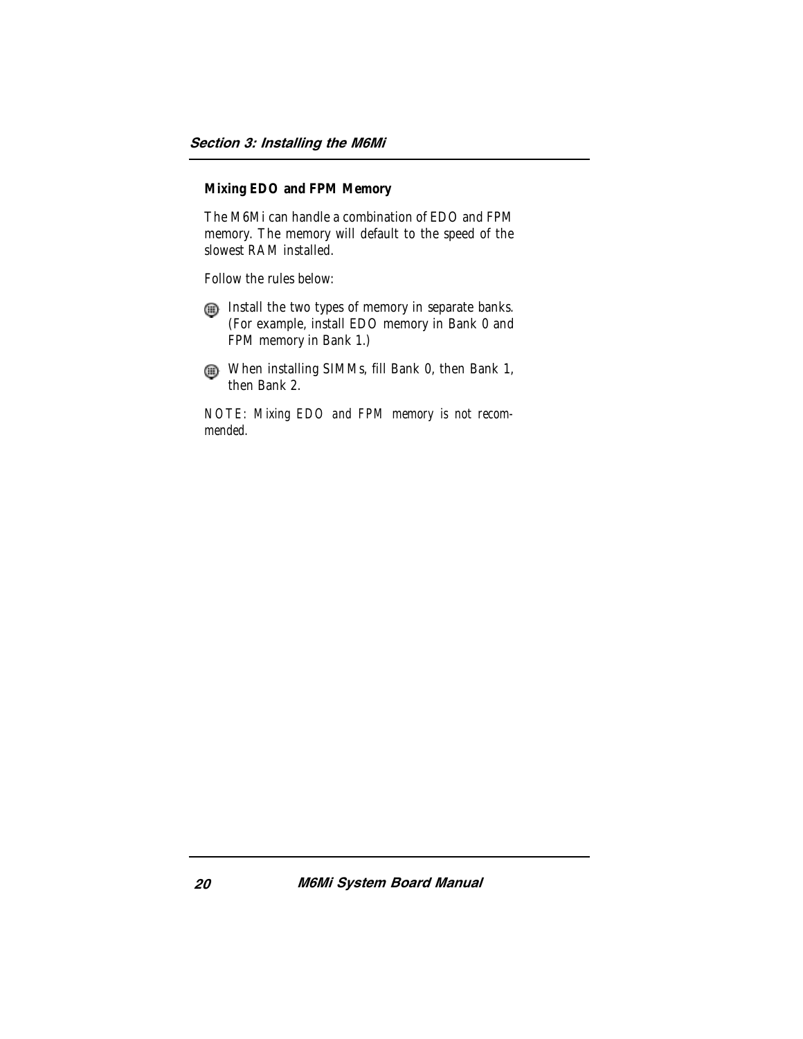### Mixing EDO and FPM Memory

The M6Mi can handle a combination of EDO and FPM memory. The memory will default to the speed of the slowest RAM installed.

Follow the rules below:

- Install the two types of memory in separate banks. (For example, install EDO memory in Bank 0 and FPM memory in Bank 1.)
- When installing SIMMs, fill Bank 0, then Bank 1, then Bank 2.

*NOTE: Mixing EDO and FPM memory is not recommended.*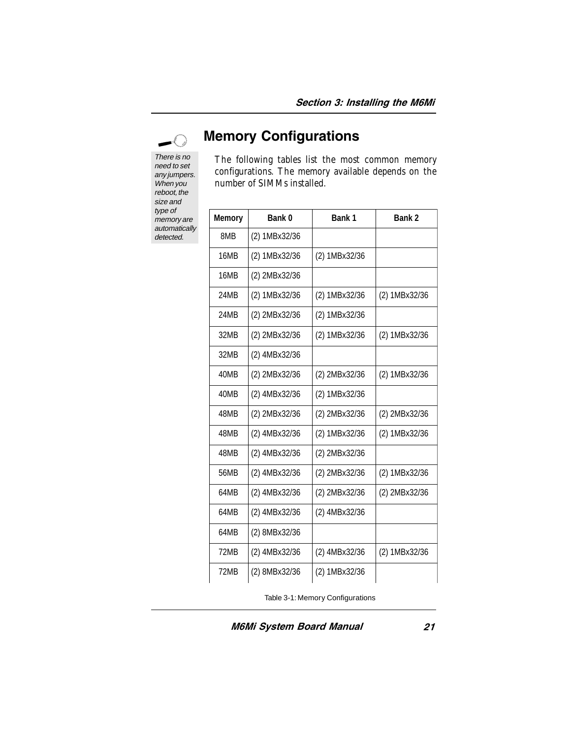## Memory Configurations

*There is no need to set any jumpers. When you reboot, the size and type of memory are automatically detected.*

The following tables list the most common memory configurations. The memory available depends on the number of SIMMs installed.

| Memory | Bank 0 | Bank 1 | Bank 2 |
|---|---|---|---|
| 8MB | (2) 1MBx32/36 | | |
| 16MB | (2) 1MBx32/36 | (2) 1MBx32/36 | |
| 16MB | (2) 2MBx32/36 | | |
| 24MB | (2) 1MBx32/36 | (2) 1MBx32/36 | (2) 1MBx32/36 |
| 24MB | (2) 2MBx32/36 | (2) 1MBx32/36 | |
| 32MB | (2) 2MBx32/36 | (2) 1MBx32/36 | (2) 1MBx32/36 |
| 32MB | (2) 4MBx32/36 | | |
| 40MB | (2) 2MBx32/36 | (2) 2MBx32/36 | (2) 1MBx32/36 |
| 40MB | (2) 4MBx32/36 | (2) 1MBx32/36 | |
| 48MB | (2) 2MBx32/36 | (2) 2MBx32/36 | (2) 2MBx32/36 |
| 48MB | (2) 4MBx32/36 | (2) 1MBx32/36 | (2) 1MBx32/36 |
| 48MB | (2) 4MBx32/36 | (2) 2MBx32/36 | |
| 56MB | (2) 4MBx32/36 | (2) 2MBx32/36 | (2) 1MBx32/36 |
| 64MB | (2) 4MBx32/36 | (2) 2MBx32/36 | (2) 2MBx32/36 |
| 64MB | (2) 4MBx32/36 | (2) 4MBx32/36 | |
| 64MB | (2) 8MBx32/36 | | |
| 72MB | (2) 4MBx32/36 | (2) 4MBx32/36 | (2) 1MBx32/36 |
| 72MB | (2) 8MBx32/36 | (2) 1MBx32/36 | |

Table 3-1: Memory Configurations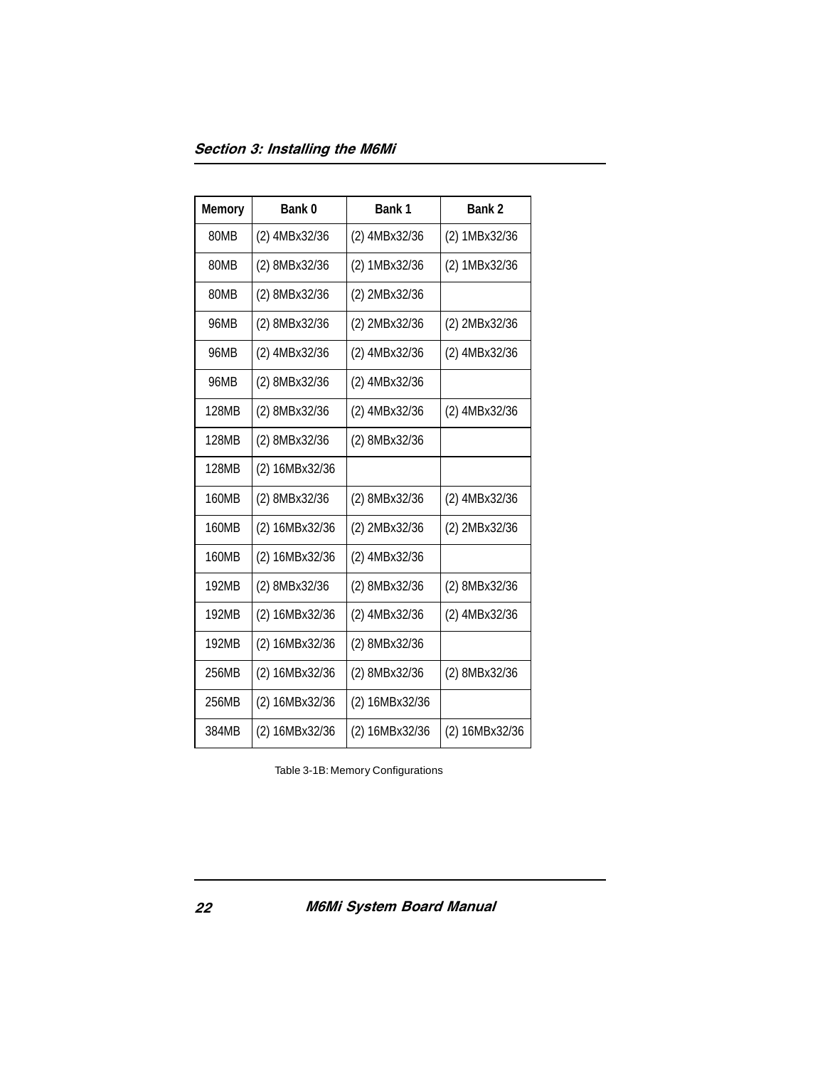| Memory | Bank 0 | Bank 1 | Bank 2 |
|---|---|---|---|
| 80MB | (2) 4MBx32/36 | (2) 4MBx32/36 | (2) 1MBx32/36 |
| 80MB | (2) 8MBx32/36 | (2) 1MBx32/36 | (2) 1MBx32/36 |
| 80MB | (2) 8MBx32/36 | (2) 2MBx32/36 | |
| 96MB | (2) 8MBx32/36 | (2) 2MBx32/36 | (2) 2MBx32/36 |
| 96MB | (2) 4MBx32/36 | (2) 4MBx32/36 | (2) 4MBx32/36 |
| 96MB | (2) 8MBx32/36 | (2) 4MBx32/36 | |
| 128MB | (2) 8MBx32/36 | (2) 4MBx32/36 | (2) 4MBx32/36 |
| 128MB | (2) 8MBx32/36 | (2) 8MBx32/36 | |
| 128MB | (2) 16MBx32/36 | | |
| 160MB | (2) 8MBx32/36 | (2) 8MBx32/36 | (2) 4MBx32/36 |
| 160MB | (2) 16MBx32/36 | (2) 2MBx32/36 | (2) 2MBx32/36 |
| 160MB | (2) 16MBx32/36 | (2) 4MBx32/36 | |
| 192MB | (2) 8MBx32/36 | (2) 8MBx32/36 | (2) 8MBx32/36 |
| 192MB | (2) 16MBx32/36 | (2) 4MBx32/36 | (2) 4MBx32/36 |
| 192MB | (2) 16MBx32/36 | (2) 8MBx32/36 | |
| 256MB | (2) 16MBx32/36 | (2) 8MBx32/36 | (2) 8MBx32/36 |
| 256MB | (2) 16MBx32/36 | (2) 16MBx32/36 | |
| 384MB | (2) 16MBx32/36 | (2) 16MBx32/36 | (2) 16MBx32/36 |

Table 3-1B: Memory Configurations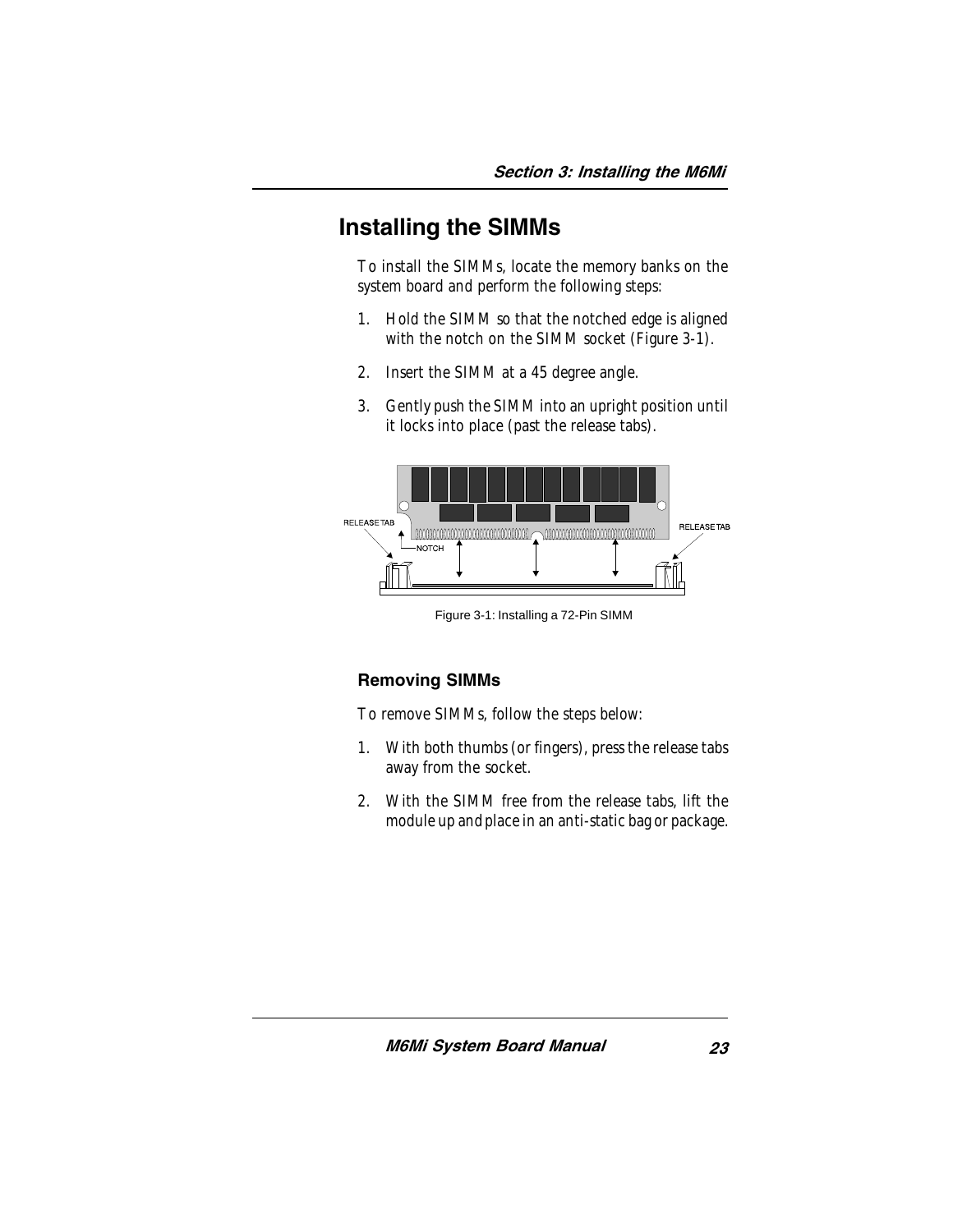## Installing the SIMMs

To install the SIMMs, locate the memory banks on the system board and perform the following steps:

1. Hold the SIMM so that the notched edge is aligned with the notch on the SIMM socket (Figure 3-1).
2. Insert the SIMM at a 45 degree angle.
3. Gently push the SIMM into an upright position until it locks into place (past the release tabs).

Figure 3-1: Installing a 72-Pin SIMM

### Removing SIMMs

To remove SIMMs, follow the steps below:

1. With both thumbs (or fingers), press the release tabs away from the socket.
2. With the SIMM free from the release tabs, lift the module up and place in an anti-static bag or package.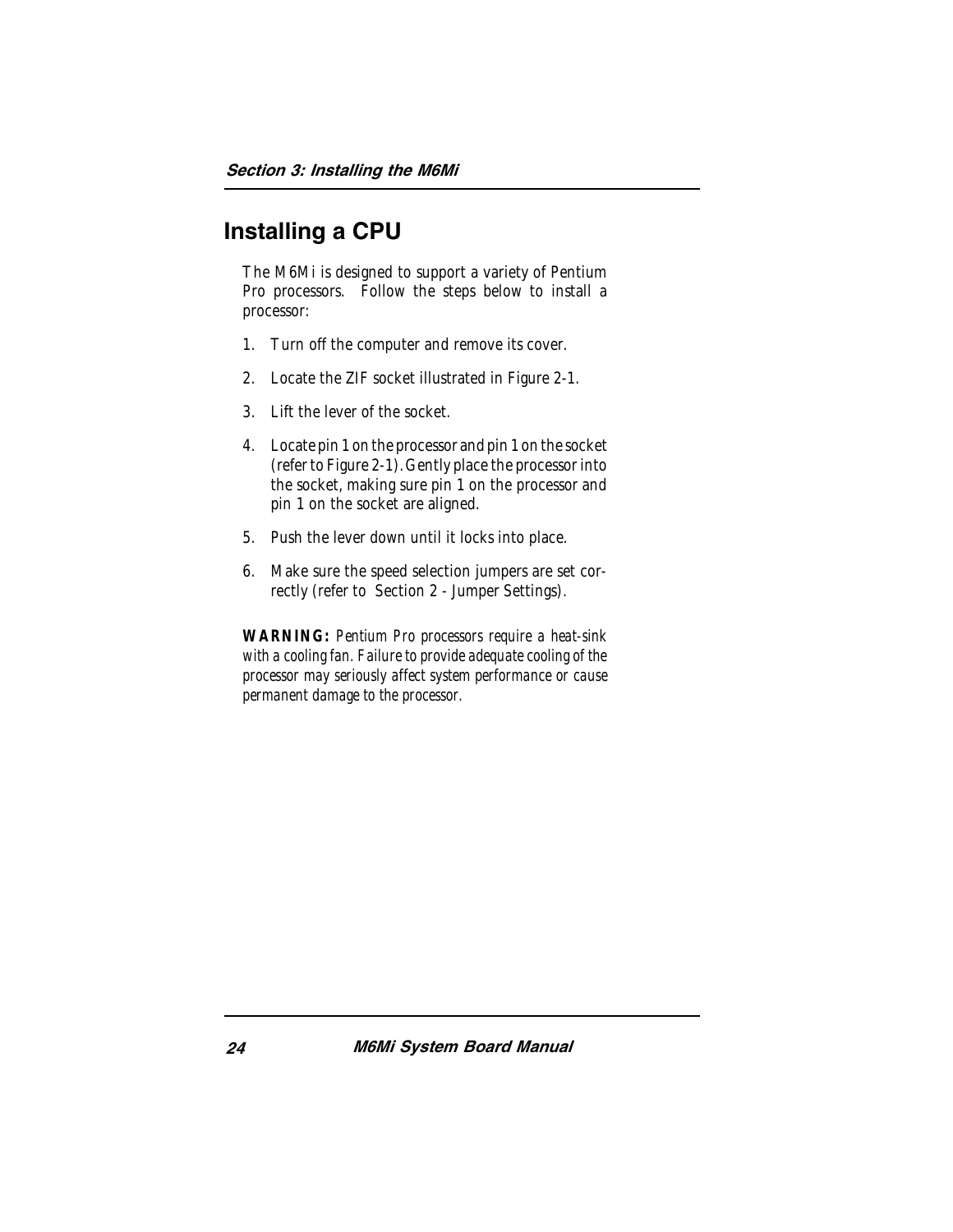## Installing a CPU

The M6Mi is designed to support a variety of Pentium Pro processors. Follow the steps below to install a processor:

1. Turn off the computer and remove its cover.
2. Locate the ZIF socket illustrated in Figure 2-1.
3. Lift the lever of the socket.
4. Locate pin 1 on the processor and pin 1 on the socket (refer to Figure 2-1). Gently place the processor into the socket, making sure pin 1 on the processor and pin 1 on the socket are aligned.
5. Push the lever down until it locks into place.
6. Make sure the speed selection jumpers are set correctly (refer to Section 2 - Jumper Settings).

**WARNING:** *Pentium Pro processors require a heat-sink with a cooling fan. Failure to provide adequate cooling of the processor may seriously affect system performance or cause permanent damage to the processor.*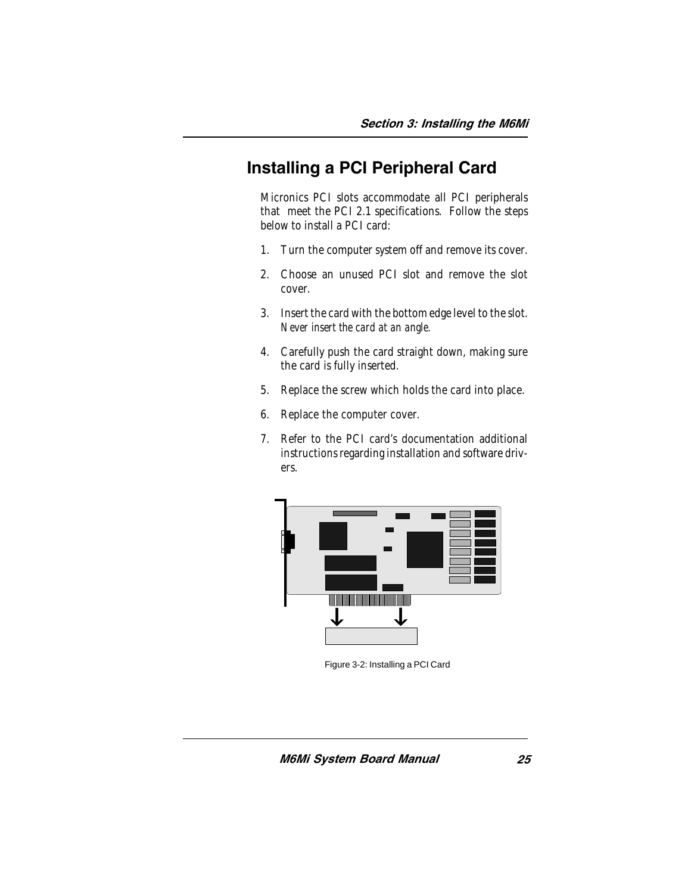## Installing a PCI Peripheral Card

Micronics PCI slots accommodate all PCI peripherals that meet the PCI 2.1 specifications. Follow the steps below to install a PCI card:

1. Turn the computer system off and remove its cover.
2. Choose an unused PCI slot and remove the slot cover.
3. Insert the card with the bottom edge level to the slot. *Never insert the card at an angle.*
4. Carefully push the card straight down, making sure the card is fully inserted.
5. Replace the screw which holds the card into place.
6. Replace the computer cover.
7. Refer to the PCI card's documentation additional instructions regarding installation and software drivers.

Figure 3-2: Installing a PCI Card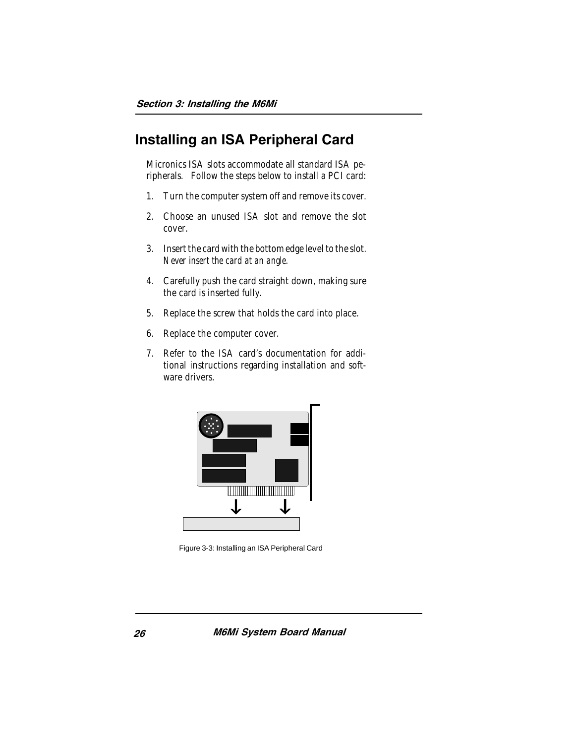## Installing an ISA Peripheral Card

Micronics ISA slots accommodate all standard ISA peripherals. Follow the steps below to install a PCI card:

1. Turn the computer system off and remove its cover.
2. Choose an unused ISA slot and remove the slot cover.
3. Insert the card with the bottom edge level to the slot. *Never insert the card at an angle.*
4. Carefully push the card straight down, making sure the card is inserted fully.
5. Replace the screw that holds the card into place.
6. Replace the computer cover.
7. Refer to the ISA card's documentation for additional instructions regarding installation and software drivers.

Figure 3-3: Installing an ISA Peripheral Card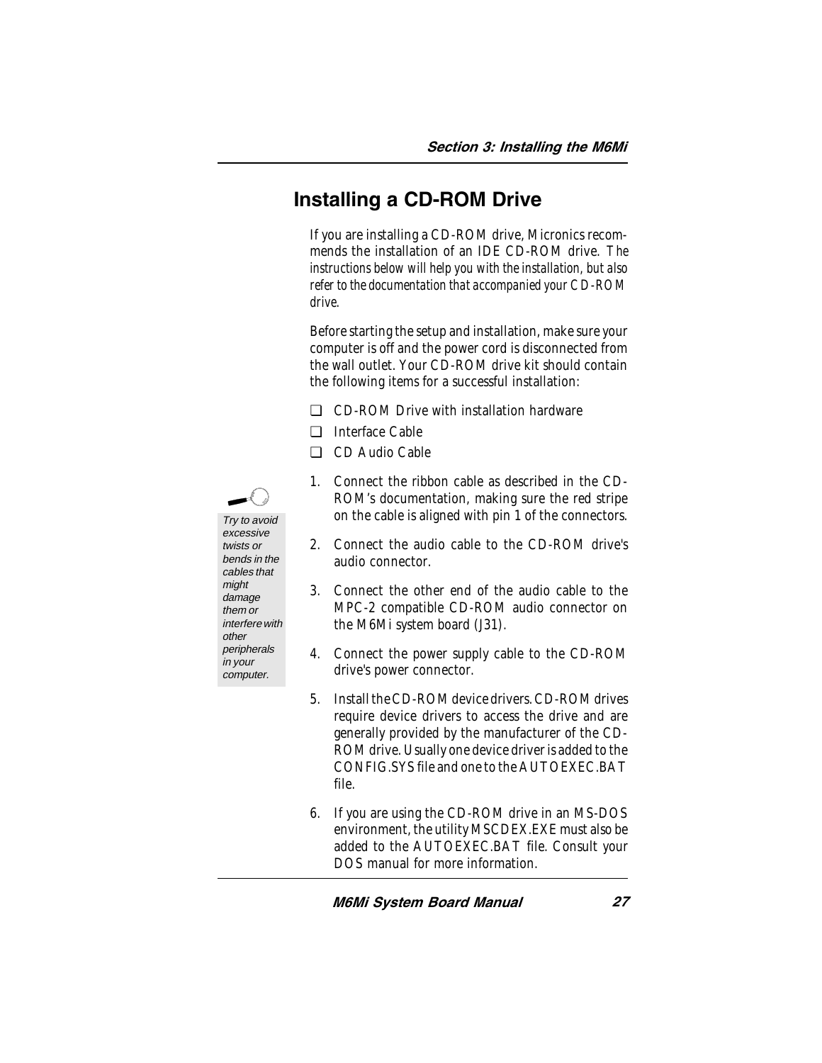## Installing a CD-ROM Drive

If you are installing a CD-ROM drive, Micronics recommends the installation of an IDE CD-ROM drive. The instructions below will help you with the installation, but also refer to the documentation that accompanied your CD-ROM drive.

Before starting the setup and installation, make sure your computer is off and the power cord is disconnected from the wall outlet. Your CD-ROM drive kit should contain the following items for a successful installation:

- ❑ CD-ROM Drive with installation hardware
- ❑ Interface Cable
- ❑ CD Audio Cable

*Try to avoid excessive twists or bends in the cables that might damage them or interfere with other peripherals in your computer.*

1. Connect the ribbon cable as described in the CD-ROM's documentation, making sure the red stripe on the cable is aligned with pin 1 of the connectors.
2. Connect the audio cable to the CD-ROM drive's audio connector.
3. Connect the other end of the audio cable to the MPC-2 compatible CD-ROM audio connector on the M6Mi system board (J31).
4. Connect the power supply cable to the CD-ROM drive's power connector.
5. Install the CD-ROM device drivers. CD-ROM drives require device drivers to access the drive and are generally provided by the manufacturer of the CD-ROM drive. Usually one device driver is added to the CONFIG.SYS file and one to the AUTOEXEC.BAT file.
6. If you are using the CD-ROM drive in an MS-DOS environment, the utility MSCDEX.EXE must also be added to the AUTOEXEC.BAT file. Consult your DOS manual for more information.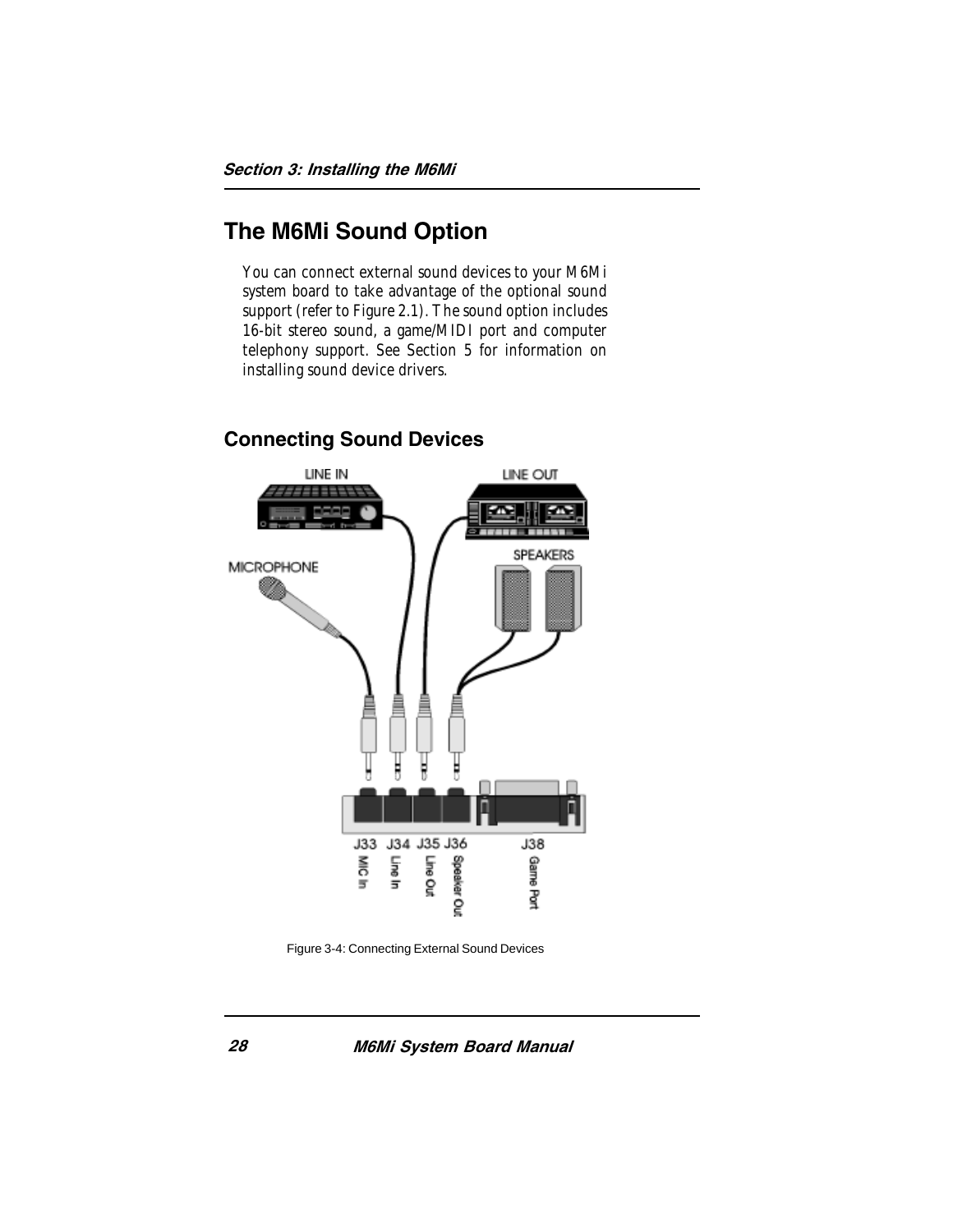## The M6Mi Sound Option

You can connect external sound devices to your M6Mi system board to take advantage of the optional sound support (refer to Figure 2.1). The sound option includes 16-bit stereo sound, a game/MIDI port and computer telephony support. See Section 5 for information on installing sound device drivers.

### Connecting Sound Devices

Figure 3-4: Connecting External Sound Devices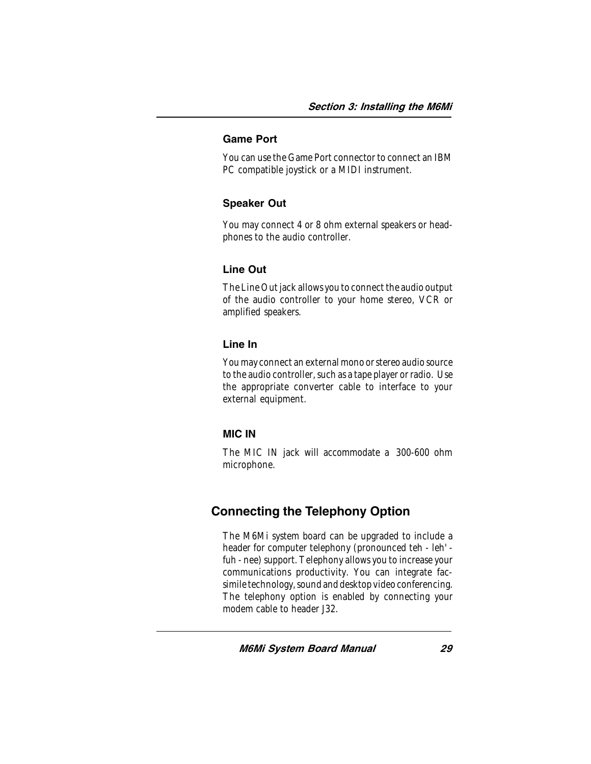### Game Port

You can use the Game Port connector to connect an IBM PC compatible joystick or a MIDI instrument.

### Speaker Out

You may connect 4 or 8 ohm external speakers or headphones to the audio controller.

### Line Out

The Line Out jack allows you to connect the audio output of the audio controller to your home stereo, VCR or amplified speakers.

### Line In

You may connect an external mono or stereo audio source to the audio controller, such as a tape player or radio. Use the appropriate converter cable to interface to your external equipment.

### MIC IN

The MIC IN jack will accommodate a 300-600 ohm microphone.

## Connecting the Telephony Option

The M6Mi system board can be upgraded to include a header for computer telephony (pronounced teh - leh' - fuh - nee) support. Telephony allows you to increase your communications productivity. You can integrate facsimile technology, sound and desktop video conferencing. The telephony option is enabled by connecting your modem cable to header J32.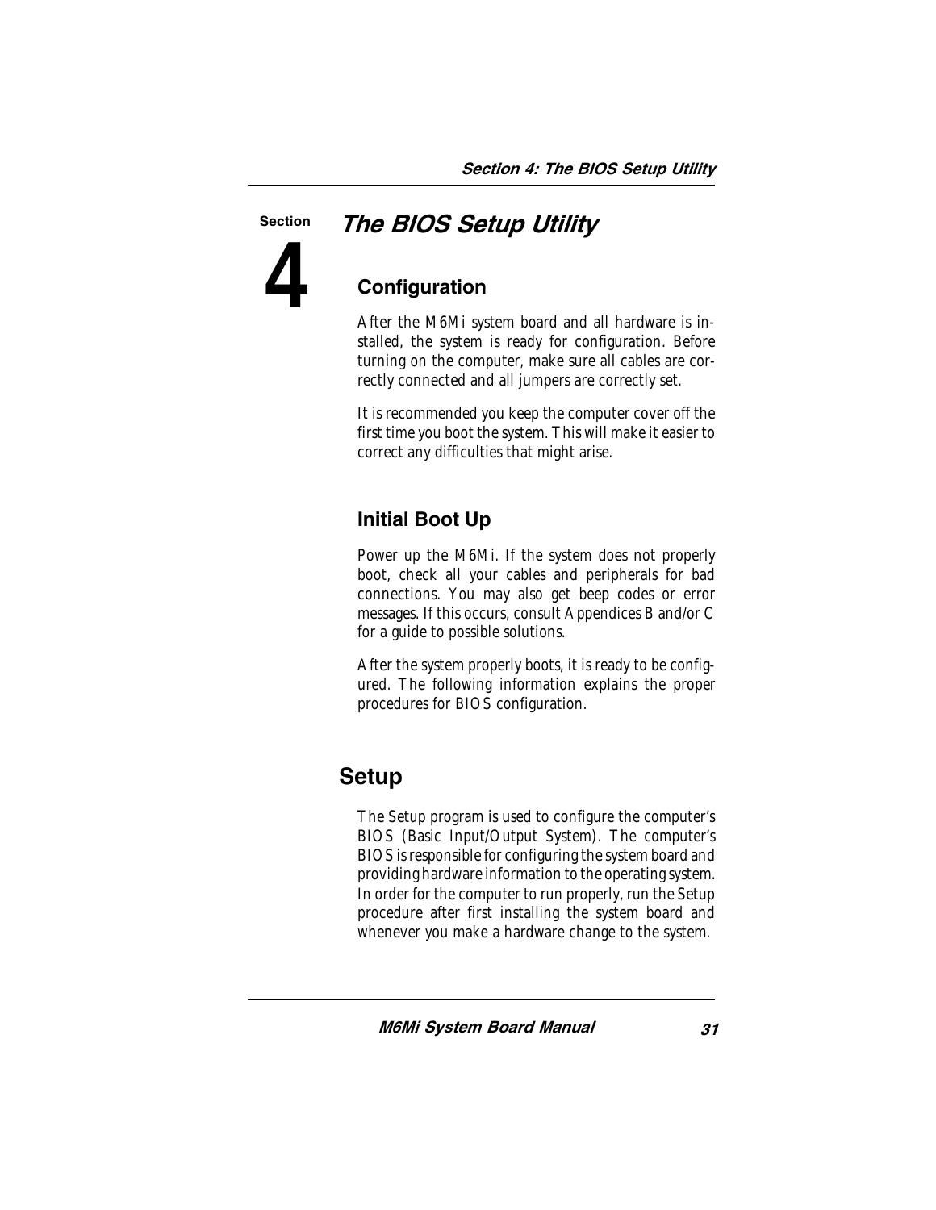# Section 4 The BIOS Setup Utility

## Configuration

After the M6Mi system board and all hardware is installed, the system is ready for configuration. Before turning on the computer, make sure all cables are correctly connected and all jumpers are correctly set.

It is recommended you keep the computer cover off the first time you boot the system. This will make it easier to correct any difficulties that might arise.

## Initial Boot Up

Power up the M6Mi. If the system does not properly boot, check all your cables and peripherals for bad connections. You may also get beep codes or error messages. If this occurs, consult Appendices B and/or C for a guide to possible solutions.

After the system properly boots, it is ready to be configured. The following information explains the proper procedures for BIOS configuration.

# Setup

The Setup program is used to configure the computer's BIOS (Basic Input/Output System). The computer's BIOS is responsible for configuring the system board and providing hardware information to the operating system. In order for the computer to run properly, run the Setup procedure after first installing the system board and whenever you make a hardware change to the system.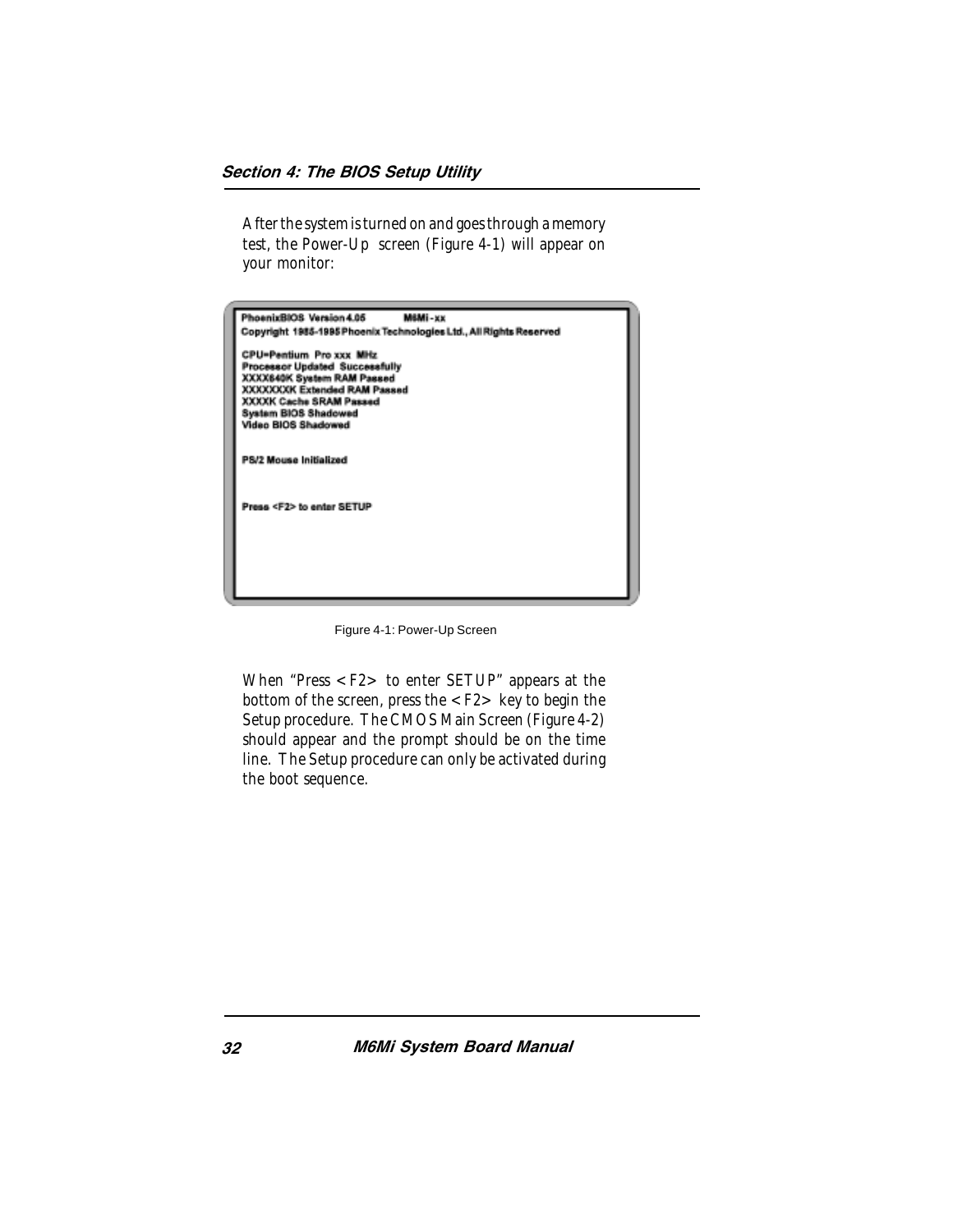After the system is turned on and goes through a memory test, the Power-Up screen (Figure 4-1) will appear on your monitor:

```
PhoenixBIOS Version 4.05          M6Mi-xx
Copyright 1985-1995 Phoenix Technologies Ltd., All Rights Reserved

CPU=Pentium Pro xxx MHz
Processor Updated Successfully
XXXX640K System RAM Passed
XXXXXXXK Extended RAM Passed
XXXXK Cache SRAM Passed
System BIOS Shadowed
Video BIOS Shadowed


PS/2 Mouse Initialized


Press <F2> to enter SETUP
```

Figure 4-1: Power-Up Screen

When "Press <F2> to enter SETUP" appears at the bottom of the screen, press the <F2> key to begin the Setup procedure. The CMOS Main Screen (Figure 4-2) should appear and the prompt should be on the time line. The Setup procedure can only be activated during the boot sequence.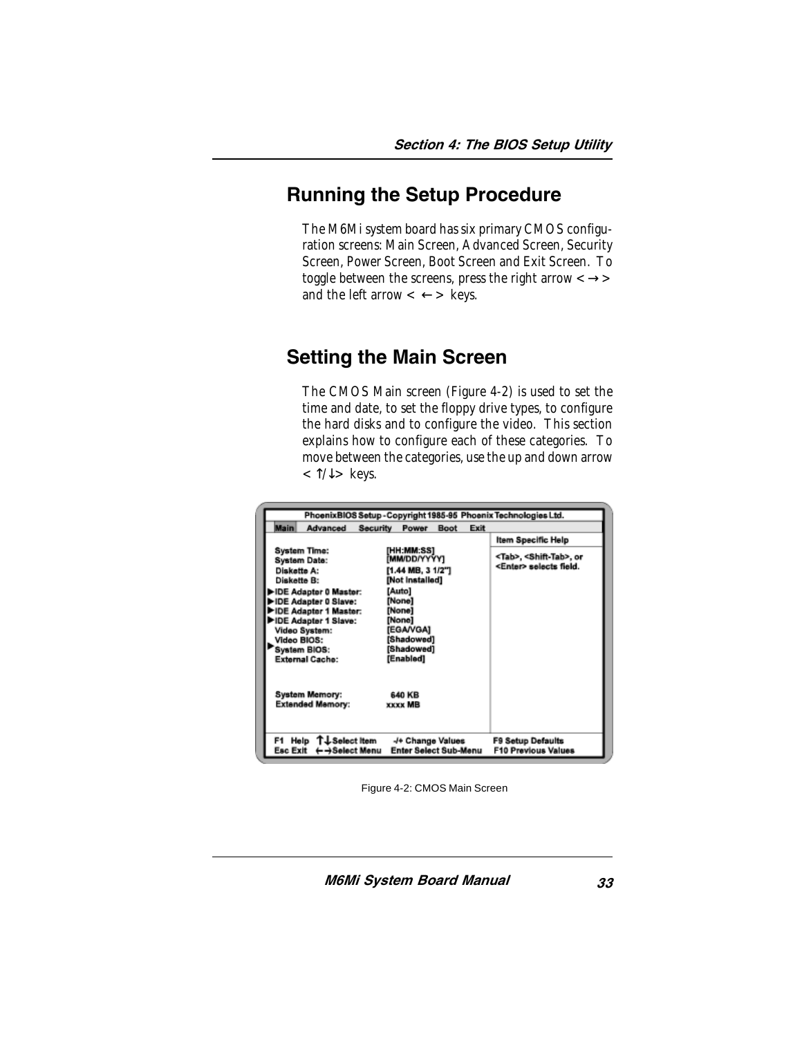## Running the Setup Procedure

The M6Mi system board has six primary CMOS configuration screens: Main Screen, Advanced Screen, Security Screen, Power Screen, Boot Screen and Exit Screen. To toggle between the screens, press the right arrow <→> and the left arrow <←> keys.

## Setting the Main Screen

The CMOS Main screen (Figure 4-2) is used to set the time and date, to set the floppy drive types, to configure the hard disks and to configure the video. This section explains how to configure each of these categories. To move between the categories, use the up and down arrow <↑/↓> keys.

```
PhoenixBIOS Setup - Copyright 1985-95 Phoenix Technologies Ltd.
Main   Advanced   Security   Power   Boot   Exit
                                                        Item Specific Help
 System Time:              [HH:MM:SS]
 System Date:              [MM/DD/YYYY]                 <Tab>, <Shift-Tab>, or
 Diskette A:               [1.44 MB, 3 1/2"]            <Enter> selects field.
 Diskette B:               [Not Installed]
►IDE Adapter 0 Master:     [Auto]
►IDE Adapter 0 Slave:      [None]
►IDE Adapter 1 Master:     [None]
►IDE Adapter 1 Slave:      [None]
 Video System:             [EGA/VGA]
 Video BIOS:               [Shadowed]
►System BIOS:              [Shadowed]
 External Cache:           [Enabled]

 System Memory:             640 KB
 Extended Memory:           xxxx MB

F1  Help  ↑↓ Select Item   -/+ Change Values        F9 Setup Defaults
Esc Exit  ←→ Select Menu   Enter Select Sub-Menu    F10 Previous Values
```

Figure 4-2: CMOS Main Screen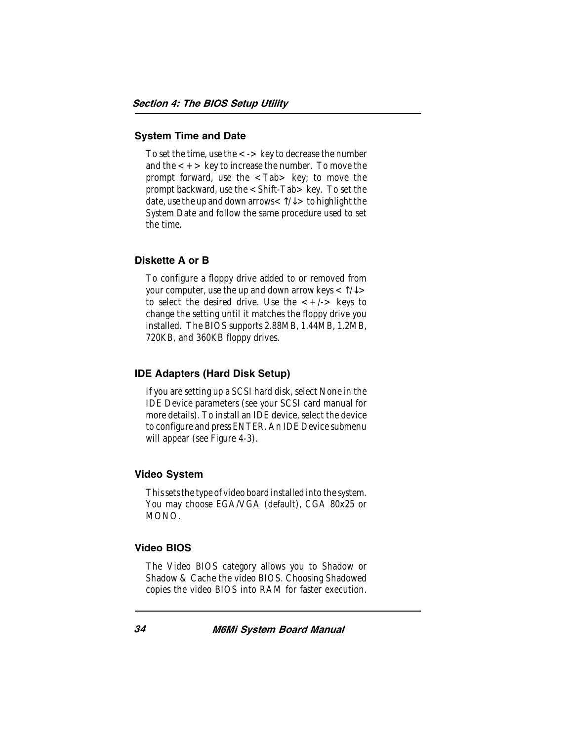## System Time and Date

To set the time, use the <-> key to decrease the number and the <+> key to increase the number. To move the prompt forward, use the <Tab> key; to move the prompt backward, use the <Shift-Tab> key. To set the date, use the up and down arrows< ↑/↓> to highlight the System Date and follow the same procedure used to set the time.

## Diskette A or B

To configure a floppy drive added to or removed from your computer, use the up and down arrow keys < ↑/↓> to select the desired drive. Use the <+/-> keys to change the setting until it matches the floppy drive you installed. The BIOS supports 2.88MB, 1.44MB, 1.2MB, 720KB, and 360KB floppy drives.

## IDE Adapters (Hard Disk Setup)

If you are setting up a SCSI hard disk, select None in the IDE Device parameters (see your SCSI card manual for more details). To install an IDE device, select the device to configure and press ENTER. An IDE Device submenu will appear (see Figure 4-3).

## Video System

This sets the type of video board installed into the system. You may choose EGA/VGA (default), CGA 80x25 or MONO.

## Video BIOS

The Video BIOS category allows you to Shadow or Shadow & Cache the video BIOS. Choosing Shadowed copies the video BIOS into RAM for faster execution.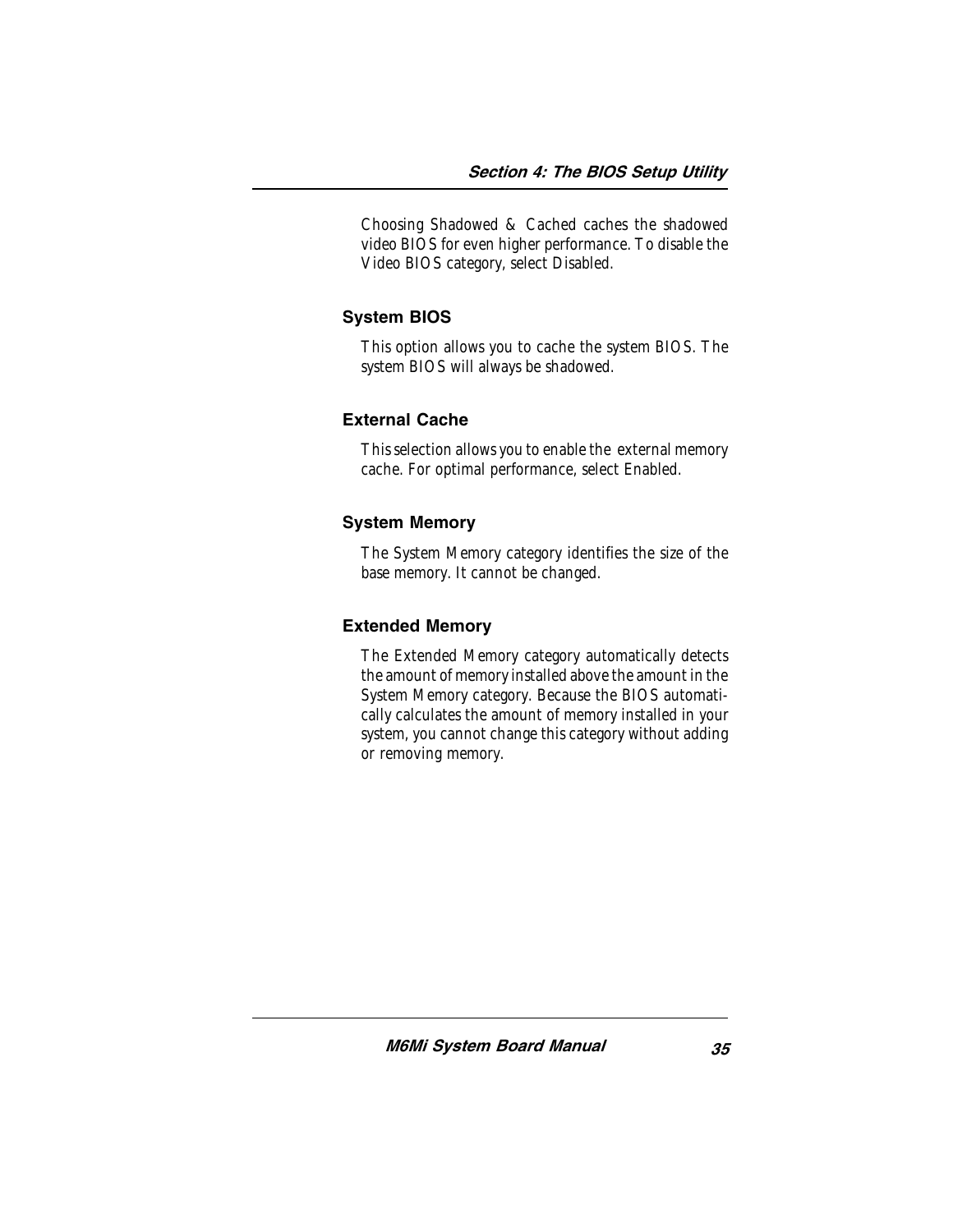Choosing Shadowed & Cached caches the shadowed video BIOS for even higher performance. To disable the Video BIOS category, select Disabled.

### System BIOS

This option allows you to cache the system BIOS. The system BIOS will always be shadowed.

### External Cache

This selection allows you to enable the external memory cache. For optimal performance, select Enabled.

### System Memory

The System Memory category identifies the size of the base memory. It cannot be changed.

### Extended Memory

The Extended Memory category automatically detects the amount of memory installed above the amount in the System Memory category. Because the BIOS automatically calculates the amount of memory installed in your system, you cannot change this category without adding or removing memory.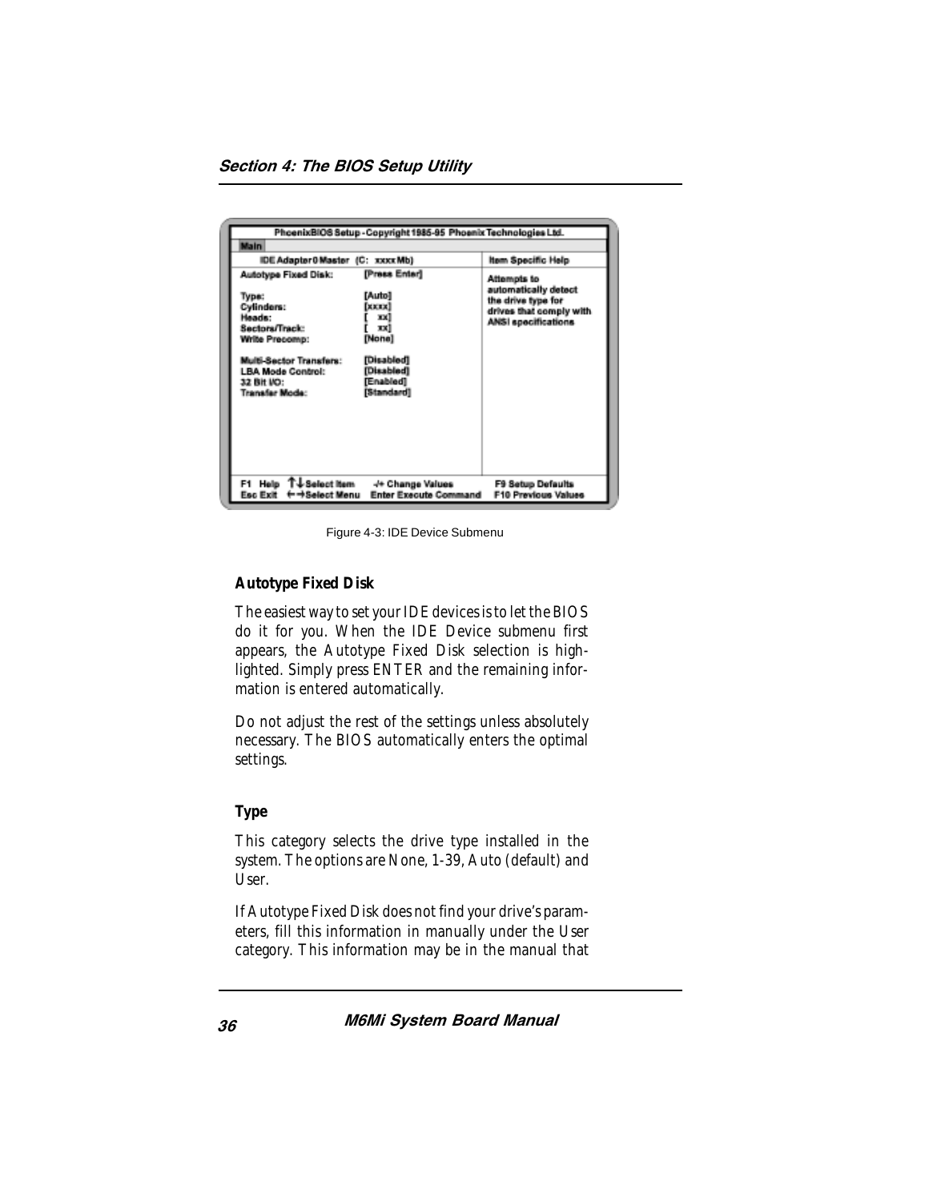```
PhoenixBIOS Setup - Copyright 1985-95 Phoenix Technologies Ltd.
Main

IDE Adapter 0 Master  (C:  xxxx Mb)          Item Specific Help

Autotype Fixed Disk:        [Press Enter]    Attempts to
                                             automatically detect
Type:                       [Auto]           the drive type for
Cylinders:                  [xxxx]           drives that comply with
Heads:                      [  xx]           ANSI specifications
Sectors/Track:              [  xx]
Write Precomp:              [None]

Multi-Sector Transfers:     [Disabled]
LBA Mode Control:           [Disabled]
32 Bit I/O:                 [Enabled]
Transfer Mode:              [Standard]

F1  Help  ↑↓ Select Item    -/+ Change Values        F9 Setup Defaults
Esc Exit  ←→ Select Menu    Enter Execute Command    F10 Previous Values
```

Figure 4-3: IDE Device Submenu

### Autotype Fixed Disk

The easiest way to set your IDE devices is to let the BIOS do it for you. When the IDE Device submenu first appears, the Autotype Fixed Disk selection is highlighted. Simply press ENTER and the remaining information is entered automatically.

Do not adjust the rest of the settings unless absolutely necessary. The BIOS automatically enters the optimal settings.

### Type

This category selects the drive type installed in the system. The options are None, 1-39, Auto (default) and User.

If Autotype Fixed Disk does not find your drive's parameters, fill this information in manually under the User category. This information may be in the manual that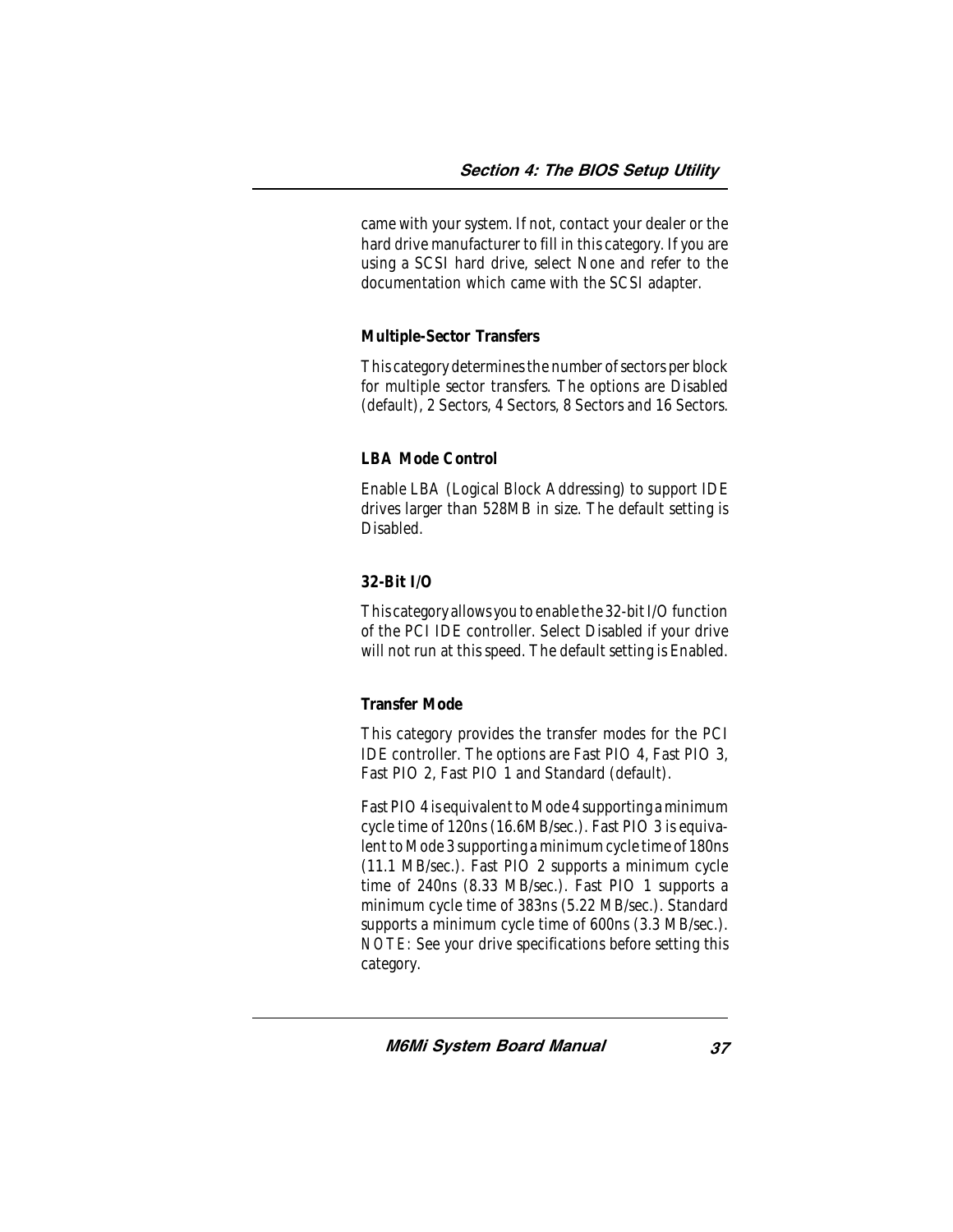came with your system. If not, contact your dealer or the hard drive manufacturer to fill in this category. If you are using a SCSI hard drive, select None and refer to the documentation which came with the SCSI adapter.

### Multiple-Sector Transfers

This category determines the number of sectors per block for multiple sector transfers. The options are Disabled (default), 2 Sectors, 4 Sectors, 8 Sectors and 16 Sectors.

### LBA Mode Control

Enable LBA (Logical Block Addressing) to support IDE drives larger than 528MB in size. The default setting is Disabled.

### 32-Bit I/O

This category allows you to enable the 32-bit I/O function of the PCI IDE controller. Select Disabled if your drive will not run at this speed. The default setting is Enabled.

### Transfer Mode

This category provides the transfer modes for the PCI IDE controller. The options are Fast PIO 4, Fast PIO 3, Fast PIO 2, Fast PIO 1 and Standard (default).

Fast PIO 4 is equivalent to Mode 4 supporting a minimum cycle time of 120ns (16.6MB/sec.). Fast PIO 3 is equivalent to Mode 3 supporting a minimum cycle time of 180ns (11.1 MB/sec.). Fast PIO 2 supports a minimum cycle time of 240ns (8.33 MB/sec.). Fast PIO 1 supports a minimum cycle time of 383ns (5.22 MB/sec.). Standard supports a minimum cycle time of 600ns (3.3 MB/sec.). NOTE: See your drive specifications before setting this category.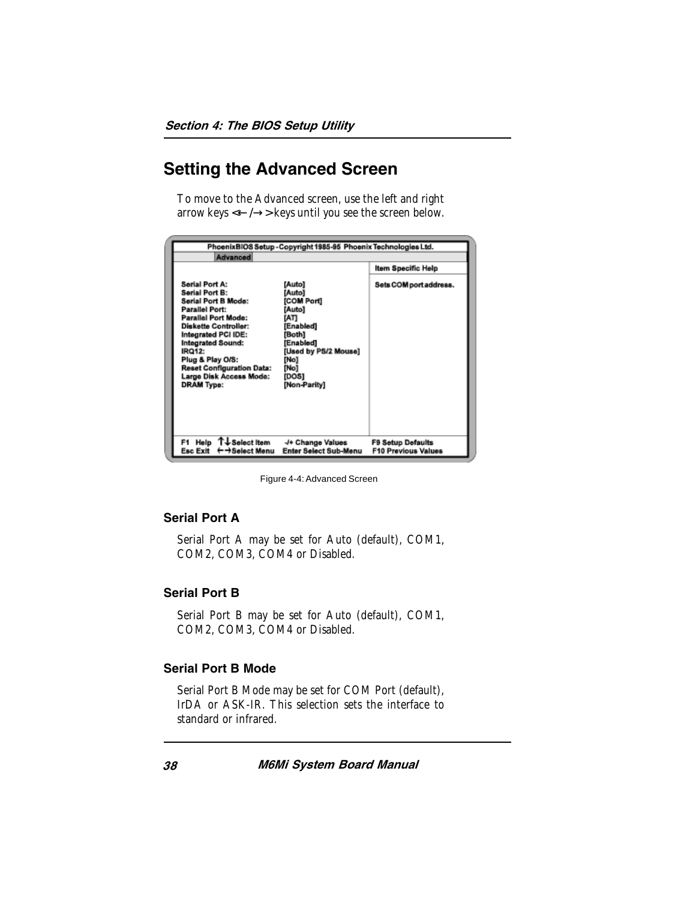## Setting the Advanced Screen

To move to the Advanced screen, use the left and right arrow keys <←/→> keys until you see the screen below.

```
PhoenixBIOS Setup - Copyright 1985-95 Phoenix Technologies Ltd.
        Advanced
                                                        Item Specific Help

Serial Port A:               [Auto]                     Sets COM port address.
Serial Port B:               [Auto]
Serial Port B Mode:          [COM Port]
Parallel Port:               [Auto]
Parallel Port Mode:          [AT]
Diskette Controller:         [Enabled]
Integrated PCI IDE:          [Both]
Integrated Sound:            [Enabled]
IRQ12:                       [Used by PS/2 Mouse]
Plug & Play O/S:             [No]
Reset Configuration Data:    [No]
Large Disk Access Mode:      [DOS]
DRAM Type:                   [Non-Parity]

F1  Help  ↑↓ Select Item     -/+ Change Values          F9 Setup Defaults
Esc Exit  ←→ Select Menu     Enter Select Sub-Menu      F10 Previous Values
```

Figure 4-4: Advanced Screen

### Serial Port A

Serial Port A may be set for Auto (default), COM1, COM2, COM3, COM4 or Disabled.

### Serial Port B

Serial Port B may be set for Auto (default), COM1, COM2, COM3, COM4 or Disabled.

### Serial Port B Mode

Serial Port B Mode may be set for COM Port (default), IrDA or ASK-IR. This selection sets the interface to standard or infrared.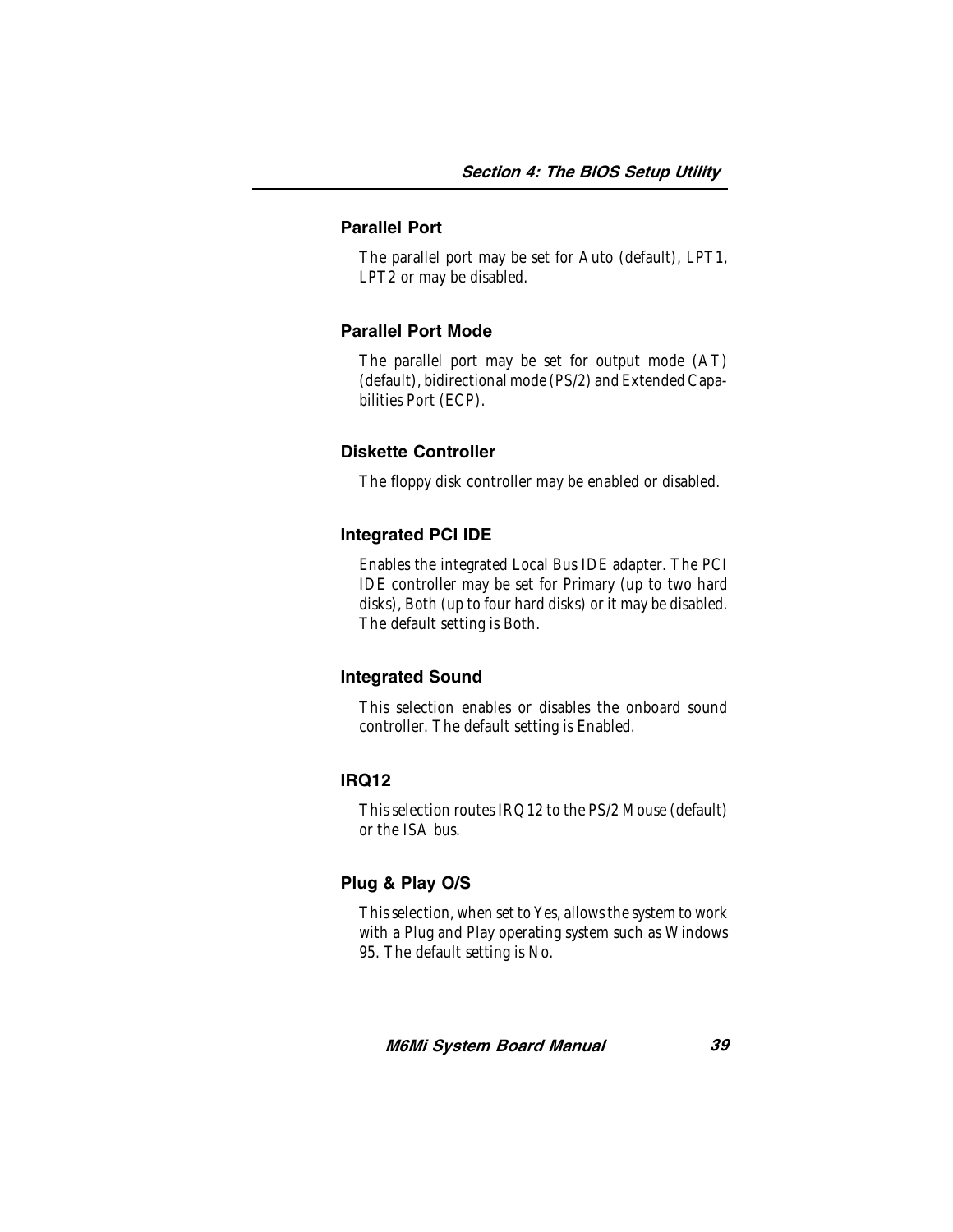### Parallel Port

The parallel port may be set for Auto (default), LPT1, LPT2 or may be disabled.

### Parallel Port Mode

The parallel port may be set for output mode (AT) (default), bidirectional mode (PS/2) and Extended Capabilities Port (ECP).

### Diskette Controller

The floppy disk controller may be enabled or disabled.

### Integrated PCI IDE

Enables the integrated Local Bus IDE adapter. The PCI IDE controller may be set for Primary (up to two hard disks), Both (up to four hard disks) or it may be disabled. The default setting is Both.

### Integrated Sound

This selection enables or disables the onboard sound controller. The default setting is Enabled.

### IRQ12

This selection routes IRQ12 to the PS/2 Mouse (default) or the ISA bus.

### Plug & Play O/S

This selection, when set to Yes, allows the system to work with a Plug and Play operating system such as Windows 95. The default setting is No.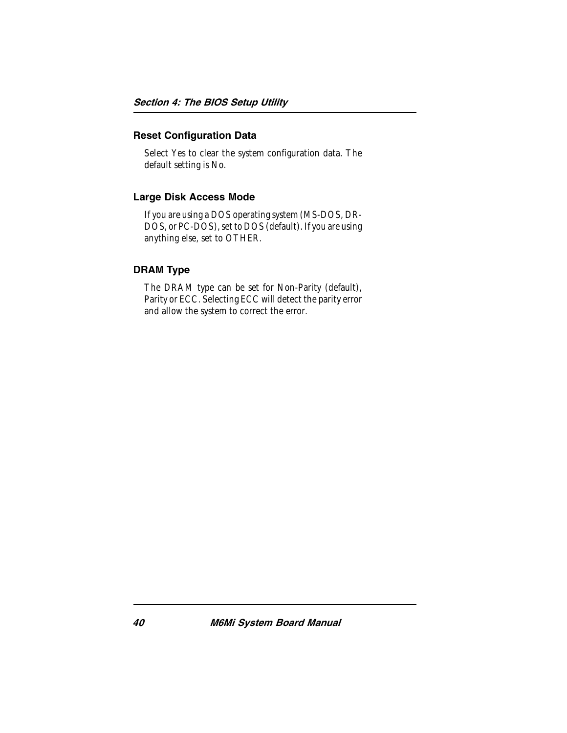## Reset Configuration Data

Select Yes to clear the system configuration data. The default setting is No.

## Large Disk Access Mode

If you are using a DOS operating system (MS-DOS, DR-DOS, or PC-DOS), set to DOS (default). If you are using anything else, set to OTHER.

## DRAM Type

The DRAM type can be set for Non-Parity (default), Parity or ECC. Selecting ECC will detect the parity error and allow the system to correct the error.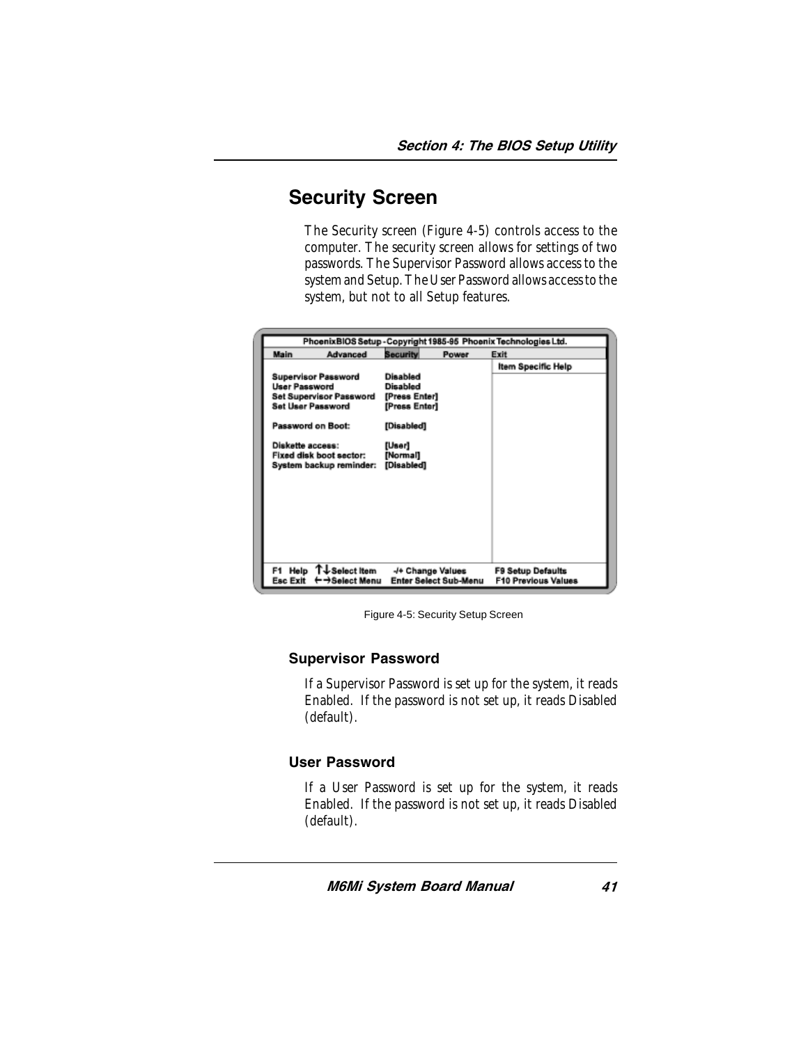## Security Screen

The Security screen (Figure 4-5) controls access to the computer. The security screen allows for settings of two passwords. The Supervisor Password allows access to the system and Setup. The User Password allows access to the system, but not to all Setup features.

```
PhoenixBIOS Setup - Copyright 1985-95 Phoenix Technologies Ltd.
Main      Advanced      Security      Power      Exit
                                                 Item Specific Help
Supervisor Password        Disabled
User Password              Disabled
Set Supervisor Password    [Press Enter]
Set User Password          [Press Enter]

Password on Boot:          [Disabled]

Diskette access:           [User]
Fixed disk boot sector:    [Normal]
System backup reminder:    [Disabled]

F1  Help  ↑↓Select Item    -/+ Change Values        F9 Setup Defaults
Esc Exit  ←→Select Menu    Enter Select Sub-Menu    F10 Previous Values
```

Figure 4-5: Security Setup Screen

### Supervisor Password

If a Supervisor Password is set up for the system, it reads Enabled. If the password is not set up, it reads Disabled (default).

### User Password

If a User Password is set up for the system, it reads Enabled. If the password is not set up, it reads Disabled (default).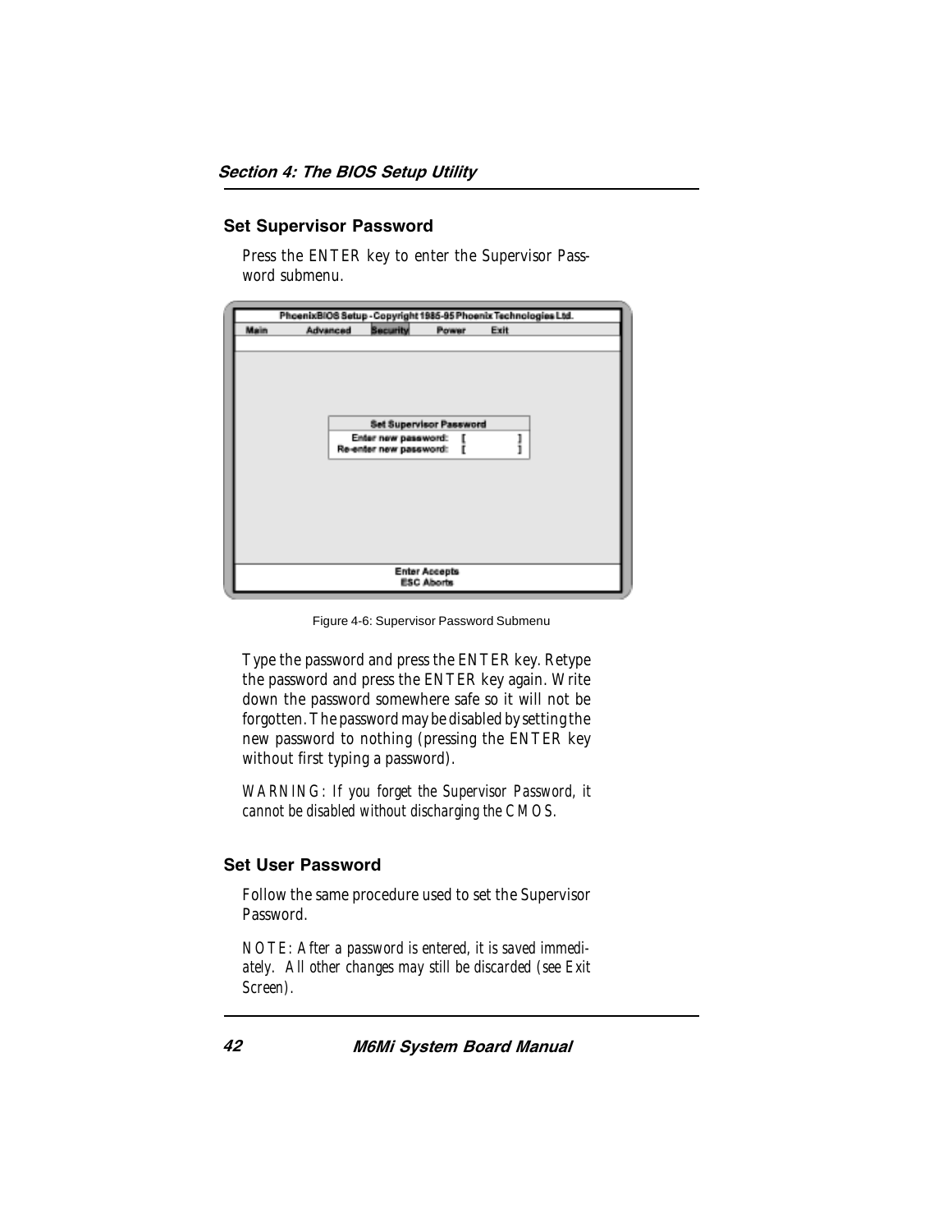## Set Supervisor Password

Press the ENTER key to enter the Supervisor Password submenu.

Figure 4-6: Supervisor Password Submenu

Type the password and press the ENTER key. Retype the password and press the ENTER key again. Write down the password somewhere safe so it will not be forgotten. The password may be disabled by setting the new password to nothing (pressing the ENTER key without first typing a password).

*WARNING: If you forget the Supervisor Password, it cannot be disabled without discharging the CMOS.*

## Set User Password

Follow the same procedure used to set the Supervisor Password.

*NOTE: After a password is entered, it is saved immediately. All other changes may still be discarded (see Exit Screen).*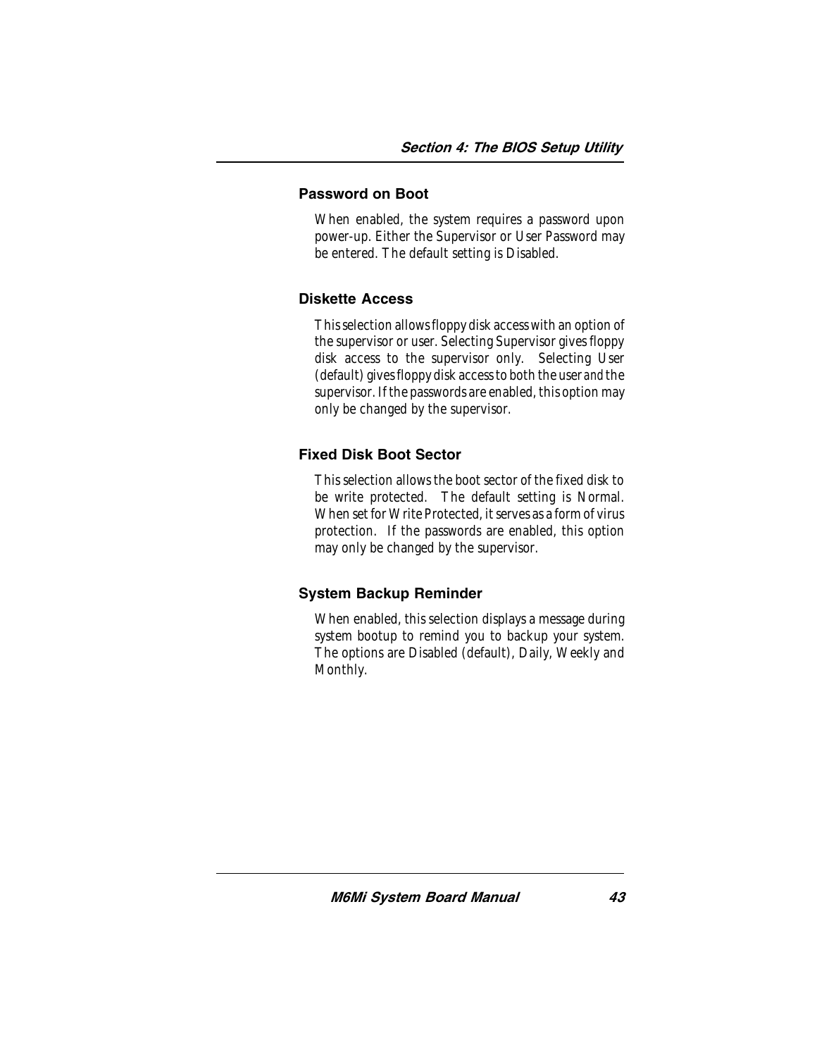### Password on Boot

When enabled, the system requires a password upon power-up. Either the Supervisor or User Password may be entered. The default setting is Disabled.

### Diskette Access

This selection allows floppy disk access with an option of the supervisor or user. Selecting Supervisor gives floppy disk access to the supervisor only. Selecting User (default) gives floppy disk access to both the user and the supervisor. If the passwords are enabled, this option may only be changed by the supervisor.

### Fixed Disk Boot Sector

This selection allows the boot sector of the fixed disk to be write protected. The default setting is Normal. When set for Write Protected, it serves as a form of virus protection. If the passwords are enabled, this option may only be changed by the supervisor.

### System Backup Reminder

When enabled, this selection displays a message during system bootup to remind you to backup your system. The options are Disabled (default), Daily, Weekly and Monthly.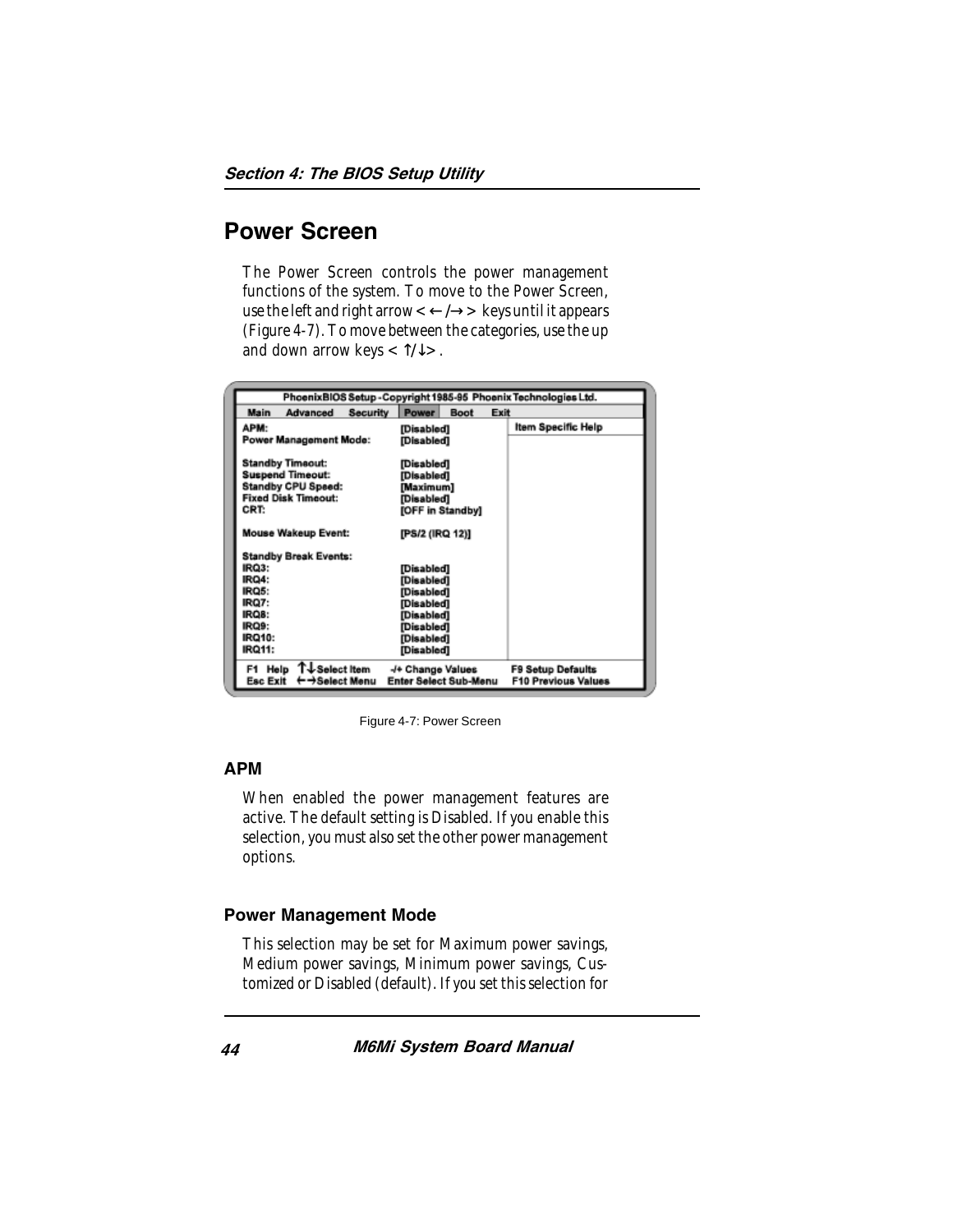## Power Screen

The Power Screen controls the power management functions of the system. To move to the Power Screen, use the left and right arrow < ←/→ > keys until it appears (Figure 4-7). To move between the categories, use the up and down arrow keys < ↑/↓>.

```
PhoenixBIOS Setup - Copyright 1985-95 Phoenix Technologies Ltd.
Main   Advanced   Security   Power   Boot   Exit

APM:                        [Disabled]          Item Specific Help
Power Management Mode:      [Disabled]

Standby Timeout:            [Disabled]
Suspend Timeout:            [Disabled]
Standby CPU Speed:          [Maximum]
Fixed Disk Timeout:         [Disabled]
CRT:                        [OFF in Standby]

Mouse Wakeup Event:         [PS/2 (IRQ 12)]

Standby Break Events:
IRQ3:                       [Disabled]
IRQ4:                       [Disabled]
IRQ5:                       [Disabled]
IRQ7:                       [Disabled]
IRQ8:                       [Disabled]
IRQ9:                       [Disabled]
IRQ10:                      [Disabled]
IRQ11:                      [Disabled]

F1  Help  ↑↓Select Item    -/+ Change Values       F9 Setup Defaults
Esc Exit  ←→Select Menu    Enter Select Sub-Menu   F10 Previous Values
```

Figure 4-7: Power Screen

### APM

When enabled the power management features are active. The default setting is Disabled. If you enable this selection, you must also set the other power management options.

### Power Management Mode

This selection may be set for Maximum power savings, Medium power savings, Minimum power savings, Customized or Disabled (default). If you set this selection for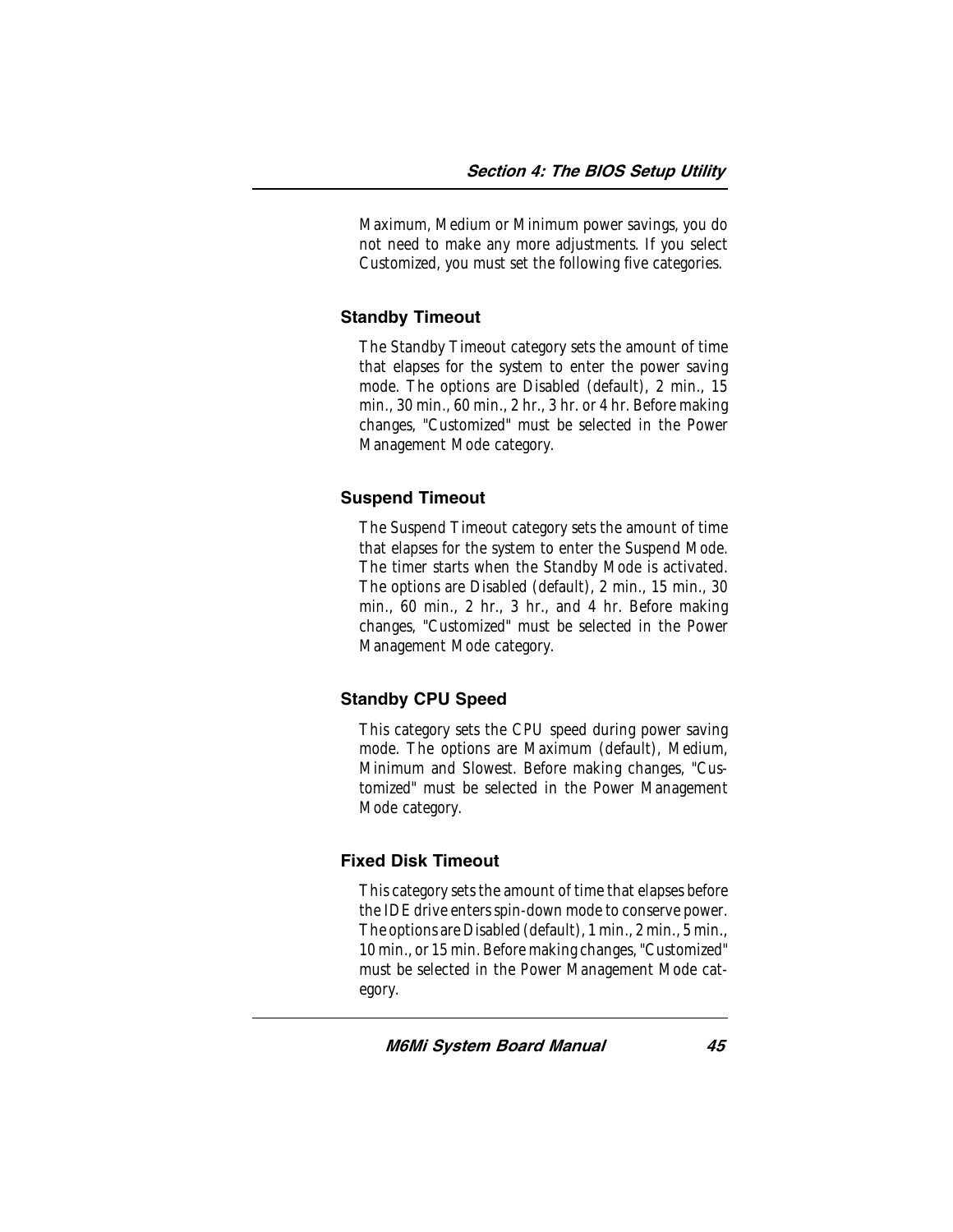Maximum, Medium or Minimum power savings, you do not need to make any more adjustments. If you select Customized, you must set the following five categories.

### Standby Timeout

The Standby Timeout category sets the amount of time that elapses for the system to enter the power saving mode. The options are Disabled (default), 2 min., 15 min., 30 min., 60 min., 2 hr., 3 hr. or 4 hr. Before making changes, "Customized" must be selected in the Power Management Mode category.

### Suspend Timeout

The Suspend Timeout category sets the amount of time that elapses for the system to enter the Suspend Mode. The timer starts when the Standby Mode is activated. The options are Disabled (default), 2 min., 15 min., 30 min., 60 min., 2 hr., 3 hr., and 4 hr. Before making changes, "Customized" must be selected in the Power Management Mode category.

### Standby CPU Speed

This category sets the CPU speed during power saving mode. The options are Maximum (default), Medium, Minimum and Slowest. Before making changes, "Customized" must be selected in the Power Management Mode category.

### Fixed Disk Timeout

This category sets the amount of time that elapses before the IDE drive enters spin-down mode to conserve power. The options are Disabled (default), 1 min., 2 min., 5 min., 10 min., or 15 min. Before making changes, "Customized" must be selected in the Power Management Mode category.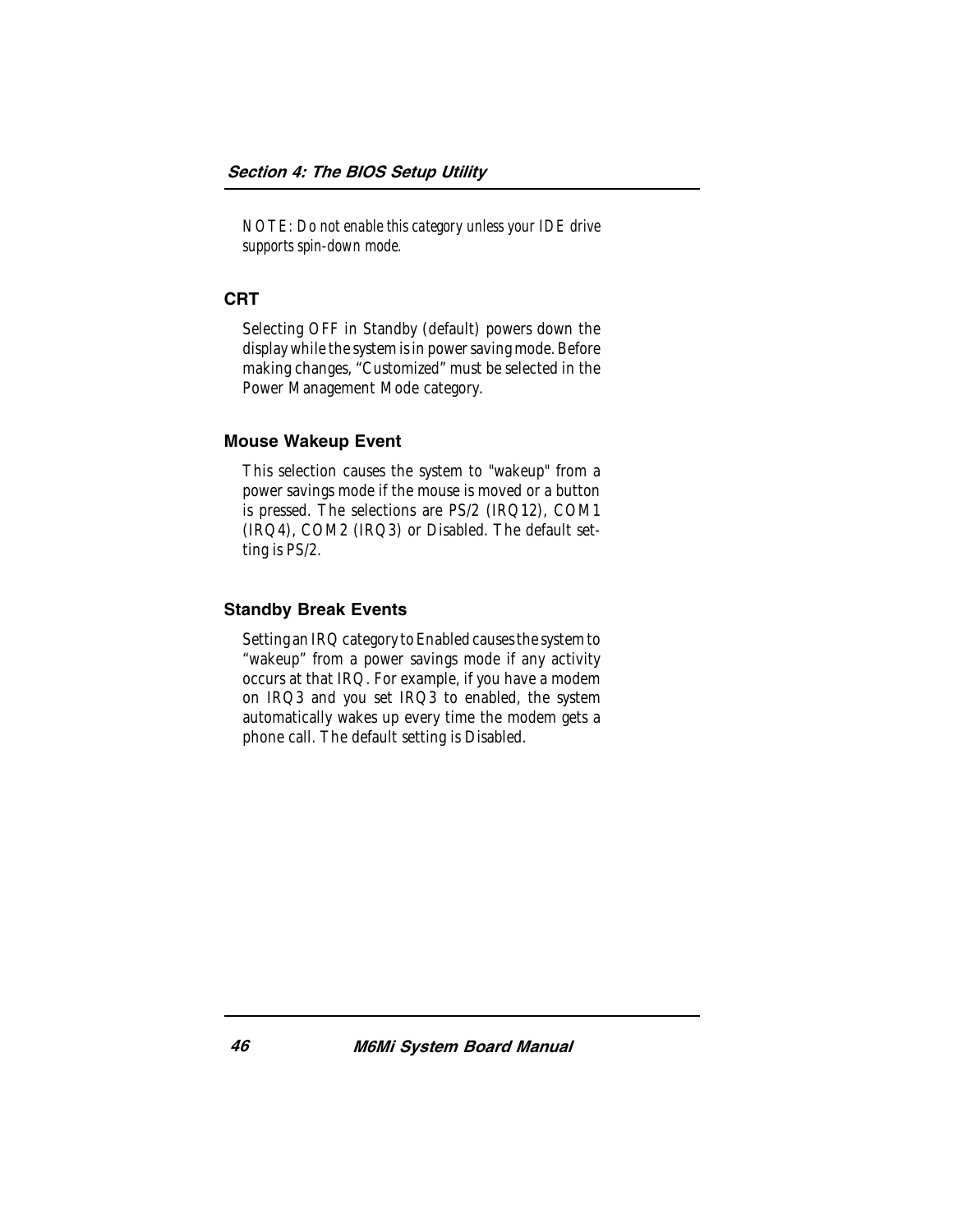*NOTE: Do not enable this category unless your IDE drive supports spin-down mode.*

### CRT

Selecting OFF in Standby (default) powers down the display while the system is in power saving mode. Before making changes, “Customized” must be selected in the Power Management Mode category.

### Mouse Wakeup Event

This selection causes the system to "wakeup" from a power savings mode if the mouse is moved or a button is pressed. The selections are PS/2 (IRQ12), COM1 (IRQ4), COM2 (IRQ3) or Disabled. The default setting is PS/2.

### Standby Break Events

Setting an IRQ category to Enabled causes the system to “wakeup” from a power savings mode if any activity occurs at that IRQ. For example, if you have a modem on IRQ3 and you set IRQ3 to enabled, the system automatically wakes up every time the modem gets a phone call. The default setting is Disabled.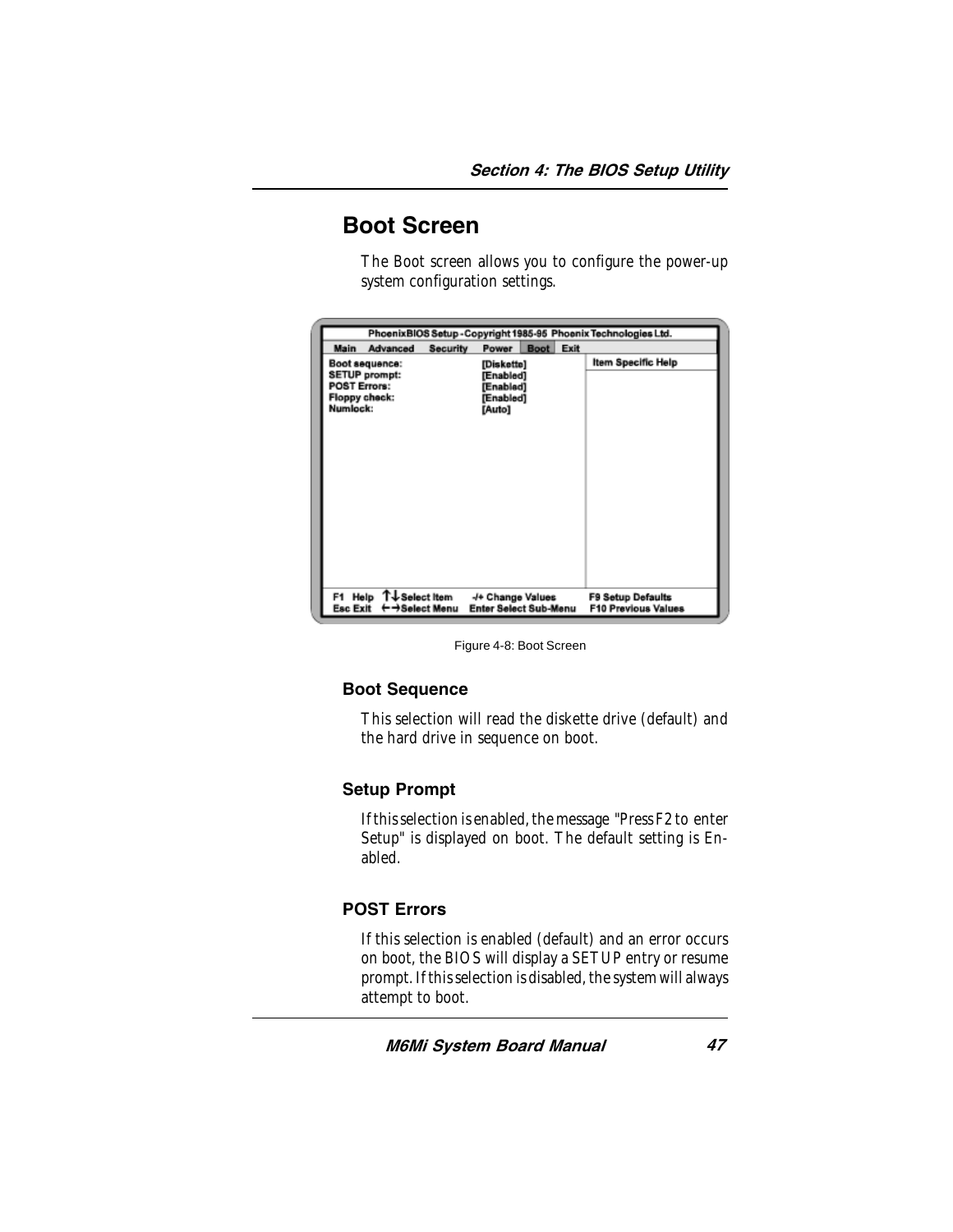# Boot Screen

The Boot screen allows you to configure the power-up system configuration settings.

```
PhoenixBIOS Setup - Copyright 1985-95 Phoenix Technologies Ltd.
Main   Advanced   Security   Power   Boot   Exit

Boot sequence:          [Diskette]          Item Specific Help
SETUP prompt:           [Enabled]
POST Errors:            [Enabled]
Floppy check:           [Enabled]
Numlock:                [Auto]

F1  Help  ↑↓ Select Item    -/+ Change Values        F9 Setup Defaults
Esc Exit  ←→ Select Menu    Enter Select Sub-Menu    F10 Previous Values
```

Figure 4-8: Boot Screen

## Boot Sequence

This selection will read the diskette drive (default) and the hard drive in sequence on boot.

## Setup Prompt

If this selection is enabled, the message "Press F2 to enter Setup" is displayed on boot. The default setting is Enabled.

## POST Errors

If this selection is enabled (default) and an error occurs on boot, the BIOS will display a SETUP entry or resume prompt. If this selection is disabled, the system will always attempt to boot.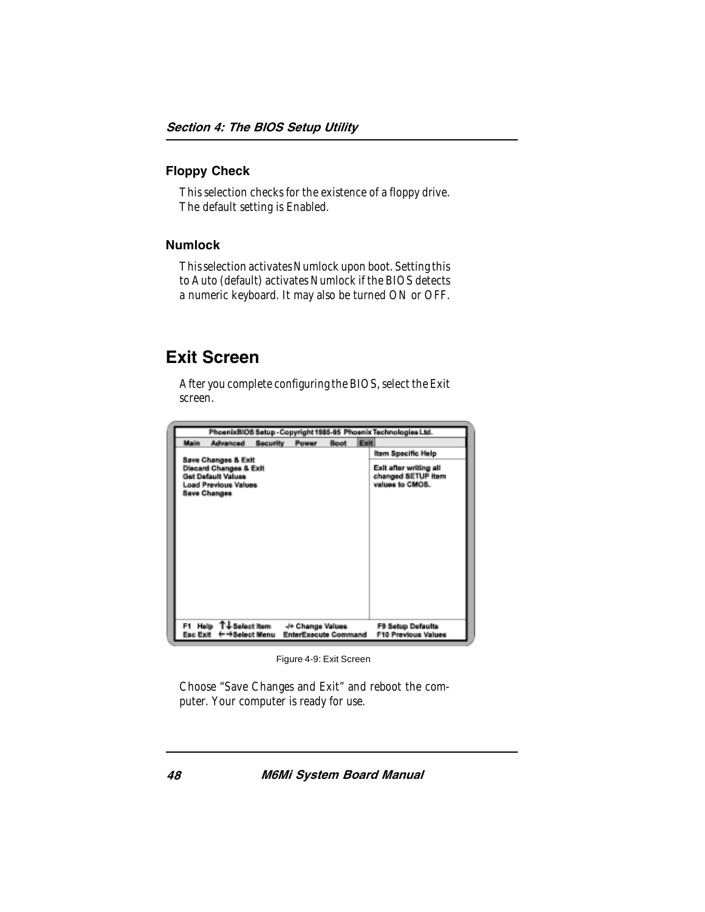### Floppy Check

This selection checks for the existence of a floppy drive. The default setting is Enabled.

### Numlock

This selection activates Numlock upon boot. Setting this to Auto (default) activates Numlock if the BIOS detects a numeric keyboard. It may also be turned ON or OFF.

## Exit Screen

After you complete configuring the BIOS, select the Exit screen.

```
PhoenixBIOS Setup - Copyright 1985-95 Phoenix Technologies Ltd.
Main   Advanced   Security   Power   Boot   Exit

Save Changes & Exit                         Item Specific Help
Discard Changes & Exit
Get Default Values                          Exit after writing all
Load Previous Values                        changed SETUP item
Save Changes                                values to CMOS.

F1  Help  ↑↓ Select Item   -/+ Change Values       F9 Setup Defaults
Esc Exit  ←→ Select Menu   EnterExecute Command   F10 Previous Values
```

Figure 4-9: Exit Screen

Choose "Save Changes and Exit" and reboot the computer. Your computer is ready for use.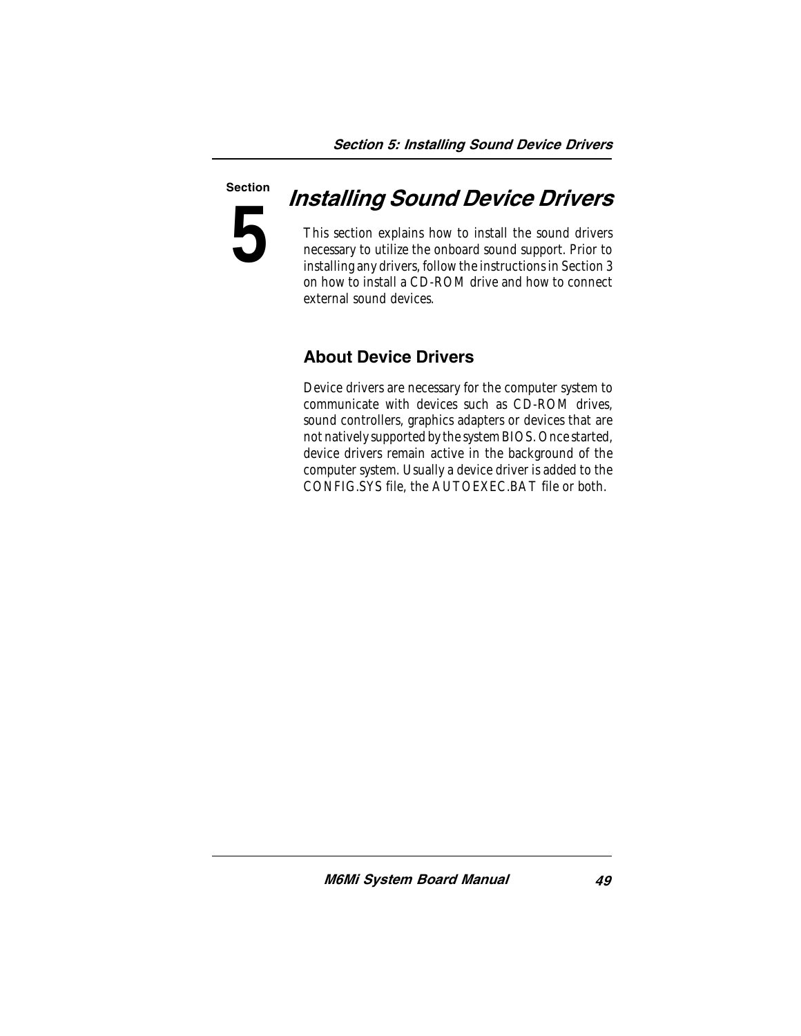Section

# 5

# Installing Sound Device Drivers

This section explains how to install the sound drivers necessary to utilize the onboard sound support. Prior to installing any drivers, follow the instructions in Section 3 on how to install a CD-ROM drive and how to connect external sound devices.

## About Device Drivers

Device drivers are necessary for the computer system to communicate with devices such as CD-ROM drives, sound controllers, graphics adapters or devices that are not natively supported by the system BIOS. Once started, device drivers remain active in the background of the computer system. Usually a device driver is added to the CONFIG.SYS file, the AUTOEXEC.BAT file or both.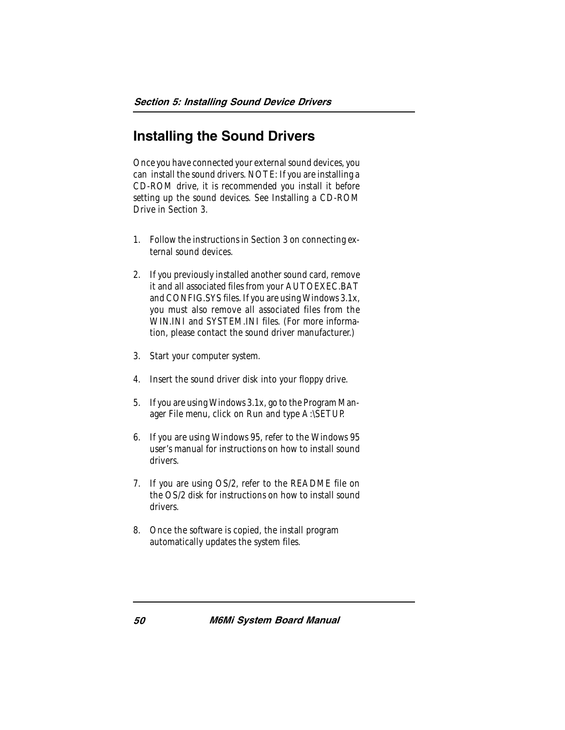## Installing the Sound Drivers

Once you have connected your external sound devices, you can install the sound drivers. NOTE: If you are installing a CD-ROM drive, it is recommended you install it before setting up the sound devices. See Installing a CD-ROM Drive in Section 3.

1. Follow the instructions in Section 3 on connecting external sound devices.

2. If you previously installed another sound card, remove it and all associated files from your AUTOEXEC.BAT and CONFIG.SYS files. If you are using Windows 3.1x, you must also remove all associated files from the WIN.INI and SYSTEM.INI files. (For more information, please contact the sound driver manufacturer.)

3. Start your computer system.

4. Insert the sound driver disk into your floppy drive.

5. If you are using Windows 3.1x, go to the Program Manager File menu, click on Run and type A:\SETUP.

6. If you are using Windows 95, refer to the Windows 95 user's manual for instructions on how to install sound drivers.

7. If you are using OS/2, refer to the README file on the OS/2 disk for instructions on how to install sound drivers.

8. Once the software is copied, the install program automatically updates the system files.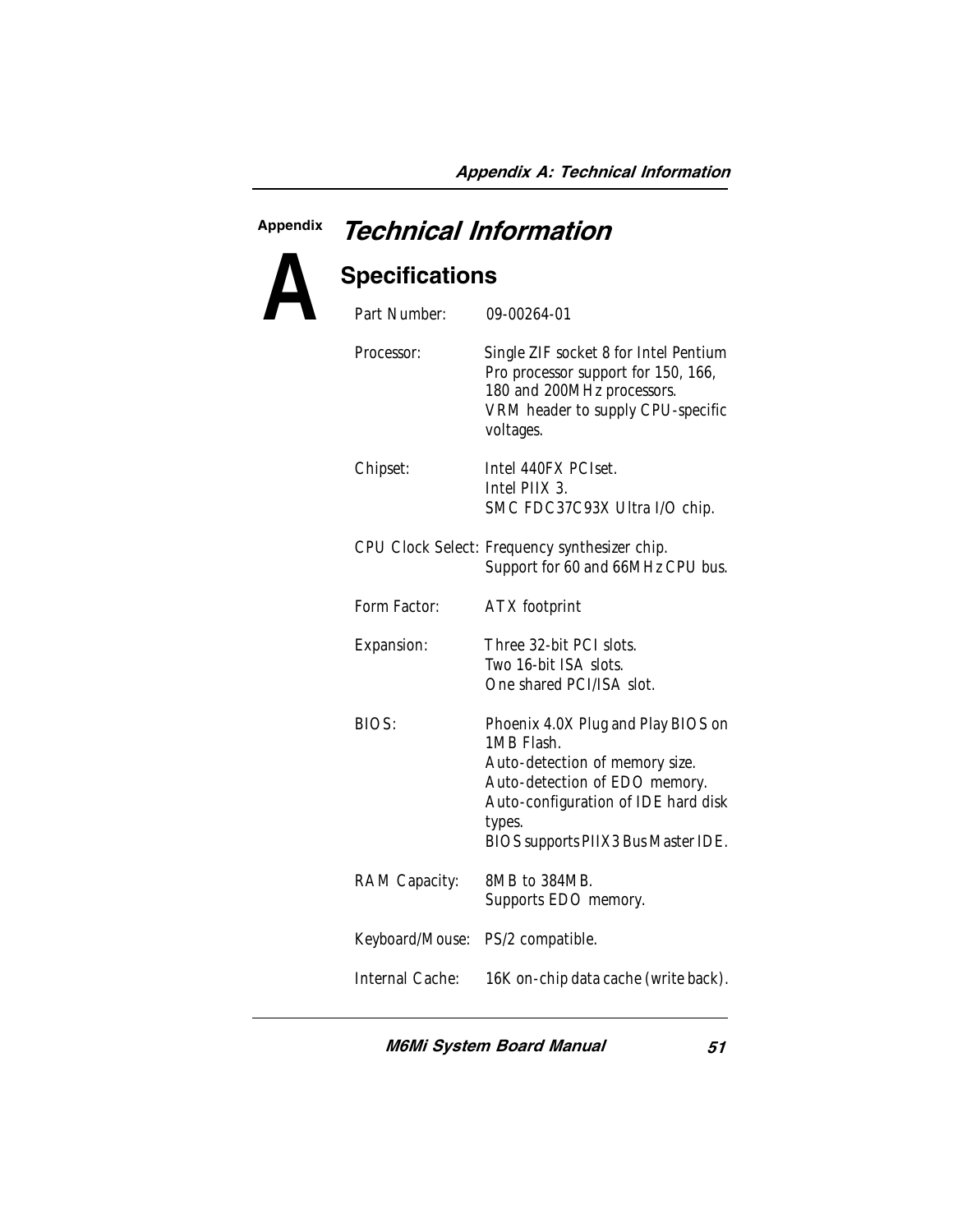# Appendix A: Technical Information

## Specifications

| | |
|---|---|
| Part Number: | 09-00264-01 |
| Processor: | Single ZIF socket 8 for Intel Pentium Pro processor support for 150, 166, 180 and 200MHz processors. VRM header to supply CPU-specific voltages. |
| Chipset: | Intel 440FX PCIset. Intel PIIX 3. SMC FDC37C93X Ultra I/O chip. |
| CPU Clock Select: | Frequency synthesizer chip. Support for 60 and 66MHz CPU bus. |
| Form Factor: | ATX footprint |
| Expansion: | Three 32-bit PCI slots. Two 16-bit ISA slots. One shared PCI/ISA slot. |
| BIOS: | Phoenix 4.0X Plug and Play BIOS on 1MB Flash. Auto-detection of memory size. Auto-detection of EDO memory. Auto-configuration of IDE hard disk types. BIOS supports PIIX3 Bus Master IDE. |
| RAM Capacity: | 8MB to 384MB. Supports EDO memory. |
| Keyboard/Mouse: | PS/2 compatible. |
| Internal Cache: | 16K on-chip data cache (write back). |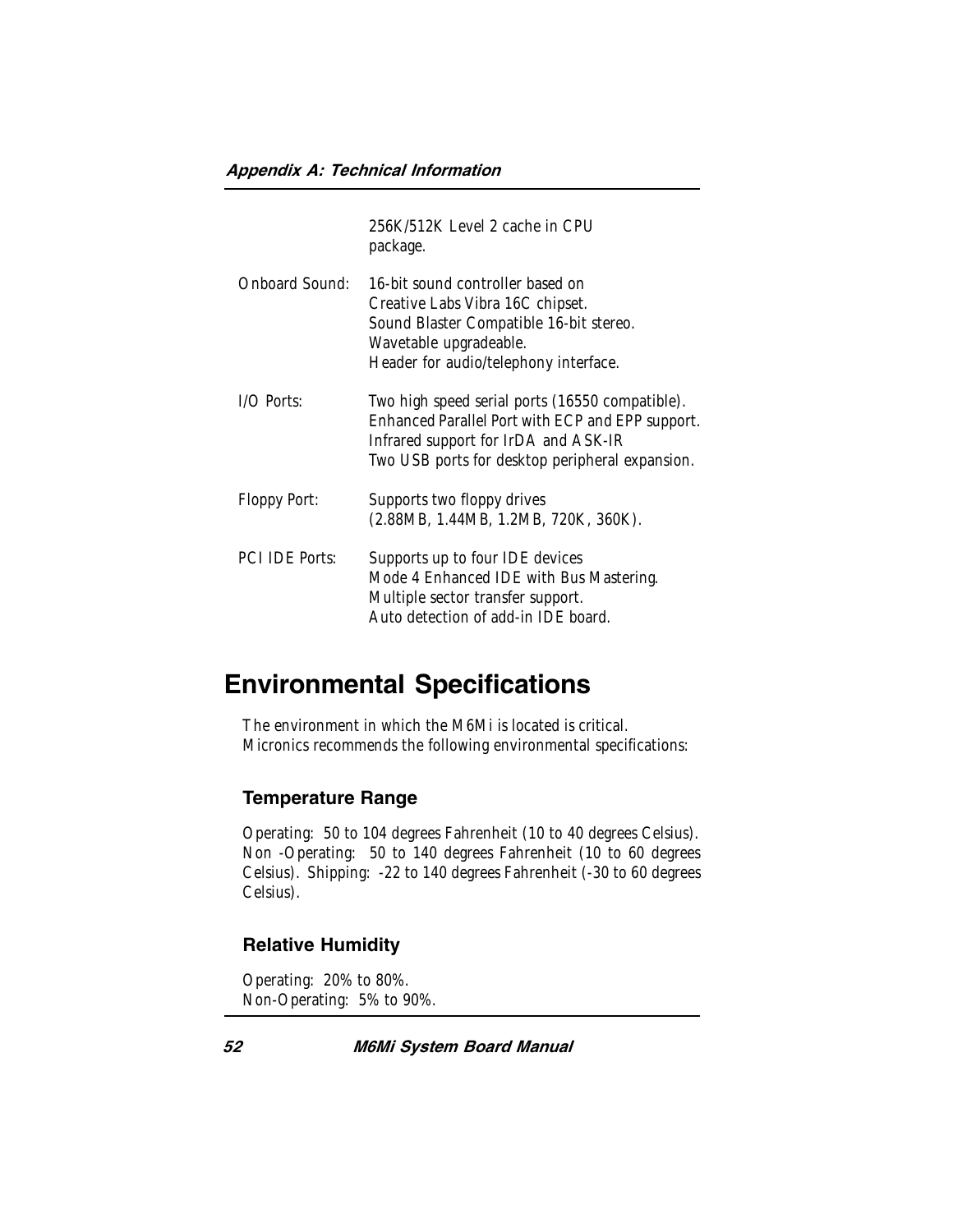| | |
|---|---|
| | 256K/512K Level 2 cache in CPU package. |
| Onboard Sound: | 16-bit sound controller based on Creative Labs Vibra 16C chipset. Sound Blaster Compatible 16-bit stereo. Wavetable upgradeable. Header for audio/telephony interface. |
| I/O Ports: | Two high speed serial ports (16550 compatible). Enhanced Parallel Port with ECP and EPP support. Infrared support for IrDA and ASK-IR Two USB ports for desktop peripheral expansion. |
| Floppy Port: | Supports two floppy drives (2.88MB, 1.44MB, 1.2MB, 720K, 360K). |
| PCI IDE Ports: | Supports up to four IDE devices Mode 4 Enhanced IDE with Bus Mastering. Multiple sector transfer support. Auto detection of add-in IDE board. |

# Environmental Specifications

The environment in which the M6Mi is located is critical. Micronics recommends the following environmental specifications:

## Temperature Range

Operating: 50 to 104 degrees Fahrenheit (10 to 40 degrees Celsius). Non -Operating: 50 to 140 degrees Fahrenheit (10 to 60 degrees Celsius). Shipping: -22 to 140 degrees Fahrenheit (-30 to 60 degrees Celsius).

## Relative Humidity

Operating: 20% to 80%.
Non-Operating: 5% to 90%.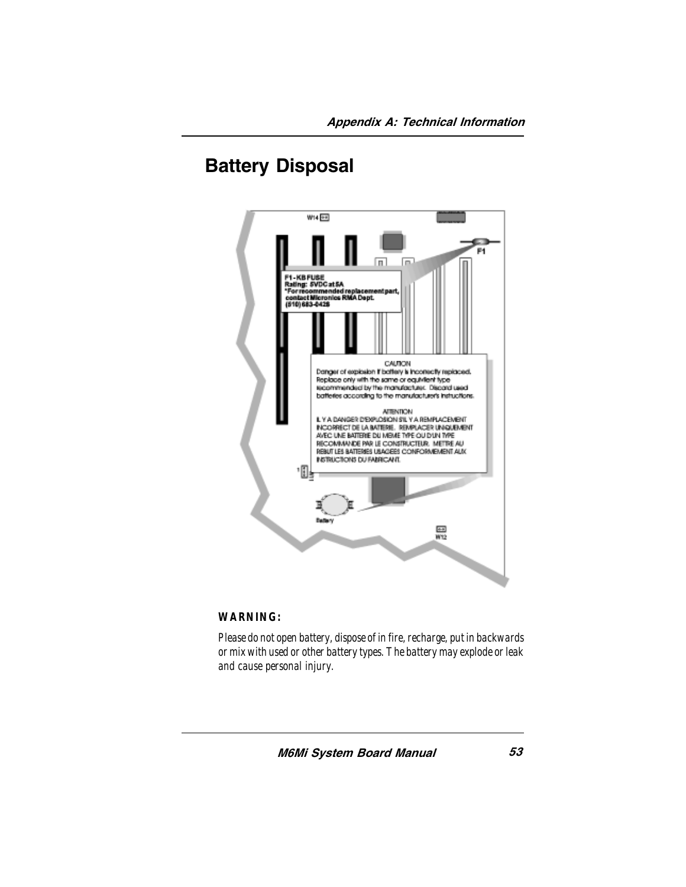# Battery Disposal

F1 - KB FUSE
Rating: 5VDC at 5A
*For recommended replacement part, contact Micronics RMA Dept.
(510) 683-0428

CAUTION
Danger of explosion if battery is incorrectly replaced. Replace only with the same or equivalent type recommended by the manufacturer. Discard used batteries according to the manufacturer's instructions.

ATTENTION
IL Y A DANGER D'EXPLOSION S'IL Y A REMPLACEMENT INCORRECT DE LA BATTERIE. REMPLACER UNIQUEMENT AVEC UNE BATTERIE DU MEME TYPE OU D'UN TYPE RÉCOMMANDE PAR LE CONSTRUCTEUR. METTRE AU REBUT LES BATTERIES USAGEES CONFORMEMENT AUX INSTRUCTIONS DU FABRICANT.

**WARNING:**

*Please do not open battery, dispose of in fire, recharge, put in backwards or mix with used or other battery types. The battery may explode or leak and cause personal injury.*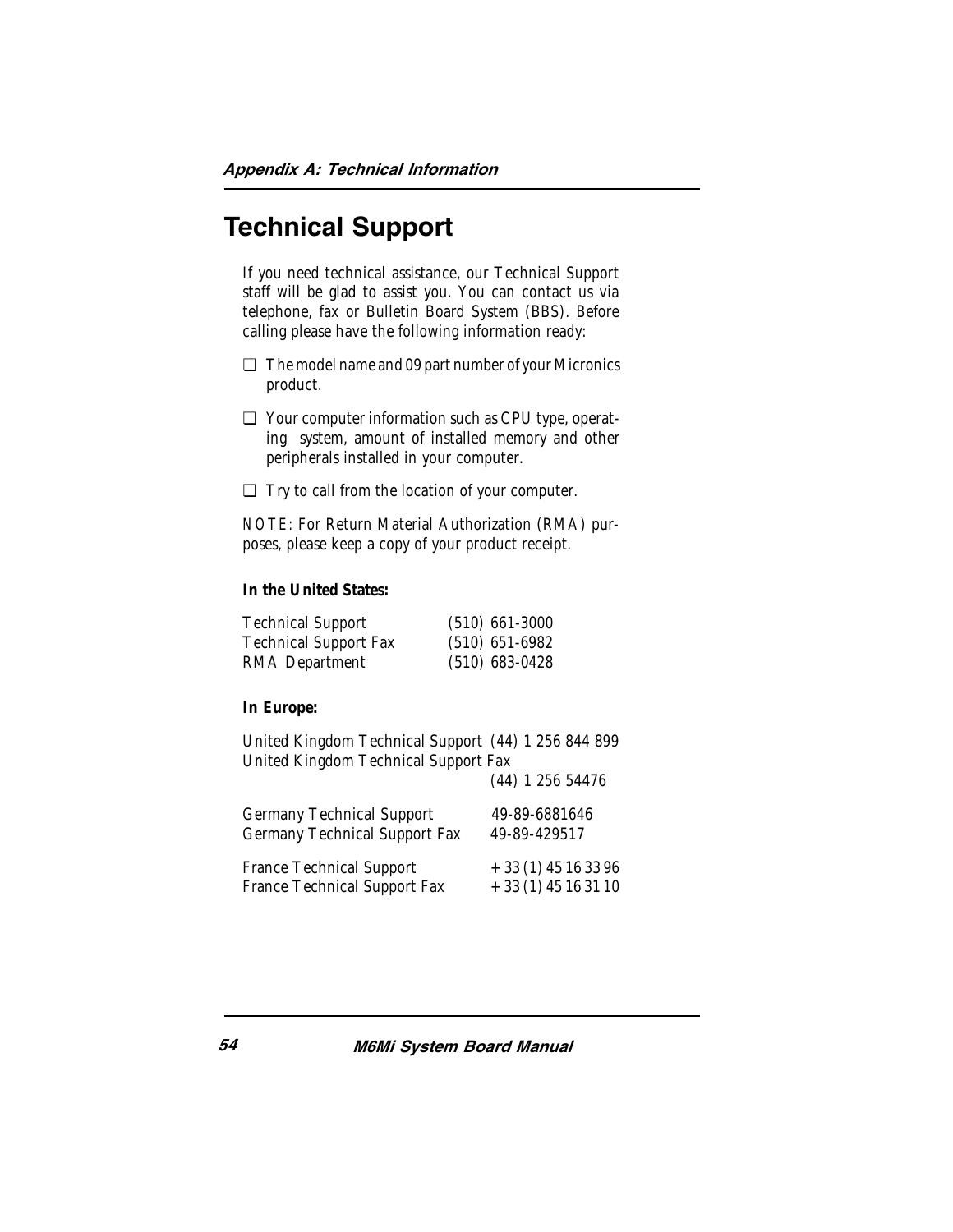# Technical Support

If you need technical assistance, our Technical Support staff will be glad to assist you. You can contact us via telephone, fax or Bulletin Board System (BBS). Before calling please have the following information ready:

- ❑ The model name and 09 part number of your Micronics product.
- ❑ Your computer information such as CPU type, operating system, amount of installed memory and other peripherals installed in your computer.
- ❑ Try to call from the location of your computer.

NOTE: For Return Material Authorization (RMA) purposes, please keep a copy of your product receipt.

**In the United States:**

| | |
|---|---|
| Technical Support | (510) 661-3000 |
| Technical Support Fax | (510) 651-6982 |
| RMA Department | (510) 683-0428 |

**In Europe:**

| | |
|---|---|
| United Kingdom Technical Support | (44) 1 256 844 899 |
| United Kingdom Technical Support Fax | (44) 1 256 54476 |
| Germany Technical Support | 49-89-6881646 |
| Germany Technical Support Fax | 49-89-429517 |
| France Technical Support | + 33 (1) 45 16 33 96 |
| France Technical Support Fax | + 33 (1) 45 16 31 10 |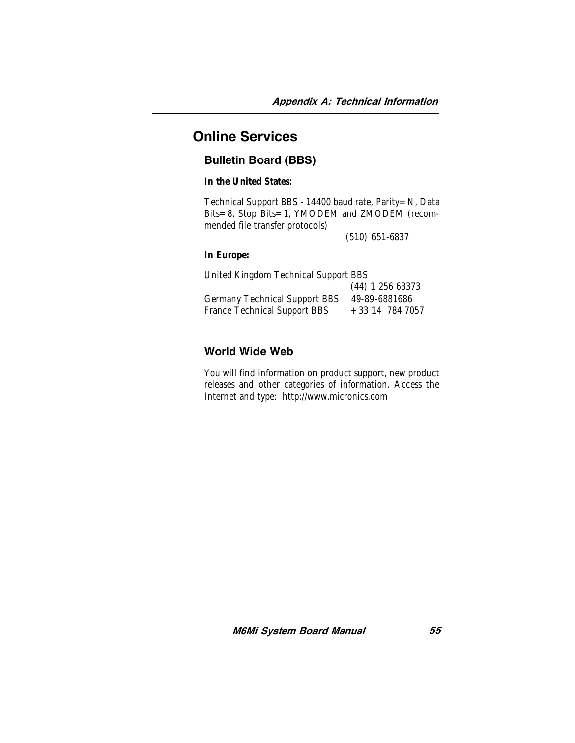# Online Services

## Bulletin Board (BBS)

**In the United States:**

Technical Support BBS - 14400 baud rate, Parity=N, Data Bits=8, Stop Bits=1, YMODEM and ZMODEM (recommended file transfer protocols)

(510) 651-6837

**In Europe:**

United Kingdom Technical Support BBS (44) 1 256 63373

Germany Technical Support BBS 49-89-6881686

France Technical Support BBS +33 14 784 7057

## World Wide Web

You will find information on product support, new product releases and other categories of information. Access the Internet and type: http://www.micronics.com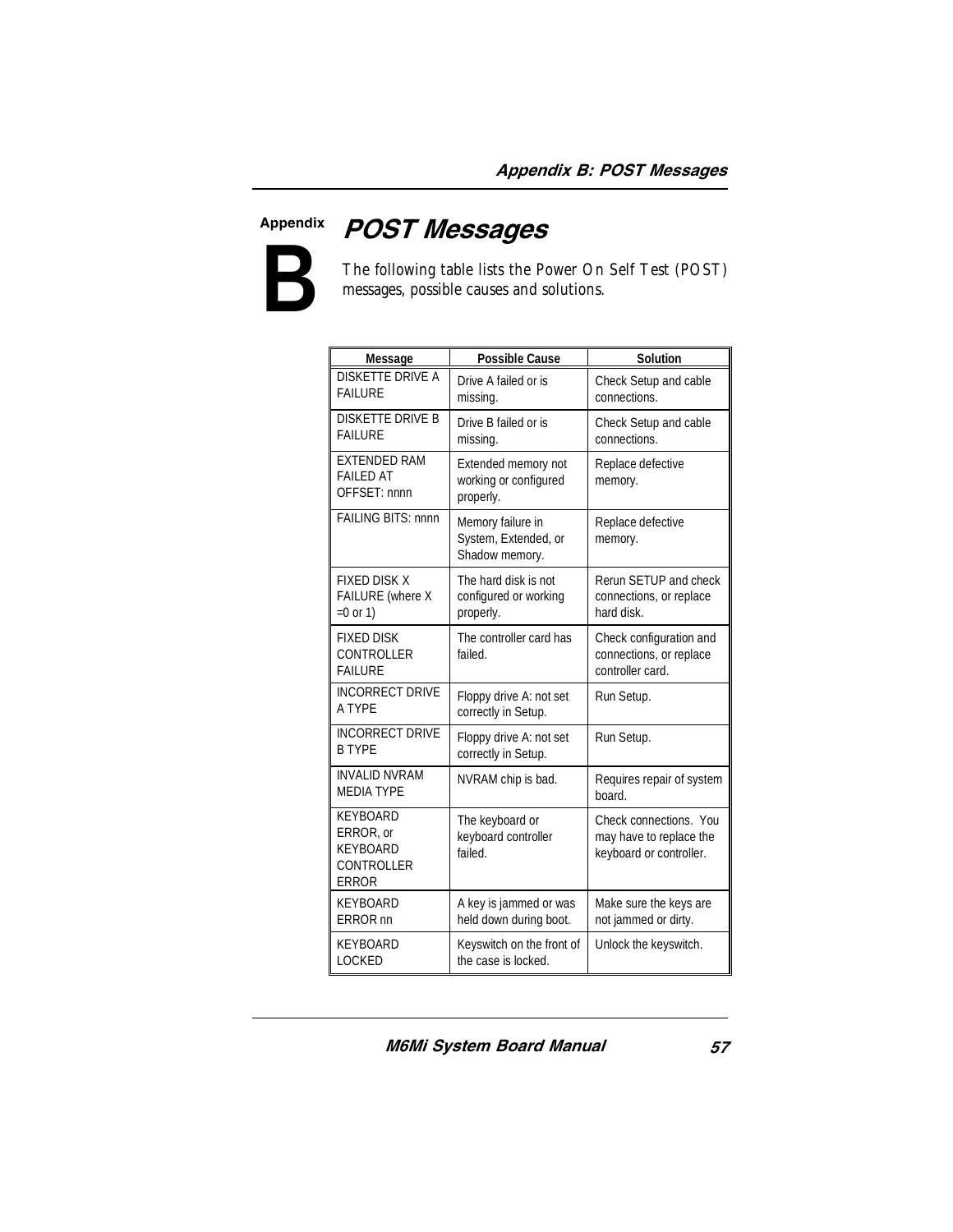# Appendix B

## POST Messages

The following table lists the Power On Self Test (POST) messages, possible causes and solutions.

| Message | Possible Cause | Solution |
|---|---|---|
| DISKETTE DRIVE A FAILURE | Drive A failed or is missing. | Check Setup and cable connections. |
| DISKETTE DRIVE B FAILURE | Drive B failed or is missing. | Check Setup and cable connections. |
| EXTENDED RAM FAILED AT OFFSET: nnnn | Extended memory not working or configured properly. | Replace defective memory. |
| FAILING BITS: nnnn | Memory failure in System, Extended, or Shadow memory. | Replace defective memory. |
| FIXED DISK X FAILURE (where X =0 or 1) | The hard disk is not configured or working properly. | Rerun SETUP and check connections, or replace hard disk. |
| FIXED DISK CONTROLLER FAILURE | The controller card has failed. | Check configuration and connections, or replace controller card. |
| INCORRECT DRIVE A TYPE | Floppy drive A: not set correctly in Setup. | Run Setup. |
| INCORRECT DRIVE B TYPE | Floppy drive A: not set correctly in Setup. | Run Setup. |
| INVALID NVRAM MEDIA TYPE | NVRAM chip is bad. | Requires repair of system board. |
| KEYBOARD ERROR, or KEYBOARD CONTROLLER ERROR | The keyboard or keyboard controller failed. | Check connections. You may have to replace the keyboard or controller. |
| KEYBOARD ERROR nn | A key is jammed or was held down during boot. | Make sure the keys are not jammed or dirty. |
| KEYBOARD LOCKED | Keyswitch on the front of the case is locked. | Unlock the keyswitch. |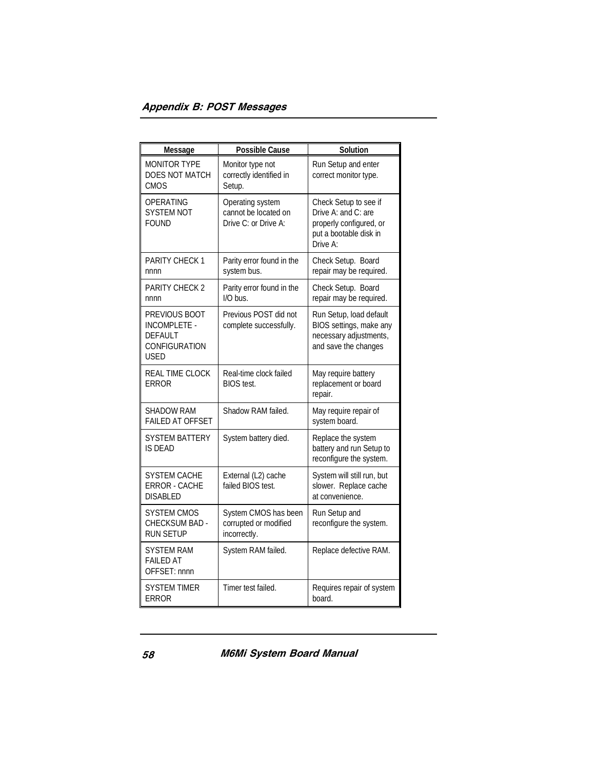| Message | Possible Cause | Solution |
| --- | --- | --- |
| MONITOR TYPE DOES NOT MATCH CMOS | Monitor type not correctly identified in Setup. | Run Setup and enter correct monitor type. |
| OPERATING SYSTEM NOT FOUND | Operating system cannot be located on Drive C: or Drive A: | Check Setup to see if Drive A: and C: are properly configured, or put a bootable disk in Drive A: |
| PARITY CHECK 1 nnnn | Parity error found in the system bus. | Check Setup. Board repair may be required. |
| PARITY CHECK 2 nnnn | Parity error found in the I/O bus. | Check Setup. Board repair may be required. |
| PREVIOUS BOOT INCOMPLETE - DEFAULT CONFIGURATION USED | Previous POST did not complete successfully. | Run Setup, load default BIOS settings, make any necessary adjustments, and save the changes |
| REAL TIME CLOCK ERROR | Real-time clock failed BIOS test. | May require battery replacement or board repair. |
| SHADOW RAM FAILED AT OFFSET | Shadow RAM failed. | May require repair of system board. |
| SYSTEM BATTERY IS DEAD | System battery died. | Replace the system battery and run Setup to reconfigure the system. |
| SYSTEM CACHE ERROR - CACHE DISABLED | External (L2) cache failed BIOS test. | System will still run, but slower. Replace cache at convenience. |
| SYSTEM CMOS CHECKSUM BAD - RUN SETUP | System CMOS has been corrupted or modified incorrectly. | Run Setup and reconfigure the system. |
| SYSTEM RAM FAILED AT OFFSET: nnnn | System RAM failed. | Replace defective RAM. |
| SYSTEM TIMER ERROR | Timer test failed. | Requires repair of system board. |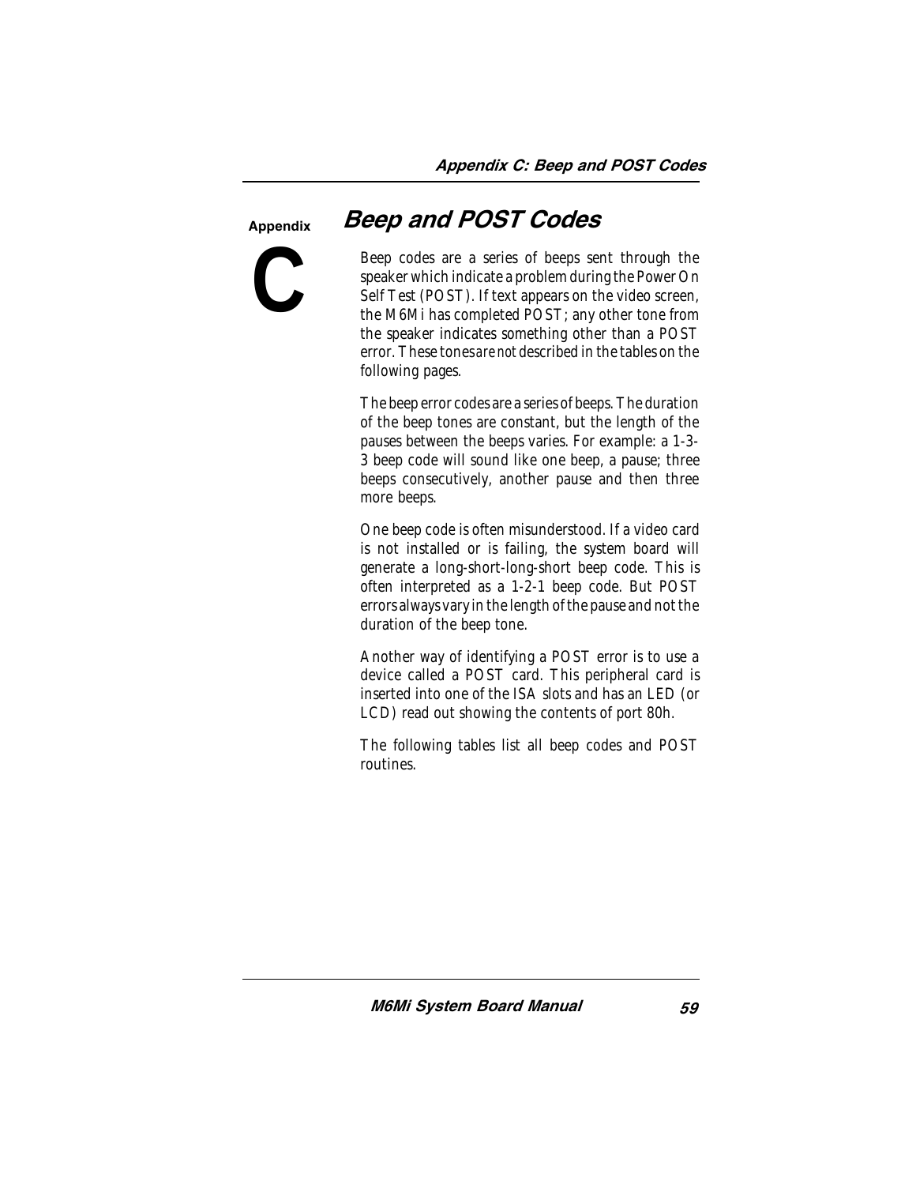# Appendix C

## Beep and POST Codes

Beep codes are a series of beeps sent through the speaker which indicate a problem during the Power On Self Test (POST). If text appears on the video screen, the M6Mi has completed POST; any other tone from the speaker indicates something other than a POST error. These tones *are not* described in the tables on the following pages.

The beep error codes are a series of beeps. The duration of the beep tones are constant, but the length of the pauses between the beeps varies. For example: a 1-3-3 beep code will sound like one beep, a pause; three beeps consecutively, another pause and then three more beeps.

One beep code is often misunderstood. If a video card is not installed or is failing, the system board will generate a long-short-long-short beep code. This is often interpreted as a 1-2-1 beep code. But POST errors always vary in the length of the pause and not the duration of the beep tone.

Another way of identifying a POST error is to use a device called a POST card. This peripheral card is inserted into one of the ISA slots and has an LED (or LCD) read out showing the contents of port 80h.

The following tables list all beep codes and POST routines.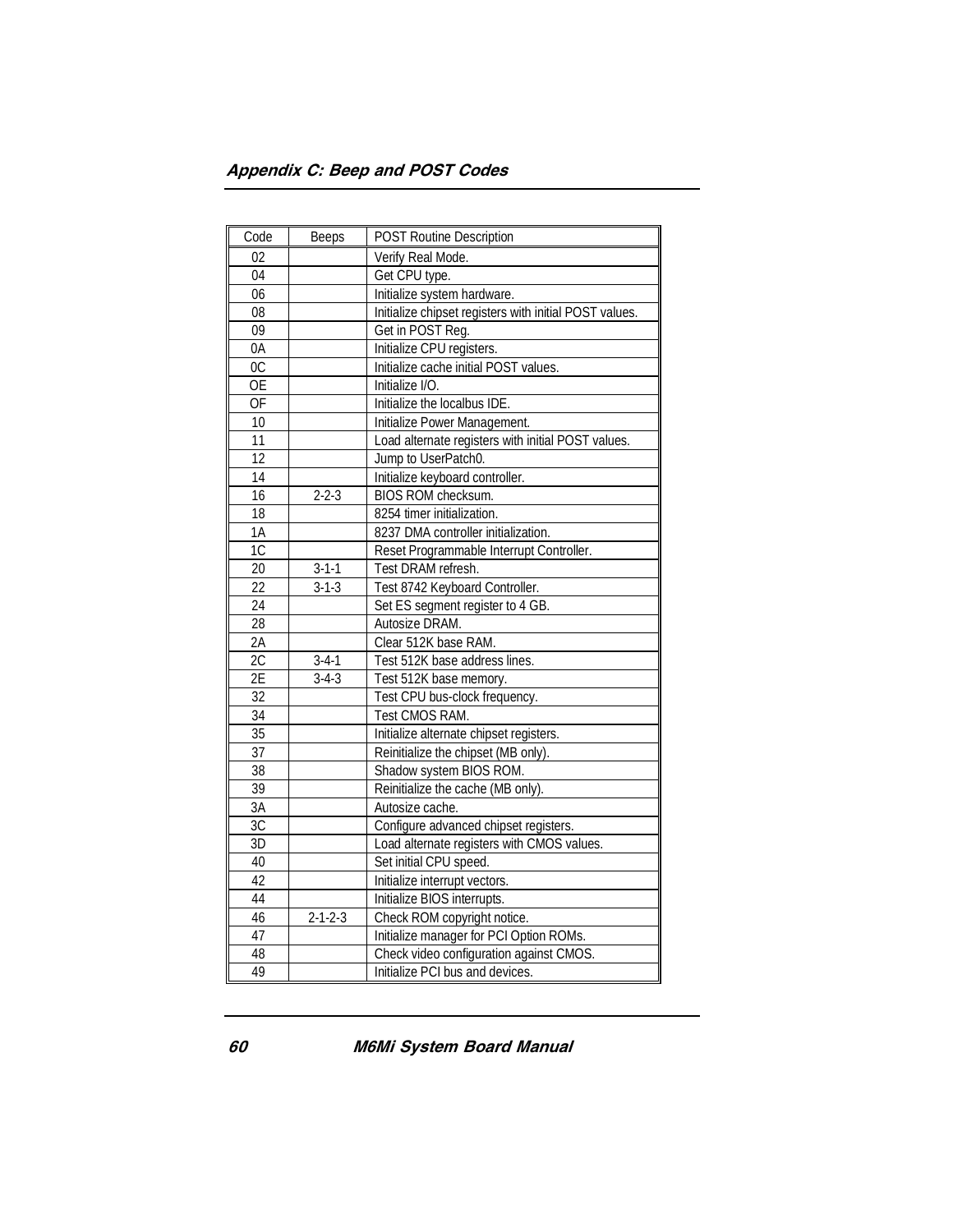| Code | Beeps | POST Routine Description |
|---|---|---|
| 02 | | Verify Real Mode. |
| 04 | | Get CPU type. |
| 06 | | Initialize system hardware. |
| 08 | | Initialize chipset registers with initial POST values. |
| 09 | | Get in POST Reg. |
| 0A | | Initialize CPU registers. |
| 0C | | Initialize cache initial POST values. |
| OE | | Initialize I/O. |
| OF | | Initialize the localbus IDE. |
| 10 | | Initialize Power Management. |
| 11 | | Load alternate registers with initial POST values. |
| 12 | | Jump to UserPatch0. |
| 14 | | Initialize keyboard controller. |
| 16 | 2-2-3 | BIOS ROM checksum. |
| 18 | | 8254 timer initialization. |
| 1A | | 8237 DMA controller initialization. |
| 1C | | Reset Programmable Interrupt Controller. |
| 20 | 3-1-1 | Test DRAM refresh. |
| 22 | 3-1-3 | Test 8742 Keyboard Controller. |
| 24 | | Set ES segment register to 4 GB. |
| 28 | | Autosize DRAM. |
| 2A | | Clear 512K base RAM. |
| 2C | 3-4-1 | Test 512K base address lines. |
| 2E | 3-4-3 | Test 512K base memory. |
| 32 | | Test CPU bus-clock frequency. |
| 34 | | Test CMOS RAM. |
| 35 | | Initialize alternate chipset registers. |
| 37 | | Reinitialize the chipset (MB only). |
| 38 | | Shadow system BIOS ROM. |
| 39 | | Reinitialize the cache (MB only). |
| 3A | | Autosize cache. |
| 3C | | Configure advanced chipset registers. |
| 3D | | Load alternate registers with CMOS values. |
| 40 | | Set initial CPU speed. |
| 42 | | Initialize interrupt vectors. |
| 44 | | Initialize BIOS interrupts. |
| 46 | 2-1-2-3 | Check ROM copyright notice. |
| 47 | | Initialize manager for PCI Option ROMs. |
| 48 | | Check video configuration against CMOS. |
| 49 | | Initialize PCI bus and devices. |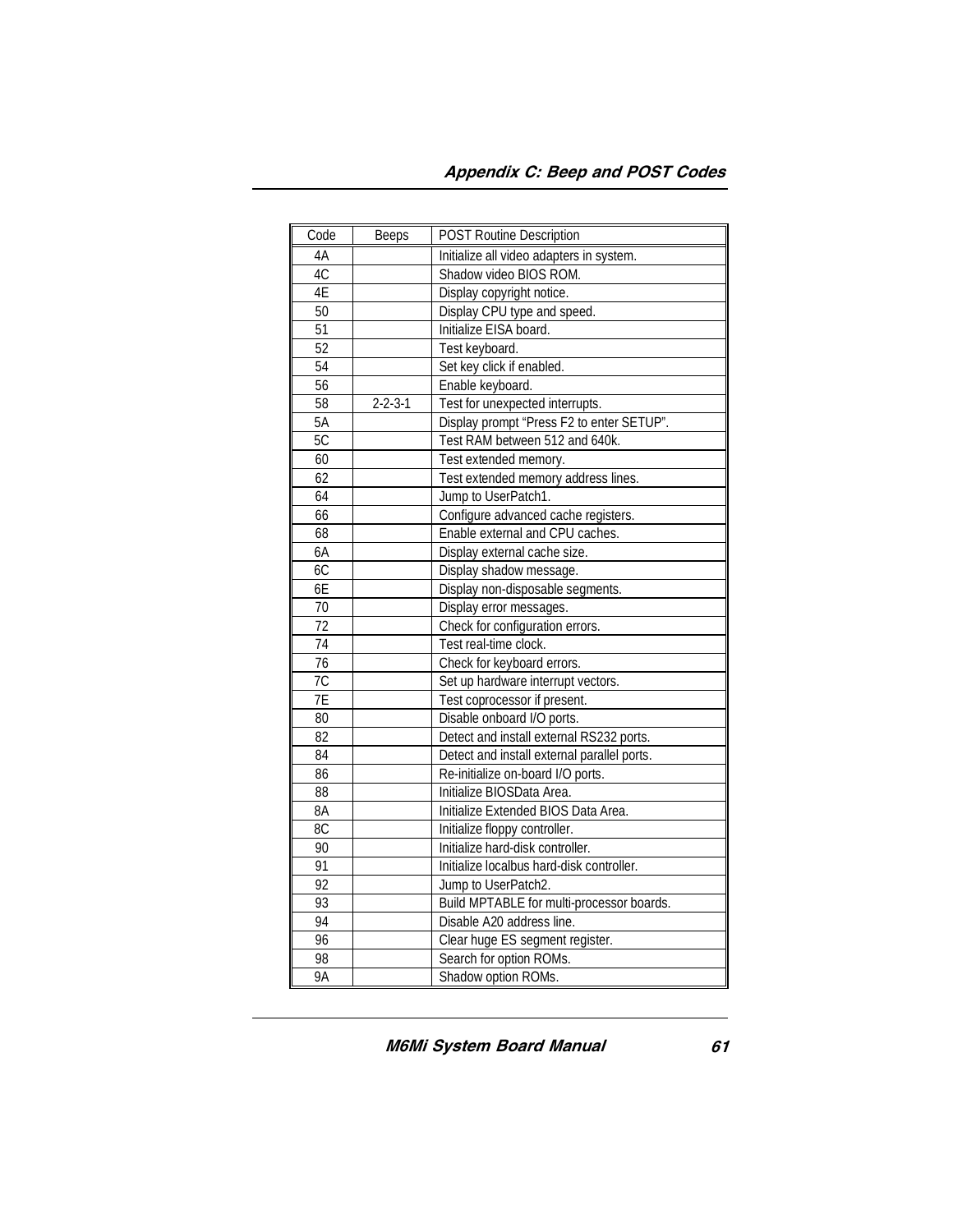| Code | Beeps | POST Routine Description |
|---|---|---|
| 4A | | Initialize all video adapters in system. |
| 4C | | Shadow video BIOS ROM. |
| 4E | | Display copyright notice. |
| 50 | | Display CPU type and speed. |
| 51 | | Initialize EISA board. |
| 52 | | Test keyboard. |
| 54 | | Set key click if enabled. |
| 56 | | Enable keyboard. |
| 58 | 2-2-3-1 | Test for unexpected interrupts. |
| 5A | | Display prompt "Press F2 to enter SETUP". |
| 5C | | Test RAM between 512 and 640k. |
| 60 | | Test extended memory. |
| 62 | | Test extended memory address lines. |
| 64 | | Jump to UserPatch1. |
| 66 | | Configure advanced cache registers. |
| 68 | | Enable external and CPU caches. |
| 6A | | Display external cache size. |
| 6C | | Display shadow message. |
| 6E | | Display non-disposable segments. |
| 70 | | Display error messages. |
| 72 | | Check for configuration errors. |
| 74 | | Test real-time clock. |
| 76 | | Check for keyboard errors. |
| 7C | | Set up hardware interrupt vectors. |
| 7E | | Test coprocessor if present. |
| 80 | | Disable onboard I/O ports. |
| 82 | | Detect and install external RS232 ports. |
| 84 | | Detect and install external parallel ports. |
| 86 | | Re-initialize on-board I/O ports. |
| 88 | | Initialize BIOSData Area. |
| 8A | | Initialize Extended BIOS Data Area. |
| 8C | | Initialize floppy controller. |
| 90 | | Initialize hard-disk controller. |
| 91 | | Initialize localbus hard-disk controller. |
| 92 | | Jump to UserPatch2. |
| 93 | | Build MPTABLE for multi-processor boards. |
| 94 | | Disable A20 address line. |
| 96 | | Clear huge ES segment register. |
| 98 | | Search for option ROMs. |
| 9A | | Shadow option ROMs. |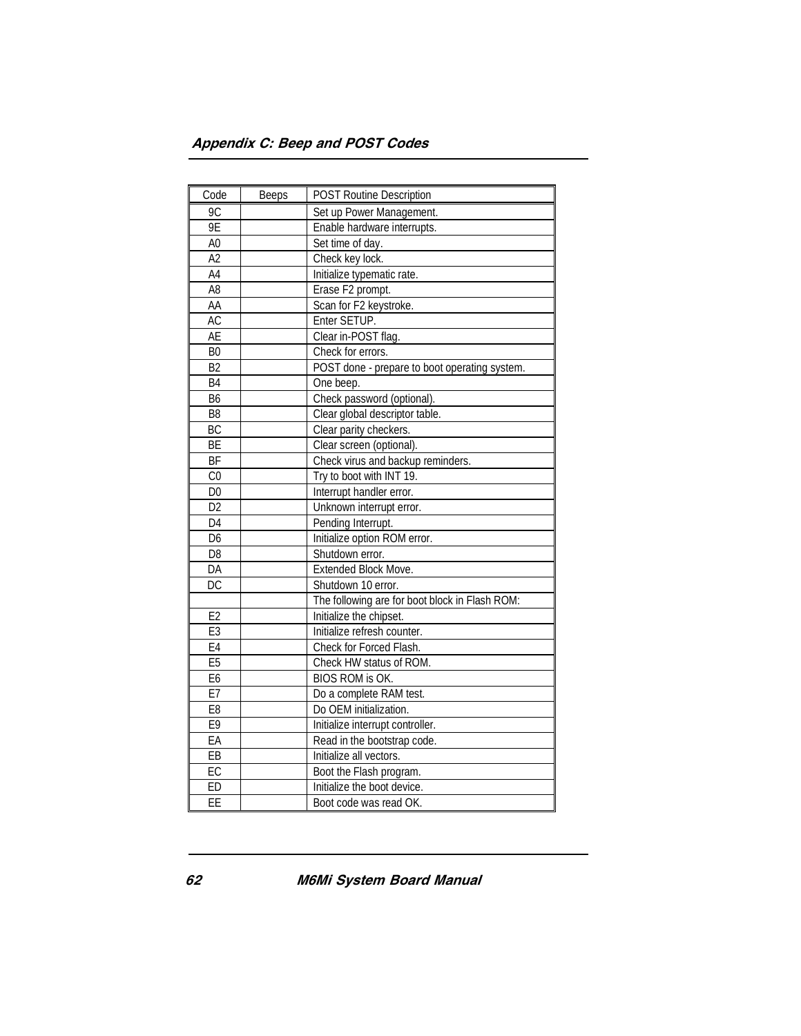| Code | Beeps | POST Routine Description |
|---|---|---|
| 9C | | Set up Power Management. |
| 9E | | Enable hardware interrupts. |
| A0 | | Set time of day. |
| A2 | | Check key lock. |
| A4 | | Initialize typematic rate. |
| A8 | | Erase F2 prompt. |
| AA | | Scan for F2 keystroke. |
| AC | | Enter SETUP. |
| AE | | Clear in-POST flag. |
| B0 | | Check for errors. |
| B2 | | POST done - prepare to boot operating system. |
| B4 | | One beep. |
| B6 | | Check password (optional). |
| B8 | | Clear global descriptor table. |
| BC | | Clear parity checkers. |
| BE | | Clear screen (optional). |
| BF | | Check virus and backup reminders. |
| C0 | | Try to boot with INT 19. |
| D0 | | Interrupt handler error. |
| D2 | | Unknown interrupt error. |
| D4 | | Pending Interrupt. |
| D6 | | Initialize option ROM error. |
| D8 | | Shutdown error. |
| DA | | Extended Block Move. |
| DC | | Shutdown 10 error. |
| | | The following are for boot block in Flash ROM: |
| E2 | | Initialize the chipset. |
| E3 | | Initialize refresh counter. |
| E4 | | Check for Forced Flash. |
| E5 | | Check HW status of ROM. |
| E6 | | BIOS ROM is OK. |
| E7 | | Do a complete RAM test. |
| E8 | | Do OEM initialization. |
| E9 | | Initialize interrupt controller. |
| EA | | Read in the bootstrap code. |
| EB | | Initialize all vectors. |
| EC | | Boot the Flash program. |
| ED | | Initialize the boot device. |
| EE | | Boot code was read OK. |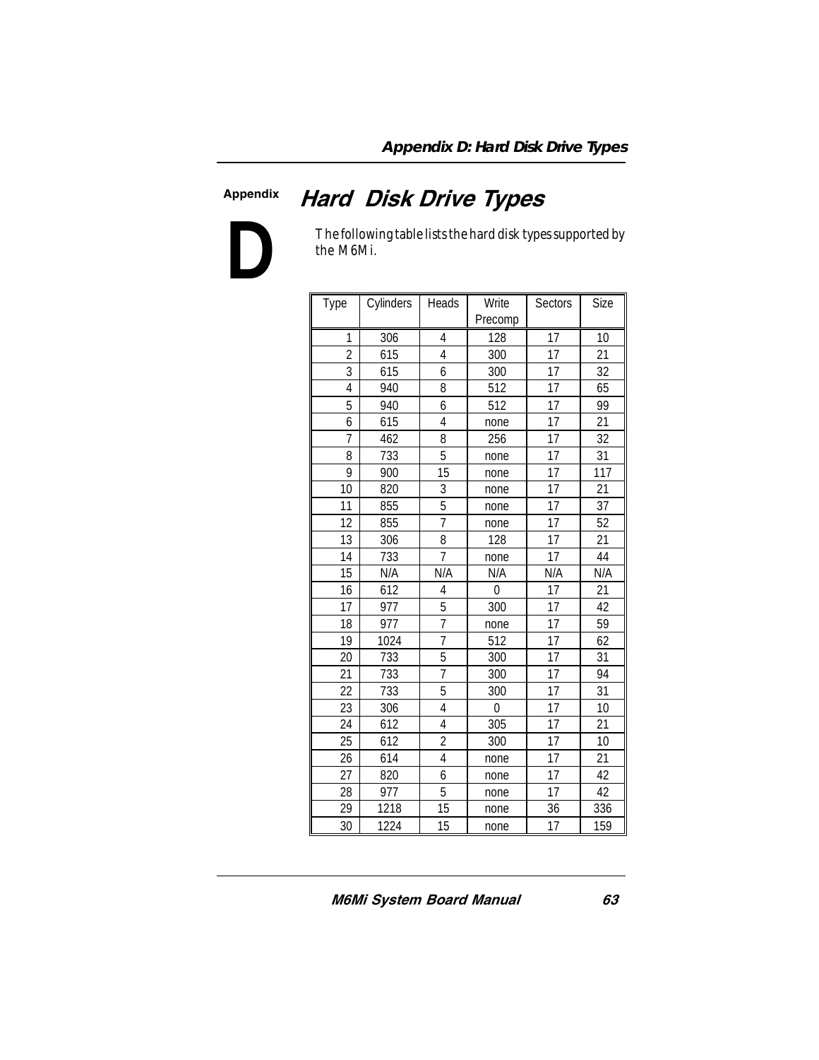## Appendix D

# Hard Disk Drive Types

The following table lists the hard disk types supported by the M6Mi.

| Type | Cylinders | Heads | Write Precomp | Sectors | Size |
|---|---|---|---|---|---|
| 1 | 306 | 4 | 128 | 17 | 10 |
| 2 | 615 | 4 | 300 | 17 | 21 |
| 3 | 615 | 6 | 300 | 17 | 32 |
| 4 | 940 | 8 | 512 | 17 | 65 |
| 5 | 940 | 6 | 512 | 17 | 99 |
| 6 | 615 | 4 | none | 17 | 21 |
| 7 | 462 | 8 | 256 | 17 | 32 |
| 8 | 733 | 5 | none | 17 | 31 |
| 9 | 900 | 15 | none | 17 | 117 |
| 10 | 820 | 3 | none | 17 | 21 |
| 11 | 855 | 5 | none | 17 | 37 |
| 12 | 855 | 7 | none | 17 | 52 |
| 13 | 306 | 8 | 128 | 17 | 21 |
| 14 | 733 | 7 | none | 17 | 44 |
| 15 | N/A | N/A | N/A | N/A | N/A |
| 16 | 612 | 4 | 0 | 17 | 21 |
| 17 | 977 | 5 | 300 | 17 | 42 |
| 18 | 977 | 7 | none | 17 | 59 |
| 19 | 1024 | 7 | 512 | 17 | 62 |
| 20 | 733 | 5 | 300 | 17 | 31 |
| 21 | 733 | 7 | 300 | 17 | 94 |
| 22 | 733 | 5 | 300 | 17 | 31 |
| 23 | 306 | 4 | 0 | 17 | 10 |
| 24 | 612 | 4 | 305 | 17 | 21 |
| 25 | 612 | 2 | 300 | 17 | 10 |
| 26 | 614 | 4 | none | 17 | 21 |
| 27 | 820 | 6 | none | 17 | 42 |
| 28 | 977 | 5 | none | 17 | 42 |
| 29 | 1218 | 15 | none | 36 | 336 |
| 30 | 1224 | 15 | none | 17 | 159 |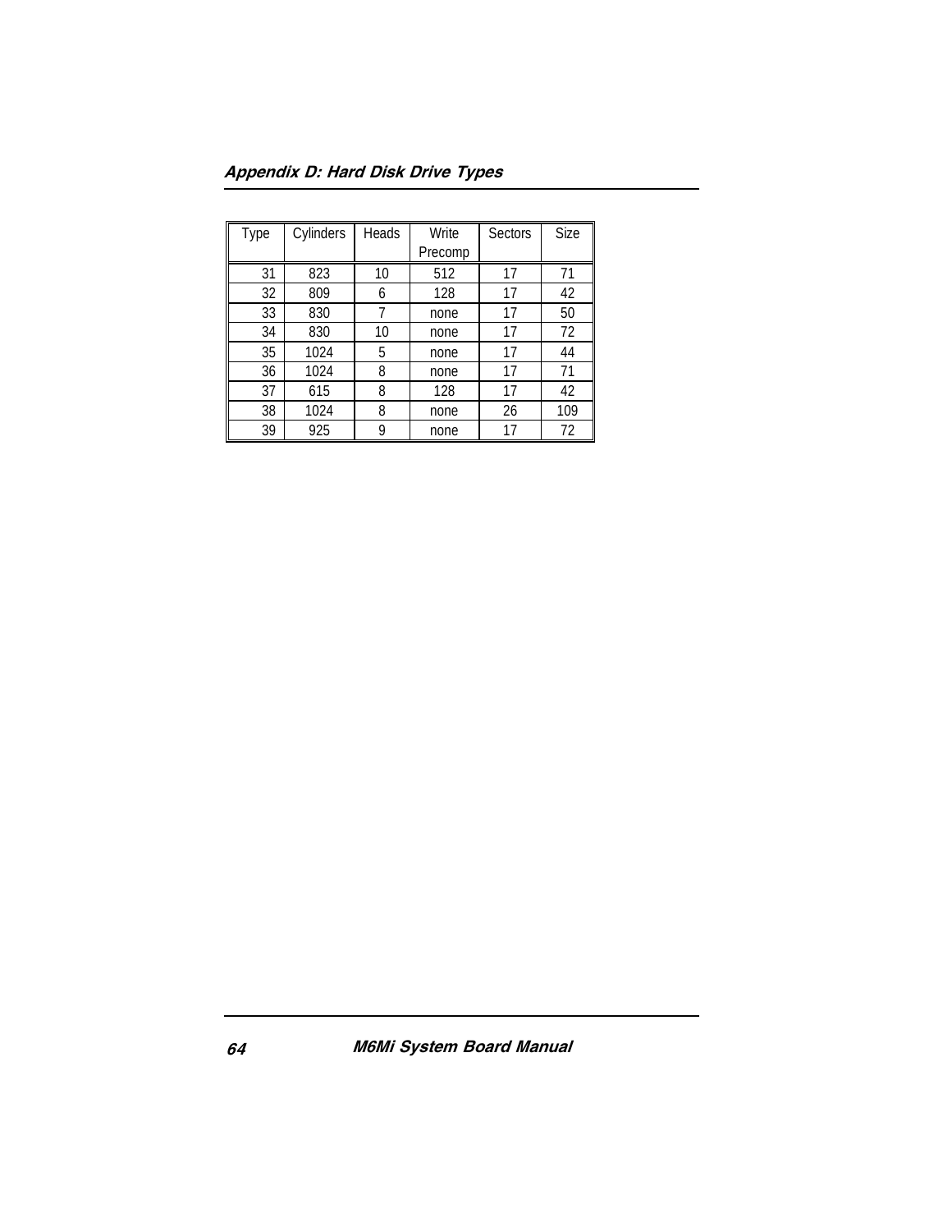| Type | Cylinders | Heads | Write Precomp | Sectors | Size |
|---|---|---|---|---|---|
| 31 | 823 | 10 | 512 | 17 | 71 |
| 32 | 809 | 6 | 128 | 17 | 42 |
| 33 | 830 | 7 | none | 17 | 50 |
| 34 | 830 | 10 | none | 17 | 72 |
| 35 | 1024 | 5 | none | 17 | 44 |
| 36 | 1024 | 8 | none | 17 | 71 |
| 37 | 615 | 8 | 128 | 17 | 42 |
| 38 | 1024 | 8 | none | 26 | 109 |
| 39 | 925 | 9 | none | 17 | 72 |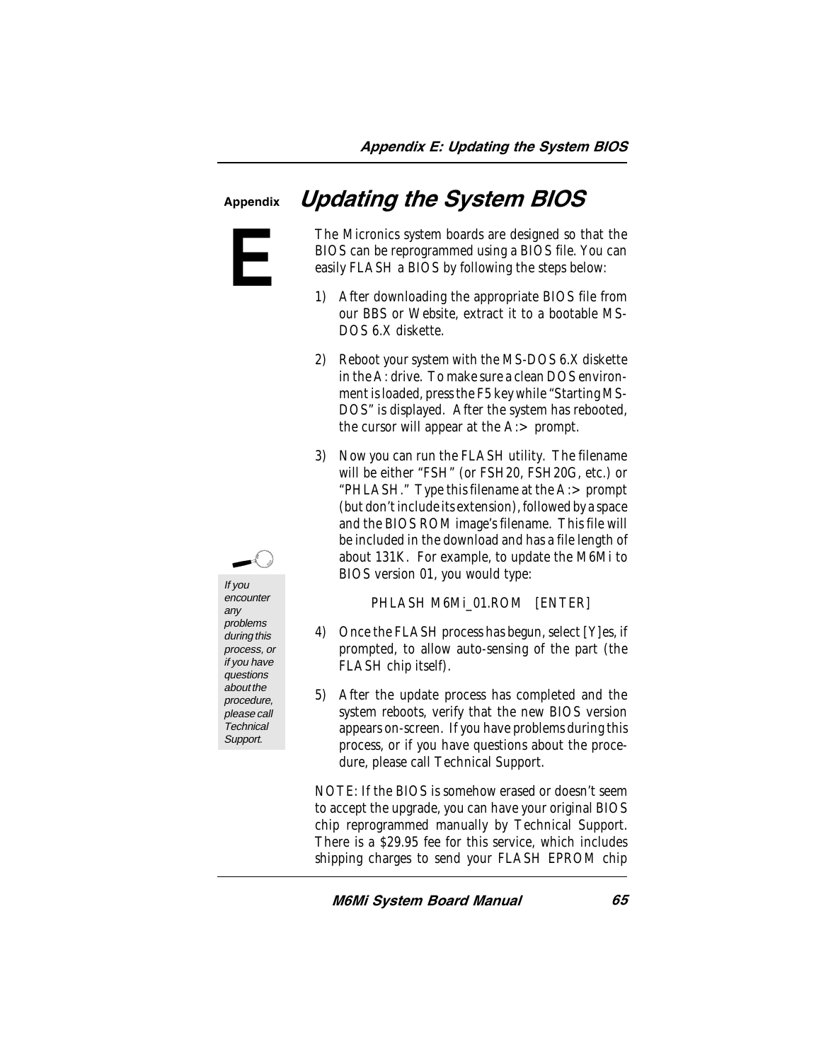# Appendix E: Updating the System BIOS

The Micronics system boards are designed so that the BIOS can be reprogrammed using a BIOS file. You can easily FLASH a BIOS by following the steps below:

1) After downloading the appropriate BIOS file from our BBS or Website, extract it to a bootable MS-DOS 6.X diskette.

2) Reboot your system with the MS-DOS 6.X diskette in the A: drive. To make sure a clean DOS environment is loaded, press the F5 key while "Starting MS-DOS" is displayed. After the system has rebooted, the cursor will appear at the A:> prompt.

3) Now you can run the FLASH utility. The filename will be either "FSH" (or FSH20, FSH20G, etc.) or "PHLASH." Type this filename at the A:> prompt (but don't include its extension), followed by a space and the BIOS ROM image's filename. This file will be included in the download and has a file length of about 131K. For example, to update the M6Mi to BIOS version 01, you would type:

   PHLASH M6Mi_01.ROM [ENTER]

4) Once the FLASH process has begun, select [Y]es, if prompted, to allow auto-sensing of the part (the FLASH chip itself).

5) After the update process has completed and the system reboots, verify that the new BIOS version appears on-screen. If you have problems during this process, or if you have questions about the procedure, please call Technical Support.

*If you encounter any problems during this process, or if you have questions about the procedure, please call Technical Support.*

NOTE: If the BIOS is somehow erased or doesn't seem to accept the upgrade, you can have your original BIOS chip reprogrammed manually by Technical Support. There is a $29.95 fee for this service, which includes shipping charges to send your FLASH EPROM chip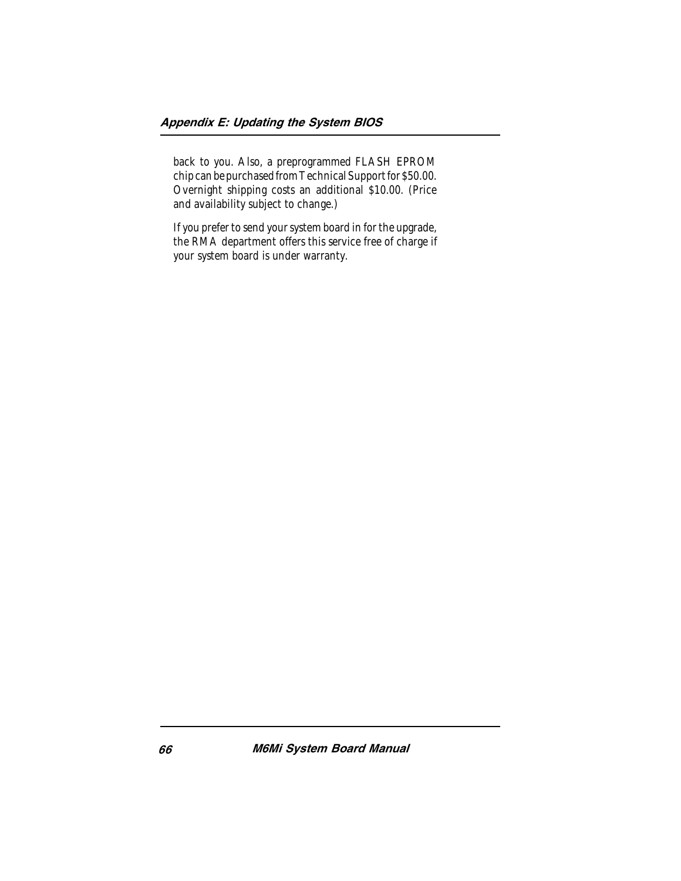back to you. Also, a preprogrammed FLASH EPROM chip can be purchased from Technical Support for $50.00. Overnight shipping costs an additional $10.00. (Price and availability subject to change.)

If you prefer to send your system board in for the upgrade, the RMA department offers this service free of charge if your system board is under warranty.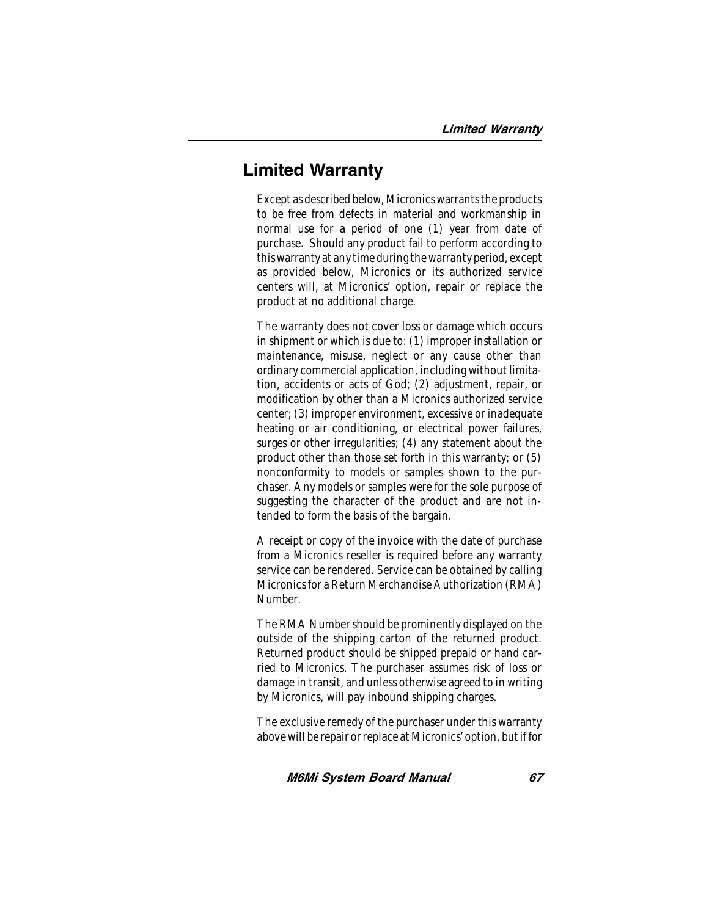# Limited Warranty

Except as described below, Micronics warrants the products to be free from defects in material and workmanship in normal use for a period of one (1) year from date of purchase. Should any product fail to perform according to this warranty at any time during the warranty period, except as provided below, Micronics or its authorized service centers will, at Micronics' option, repair or replace the product at no additional charge.

The warranty does not cover loss or damage which occurs in shipment or which is due to: (1) improper installation or maintenance, misuse, neglect or any cause other than ordinary commercial application, including without limitation, accidents or acts of God; (2) adjustment, repair, or modification by other than a Micronics authorized service center; (3) improper environment, excessive or inadequate heating or air conditioning, or electrical power failures, surges or other irregularities; (4) any statement about the product other than those set forth in this warranty; or (5) nonconformity to models or samples shown to the purchaser. Any models or samples were for the sole purpose of suggesting the character of the product and are not intended to form the basis of the bargain.

A receipt or copy of the invoice with the date of purchase from a Micronics reseller is required before any warranty service can be rendered. Service can be obtained by calling Micronics for a Return Merchandise Authorization (RMA) Number.

The RMA Number should be prominently displayed on the outside of the shipping carton of the returned product. Returned product should be shipped prepaid or hand carried to Micronics. The purchaser assumes risk of loss or damage in transit, and unless otherwise agreed to in writing by Micronics, will pay inbound shipping charges.

The exclusive remedy of the purchaser under this warranty above will be repair or replace at Micronics' option, but if for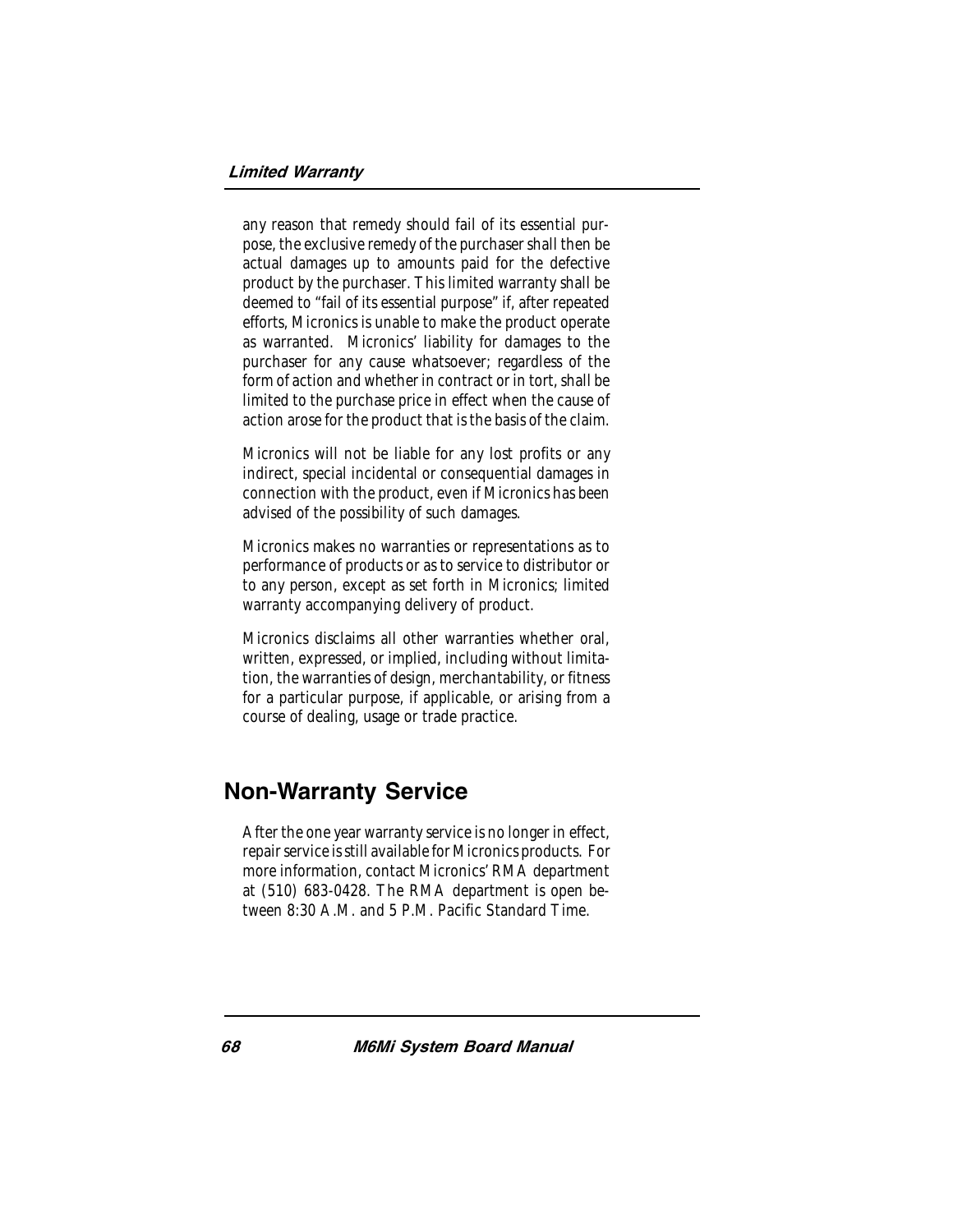any reason that remedy should fail of its essential purpose, the exclusive remedy of the purchaser shall then be actual damages up to amounts paid for the defective product by the purchaser. This limited warranty shall be deemed to "fail of its essential purpose" if, after repeated efforts, Micronics is unable to make the product operate as warranted. Micronics' liability for damages to the purchaser for any cause whatsoever; regardless of the form of action and whether in contract or in tort, shall be limited to the purchase price in effect when the cause of action arose for the product that is the basis of the claim.

Micronics will not be liable for any lost profits or any indirect, special incidental or consequential damages in connection with the product, even if Micronics has been advised of the possibility of such damages.

Micronics makes no warranties or representations as to performance of products or as to service to distributor or to any person, except as set forth in Micronics; limited warranty accompanying delivery of product.

Micronics disclaims all other warranties whether oral, written, expressed, or implied, including without limitation, the warranties of design, merchantability, or fitness for a particular purpose, if applicable, or arising from a course of dealing, usage or trade practice.

## Non-Warranty Service

After the one year warranty service is no longer in effect, repair service is still available for Micronics products. For more information, contact Micronics' RMA department at (510) 683-0428. The RMA department is open between 8:30 A.M. and 5 P.M. Pacific Standard Time.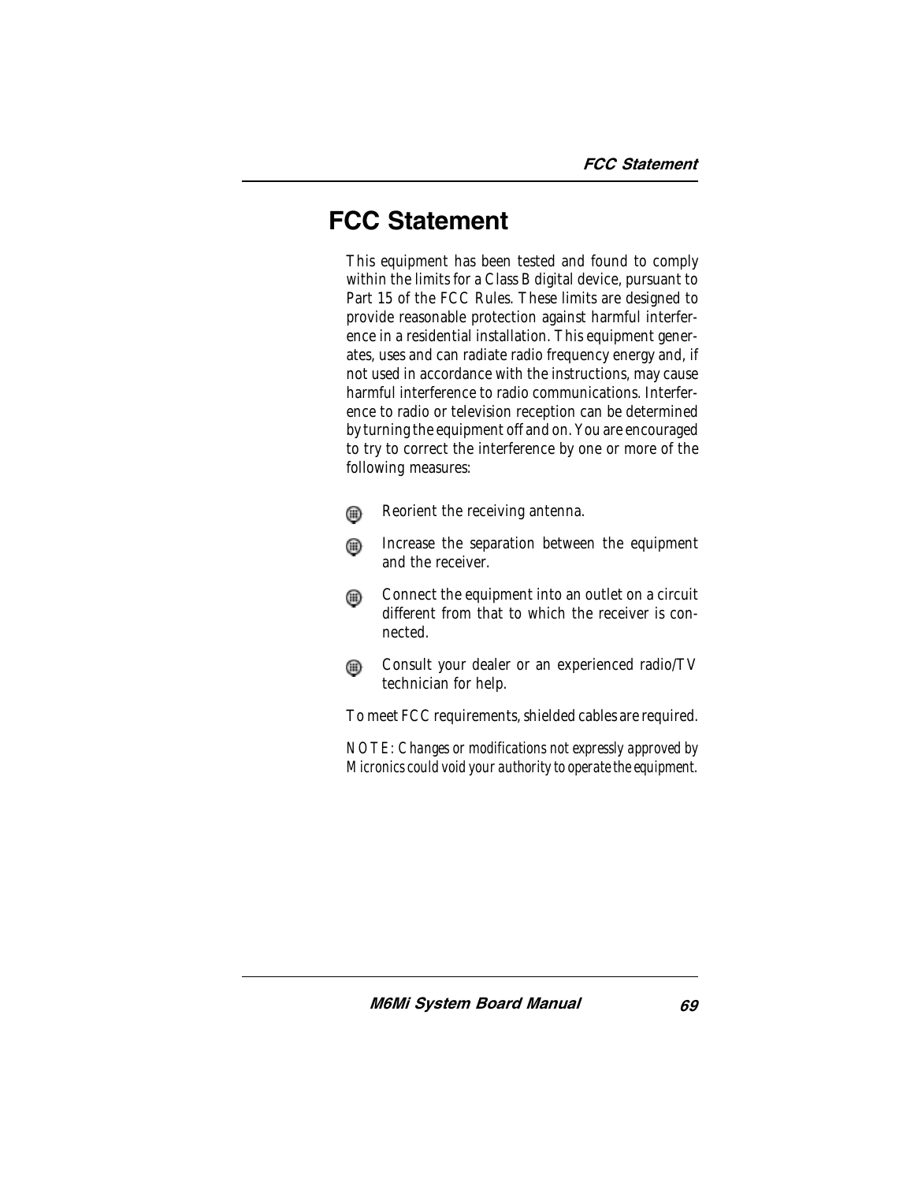# FCC Statement

This equipment has been tested and found to comply within the limits for a Class B digital device, pursuant to Part 15 of the FCC Rules. These limits are designed to provide reasonable protection against harmful interference in a residential installation. This equipment generates, uses and can radiate radio frequency energy and, if not used in accordance with the instructions, may cause harmful interference to radio communications. Interference to radio or television reception can be determined by turning the equipment off and on. You are encouraged to try to correct the interference by one or more of the following measures:

- Reorient the receiving antenna.
- Increase the separation between the equipment and the receiver.
- Connect the equipment into an outlet on a circuit different from that to which the receiver is connected.
- Consult your dealer or an experienced radio/TV technician for help.

To meet FCC requirements, shielded cables are required.

*NOTE: Changes or modifications not expressly approved by Micronics could void your authority to operate the equipment.*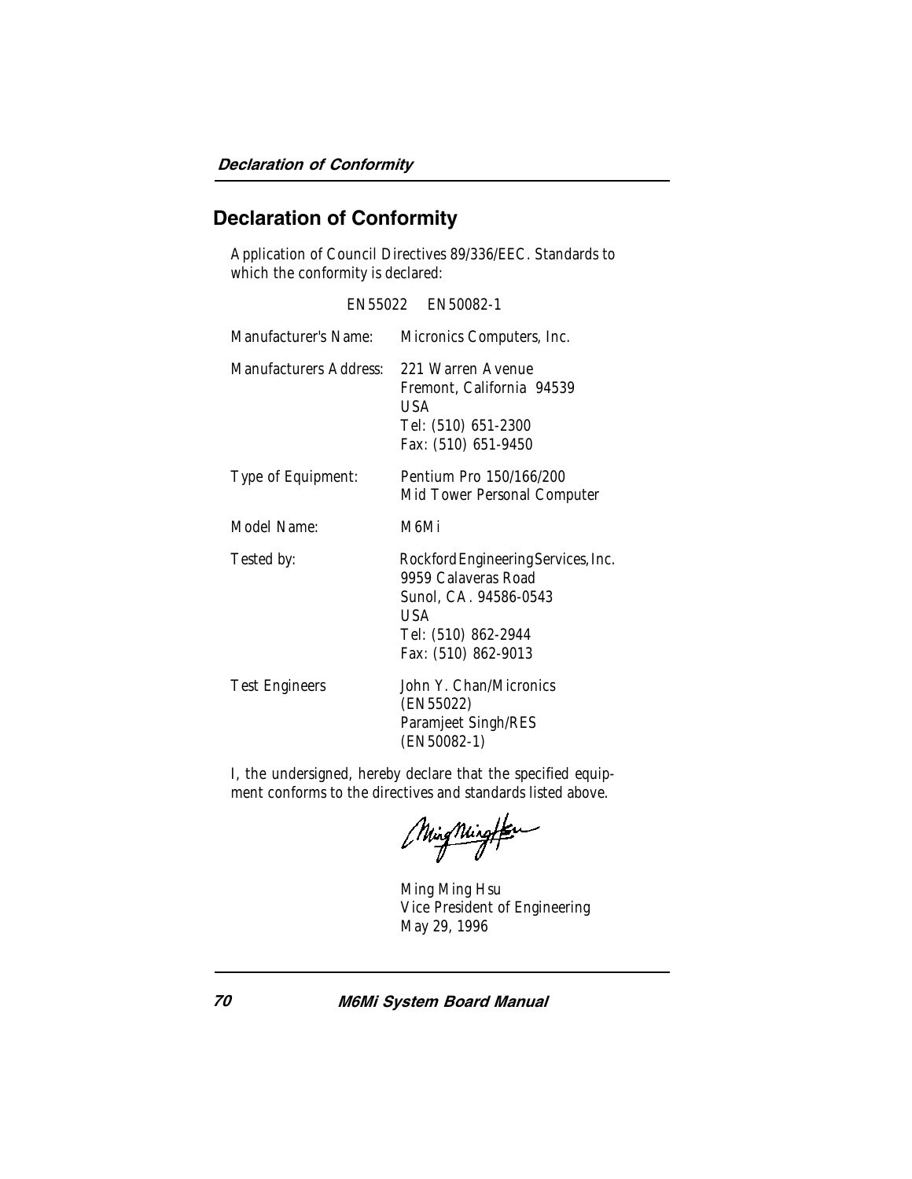## Declaration of Conformity

Application of Council Directives 89/336/EEC. Standards to which the conformity is declared:

EN55022 EN50082-1

| | |
|---|---|
| Manufacturer's Name: | Micronics Computers, Inc. |
| Manufacturers Address: | 221 Warren Avenue<br>Fremont, California 94539<br>USA<br>Tel: (510) 651-2300<br>Fax: (510) 651-9450 |
| Type of Equipment: | Pentium Pro 150/166/200<br>Mid Tower Personal Computer |
| Model Name: | M6Mi |
| Tested by: | Rockford Engineering Services, Inc.<br>9959 Calaveras Road<br>Sunol, CA. 94586-0543<br>USA<br>Tel: (510) 862-2944<br>Fax: (510) 862-9013 |
| Test Engineers | John Y. Chan/Micronics<br>(EN55022)<br>Paramjeet Singh/RES<br>(EN50082-1) |

I, the undersigned, hereby declare that the specified equipment conforms to the directives and standards listed above.

Ming Ming Hsu
Vice President of Engineering
May 29, 1996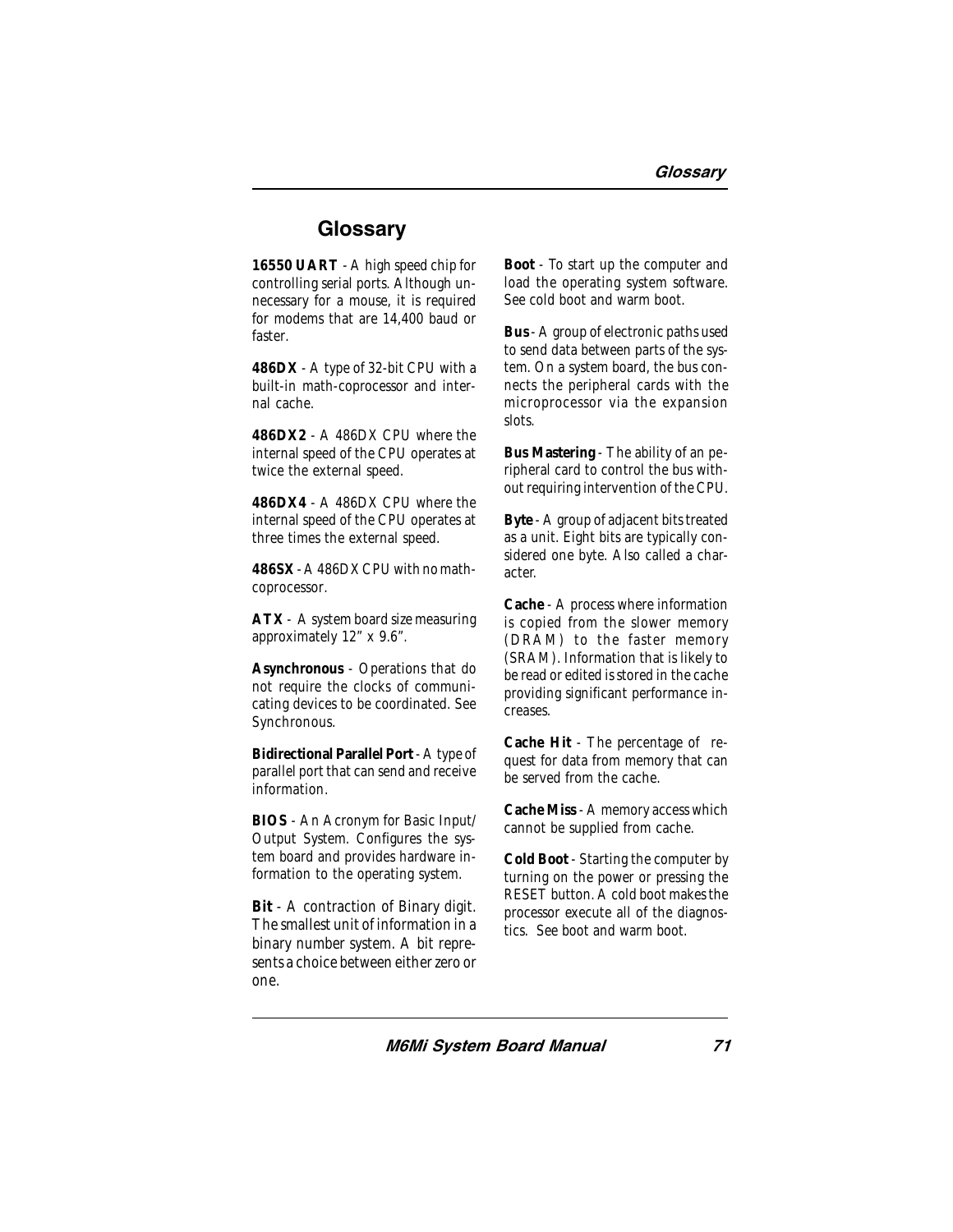# Glossary

**16550 UART** - A high speed chip for controlling serial ports. Although unnecessary for a mouse, it is required for modems that are 14,400 baud or faster.

**486DX** - A type of 32-bit CPU with a built-in math-coprocessor and internal cache.

**486DX2** - A 486DX CPU where the internal speed of the CPU operates at twice the external speed.

**486DX4** - A 486DX CPU where the internal speed of the CPU operates at three times the external speed.

**486SX** - A 486DX CPU with no math-coprocessor.

**ATX** - A system board size measuring approximately 12" x 9.6".

**Asynchronous** - Operations that do not require the clocks of communicating devices to be coordinated. See Synchronous.

**Bidirectional Parallel Port** - A type of parallel port that can send and receive information.

**BIOS** - An Acronym for Basic Input/ Output System. Configures the system board and provides hardware information to the operating system.

**Bit** - A contraction of Binary digit. The smallest unit of information in a binary number system. A bit represents a choice between either zero or one.

**Boot** - To start up the computer and load the operating system software. See cold boot and warm boot.

**Bus** - A group of electronic paths used to send data between parts of the system. On a system board, the bus connects the peripheral cards with the microprocessor via the expansion slots.

**Bus Mastering** - The ability of an peripheral card to control the bus without requiring intervention of the CPU.

**Byte** - A group of adjacent bits treated as a unit. Eight bits are typically considered one byte. Also called a character.

**Cache** - A process where information is copied from the slower memory (DRAM) to the faster memory (SRAM). Information that is likely to be read or edited is stored in the cache providing significant performance increases.

**Cache Hit** - The percentage of request for data from memory that can be served from the cache.

**Cache Miss** - A memory access which cannot be supplied from cache.

**Cold Boot** - Starting the computer by turning on the power or pressing the RESET button. A cold boot makes the processor execute all of the diagnostics. See boot and warm boot.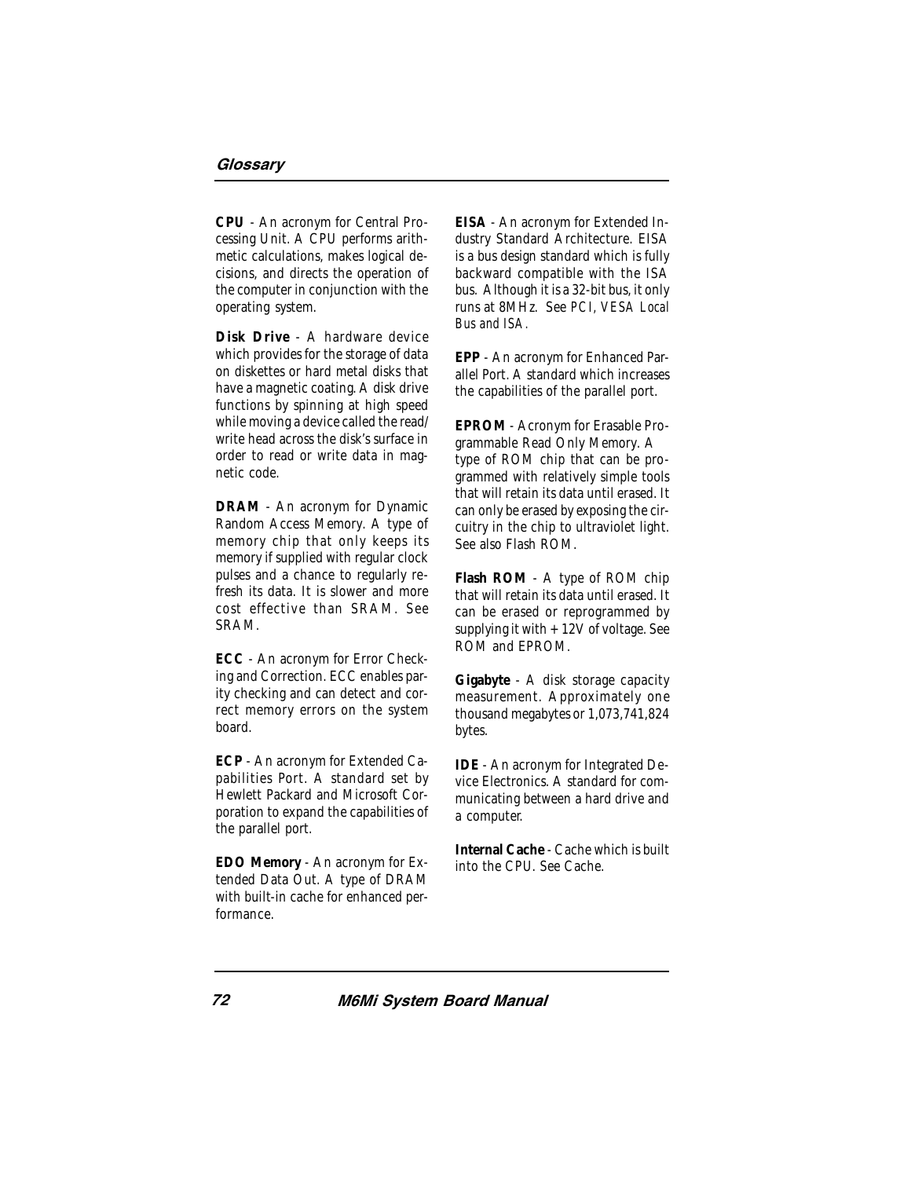**CPU** - An acronym for Central Processing Unit. A CPU performs arithmetic calculations, makes logical decisions, and directs the operation of the computer in conjunction with the operating system.

**Disk Drive** - A hardware device which provides for the storage of data on diskettes or hard metal disks that have a magnetic coating. A disk drive functions by spinning at high speed while moving a device called the read/write head across the disk's surface in order to read or write data in magnetic code.

**DRAM** - An acronym for Dynamic Random Access Memory. A type of memory chip that only keeps its memory if supplied with regular clock pulses and a chance to regularly refresh its data. It is slower and more cost effective than SRAM. See SRAM.

**ECC** - An acronym for Error Checking and Correction. ECC enables parity checking and can detect and correct memory errors on the system board.

**ECP** - An acronym for Extended Capabilities Port. A standard set by Hewlett Packard and Microsoft Corporation to expand the capabilities of the parallel port.

**EDO Memory** - An acronym for Extended Data Out. A type of DRAM with built-in cache for enhanced performance.

**EISA** - An acronym for Extended Industry Standard Architecture. EISA is a bus design standard which is fully backward compatible with the ISA bus. Although it is a 32-bit bus, it only runs at 8MHz. See *PCI, VESA Local Bus and ISA.*

**EPP** - An acronym for Enhanced Parallel Port. A standard which increases the capabilities of the parallel port.

**EPROM** - Acronym for Erasable Programmable Read Only Memory. A type of ROM chip that can be programmed with relatively simple tools that will retain its data until erased. It can only be erased by exposing the circuitry in the chip to ultraviolet light. See also Flash ROM.

**Flash ROM** - A type of ROM chip that will retain its data until erased. It can be erased or reprogrammed by supplying it with +12V of voltage. See ROM and EPROM.

**Gigabyte** - A disk storage capacity measurement. Approximately one thousand megabytes or 1,073,741,824 bytes.

**IDE** - An acronym for Integrated Device Electronics. A standard for communicating between a hard drive and a computer.

**Internal Cache** - Cache which is built into the CPU. See Cache.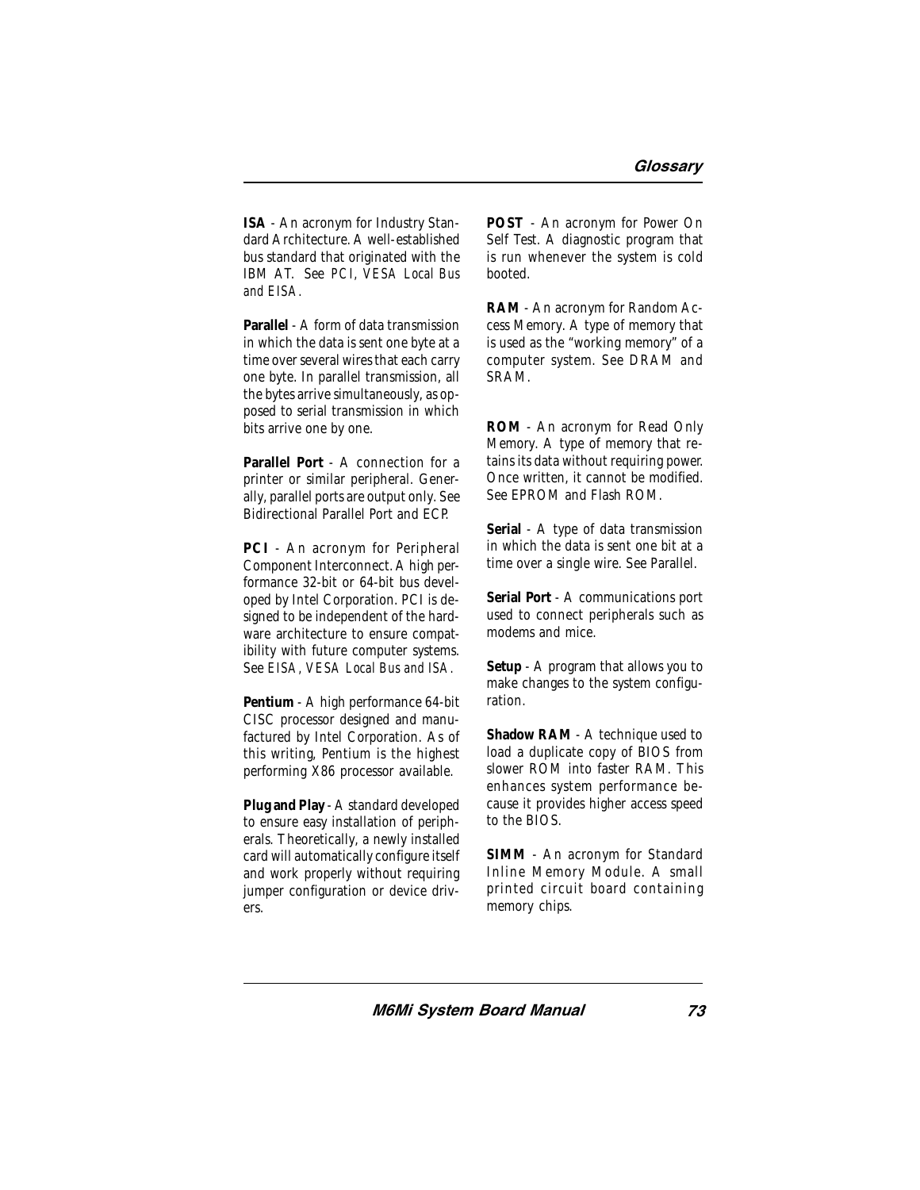**ISA** - An acronym for Industry Standard Architecture. A well-established bus standard that originated with the IBM AT. See *PCI, VESA Local Bus and EISA.*

**Parallel** - A form of data transmission in which the data is sent one byte at a time over several wires that each carry one byte. In parallel transmission, all the bytes arrive simultaneously, as opposed to serial transmission in which bits arrive one by one.

**Parallel Port** - A connection for a printer or similar peripheral. Generally, parallel ports are output only. See Bidirectional Parallel Port and ECP.

**PCI** - An acronym for Peripheral Component Interconnect. A high performance 32-bit or 64-bit bus developed by Intel Corporation. PCI is designed to be independent of the hardware architecture to ensure compatibility with future computer systems. See *EISA, VESA Local Bus and ISA.*

**Pentium** - A high performance 64-bit CISC processor designed and manufactured by Intel Corporation. As of this writing, Pentium is the highest performing X86 processor available.

**Plug and Play** - A standard developed to ensure easy installation of peripherals. Theoretically, a newly installed card will automatically configure itself and work properly without requiring jumper configuration or device drivers.

**POST** - An acronym for Power On Self Test. A diagnostic program that is run whenever the system is cold booted.

**RAM** - An acronym for Random Access Memory. A type of memory that is used as the "working memory" of a computer system. See DRAM and SRAM.

**ROM** - An acronym for Read Only Memory. A type of memory that retains its data without requiring power. Once written, it cannot be modified. See EPROM and Flash ROM.

**Serial** - A type of data transmission in which the data is sent one bit at a time over a single wire. See Parallel.

**Serial Port** - A communications port used to connect peripherals such as modems and mice.

**Setup** - A program that allows you to make changes to the system configuration.

**Shadow RAM** - A technique used to load a duplicate copy of BIOS from slower ROM into faster RAM. This enhances system performance because it provides higher access speed to the BIOS.

**SIMM** - An acronym for Standard Inline Memory Module. A small printed circuit board containing memory chips.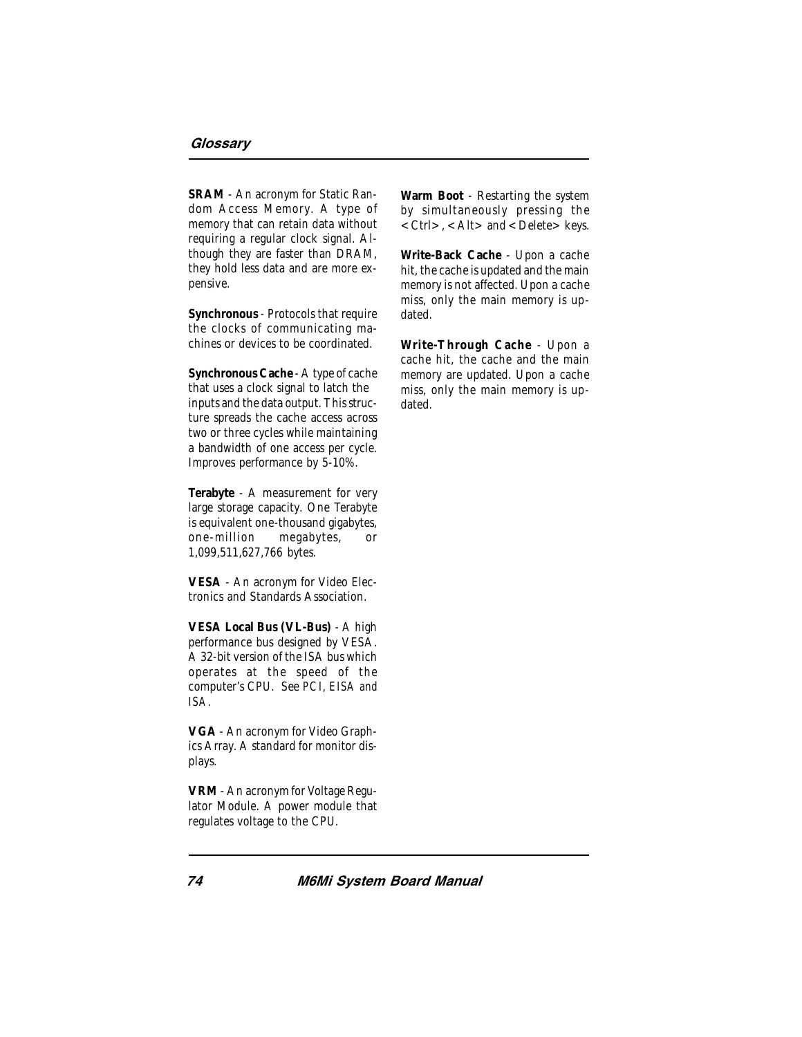**SRAM** - An acronym for Static Random Access Memory. A type of memory that can retain data without requiring a regular clock signal. Although they are faster than DRAM, they hold less data and are more expensive.

**Synchronous** - Protocols that require the clocks of communicating machines or devices to be coordinated.

**Synchronous Cache** - A type of cache that uses a clock signal to latch the inputs and the data output. This structure spreads the cache access across two or three cycles while maintaining a bandwidth of one access per cycle. Improves performance by 5-10%.

**Terabyte** - A measurement for very large storage capacity. One Terabyte is equivalent one-thousand gigabytes, one-million megabytes, or 1,099,511,627,766 bytes.

**VESA** - An acronym for Video Electronics and Standards Association.

**VESA Local Bus (VL-Bus)** - A high performance bus designed by VESA. A 32-bit version of the ISA bus which operates at the speed of the computer's CPU. See PCI, EISA and ISA.

**VGA** - An acronym for Video Graphics Array. A standard for monitor displays.

**VRM** - An acronym for Voltage Regulator Module. A power module that regulates voltage to the CPU.

**Warm Boot** - Restarting the system by simultaneously pressing the <Ctrl>, <Alt> and <Delete> keys.

**Write-Back Cache** - Upon a cache hit, the cache is updated and the main memory is not affected. Upon a cache miss, only the main memory is updated.

**Write-Through Cache** - Upon a cache hit, the cache and the main memory are updated. Upon a cache miss, only the main memory is updated.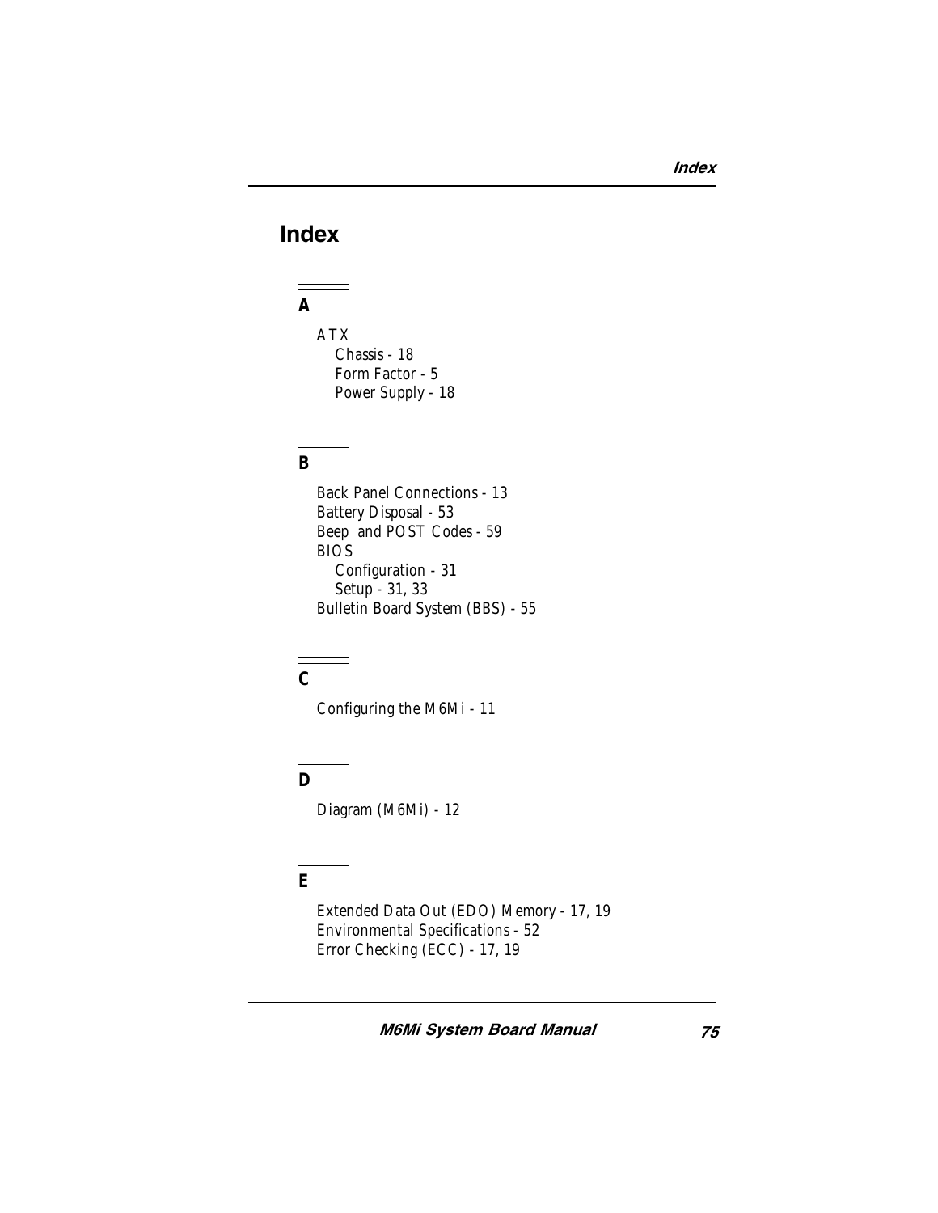# Index

## A

ATX
- Chassis - 18
- Form Factor - 5
- Power Supply - 18

## B

Back Panel Connections - 13
Battery Disposal - 53
Beep and POST Codes - 59
BIOS
- Configuration - 31
- Setup - 31, 33

Bulletin Board System (BBS) - 55

## C

Configuring the M6Mi - 11

## D

Diagram (M6Mi) - 12

## E

Extended Data Out (EDO) Memory - 17, 19
Environmental Specifications - 52
Error Checking (ECC) - 17, 19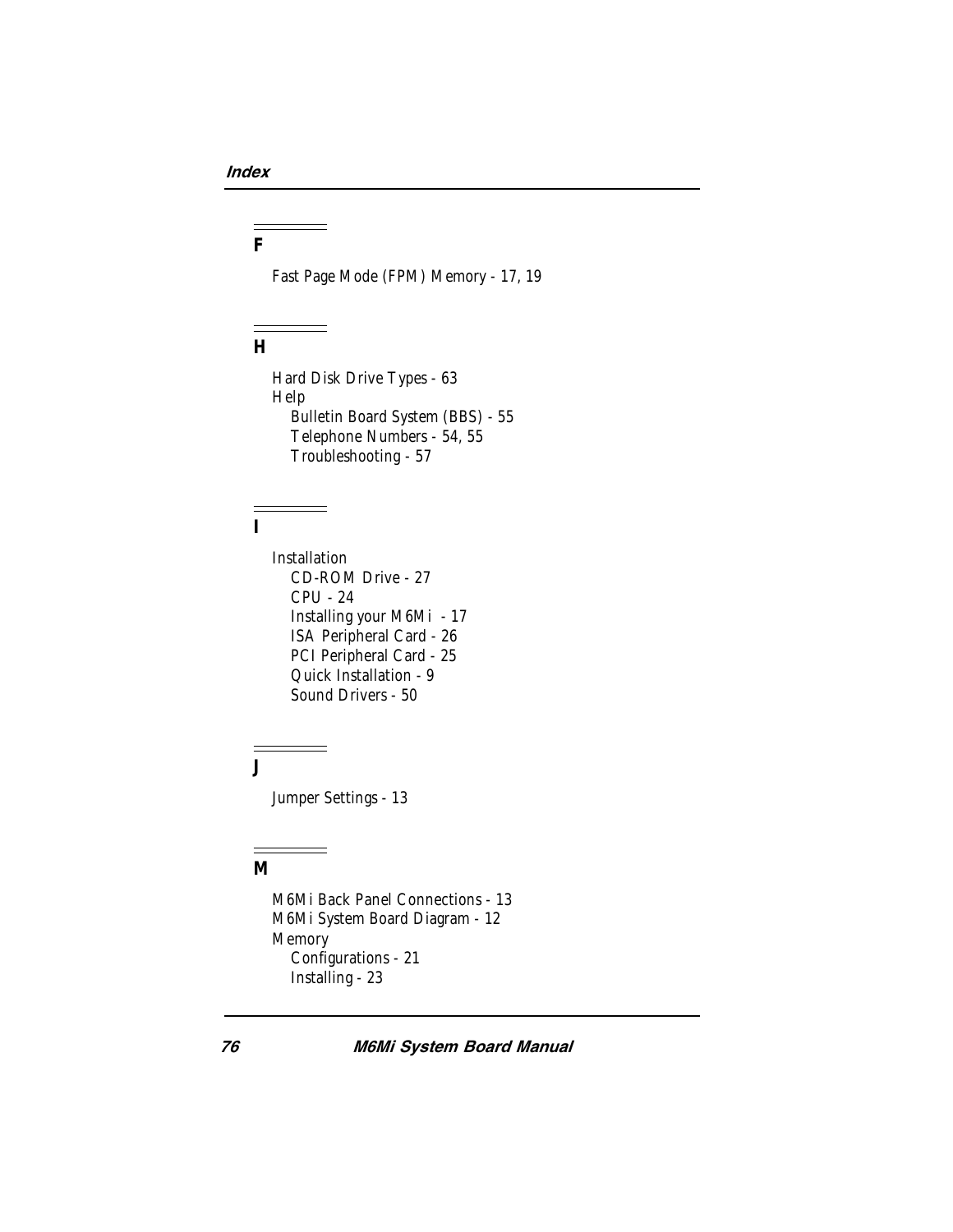## F

Fast Page Mode (FPM) Memory - 17, 19

## H

Hard Disk Drive Types - 63
Help
- Bulletin Board System (BBS) - 55
- Telephone Numbers - 54, 55
- Troubleshooting - 57

## I

Installation
- CD-ROM Drive - 27
- CPU - 24
- Installing your M6Mi - 17
- ISA Peripheral Card - 26
- PCI Peripheral Card - 25
- Quick Installation - 9
- Sound Drivers - 50

## J

Jumper Settings - 13

## M

M6Mi Back Panel Connections - 13
M6Mi System Board Diagram - 12
Memory
- Configurations - 21
- Installing - 23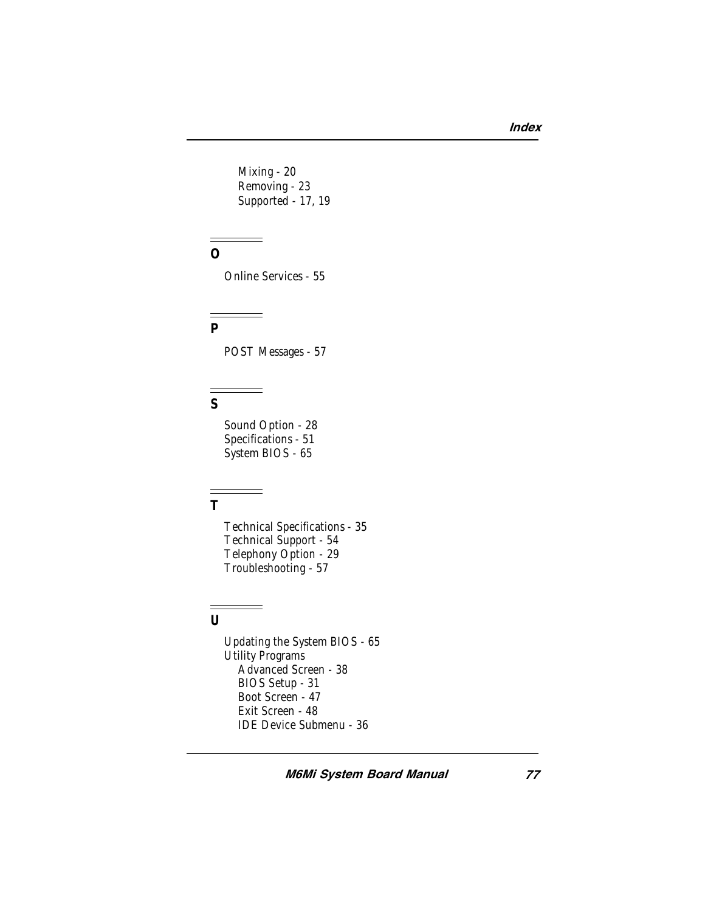Mixing - 20
    Removing - 23
    Supported - 17, 19

## O

Online Services - 55

## P

POST Messages - 57

## S

Sound Option - 28
Specifications - 51
System BIOS - 65

## T

Technical Specifications - 35
Technical Support - 54
Telephony Option - 29
Troubleshooting - 57

## U

Updating the System BIOS - 65
Utility Programs
    Advanced Screen - 38
    BIOS Setup - 31
    Boot Screen - 47
    Exit Screen - 48
    IDE Device Submenu - 36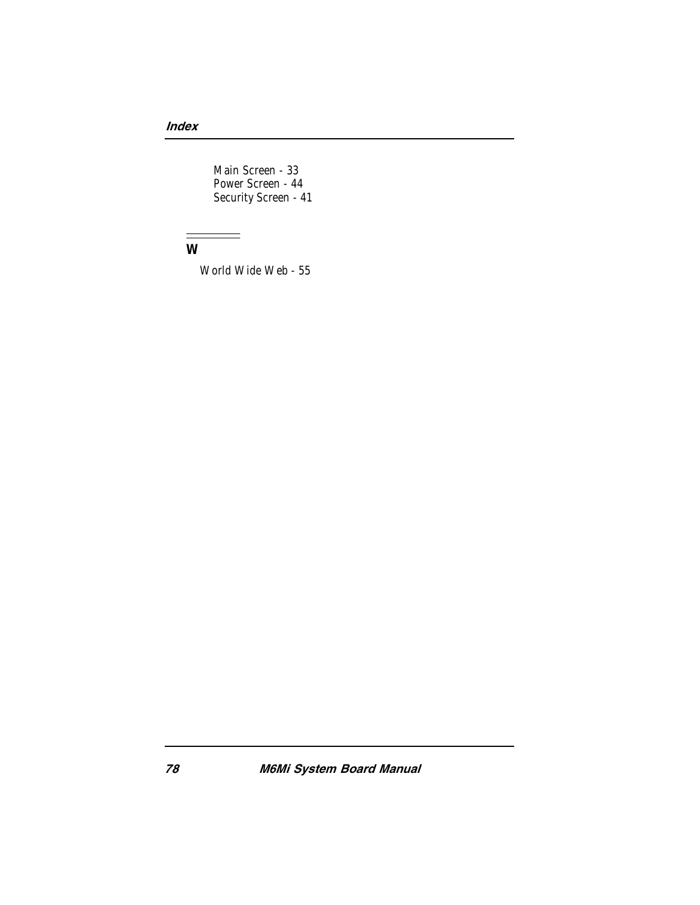Main Screen - 33
Power Screen - 44
Security Screen - 41

## W

World Wide Web - 55